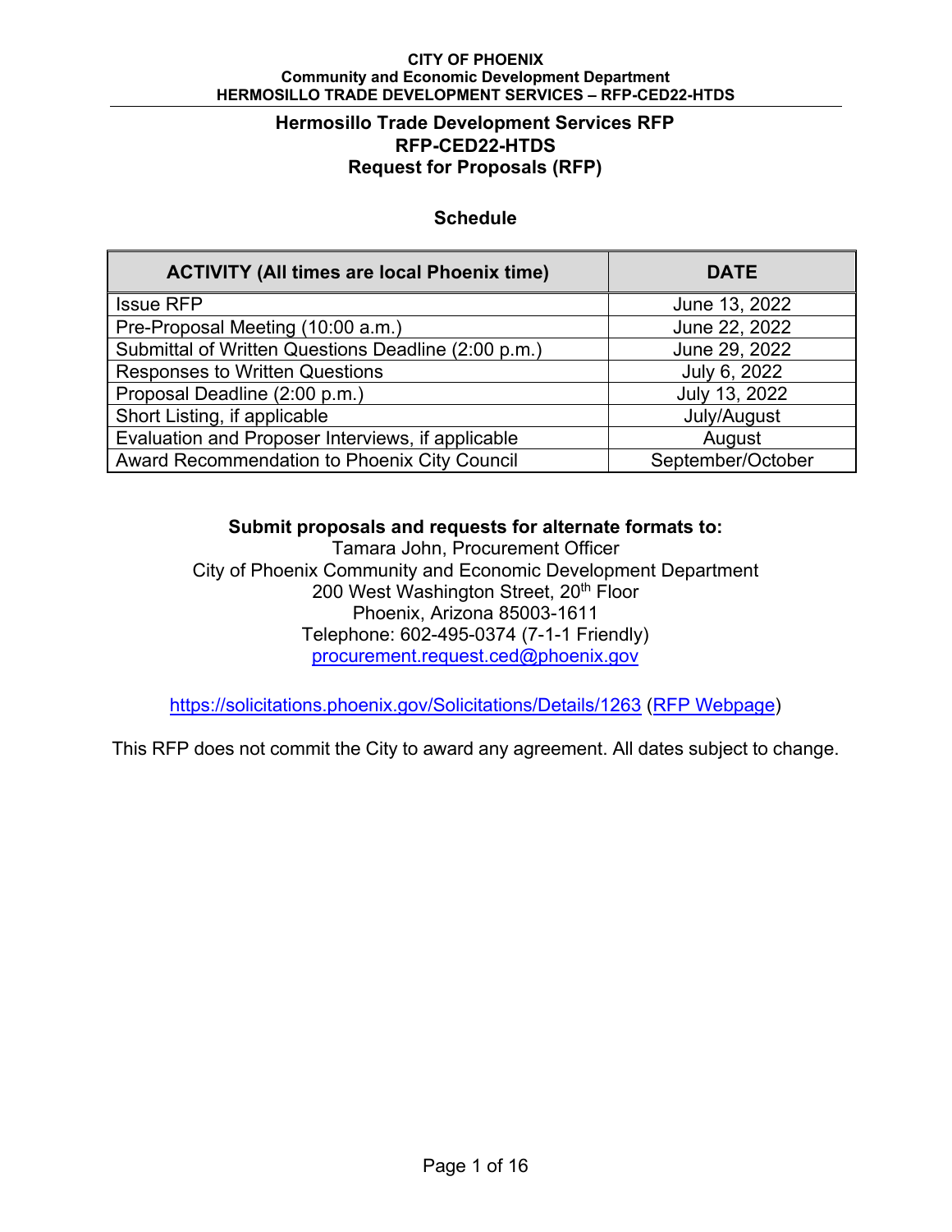# Hermosillo Trade Development Services RFP
# RFP-CED22-HTDS
# Request for Proposals (RFP)

## Schedule

| ACTIVITY (All times are local Phoenix time) | DATE |
|---|---|
| Issue RFP | June 13, 2022 |
| Pre-Proposal Meeting (10:00 a.m.) | June 22, 2022 |
| Submittal of Written Questions Deadline (2:00 p.m.) | June 29, 2022 |
| Responses to Written Questions | July 6, 2022 |
| Proposal Deadline (2:00 p.m.) | July 13, 2022 |
| Short Listing, if applicable | July/August |
| Evaluation and Proposer Interviews, if applicable | August |
| Award Recommendation to Phoenix City Council | September/October |

**Submit proposals and requests for alternate formats to:**
Tamara John, Procurement Officer
City of Phoenix Community and Economic Development Department
200 West Washington Street, 20th Floor
Phoenix, Arizona 85003-1611
Telephone: 602-495-0374 (7-1-1 Friendly)
procurement.request.ced@phoenix.gov

https://solicitations.phoenix.gov/Solicitations/Details/1263 (RFP Webpage)

This RFP does not commit the City to award any agreement. All dates subject to change.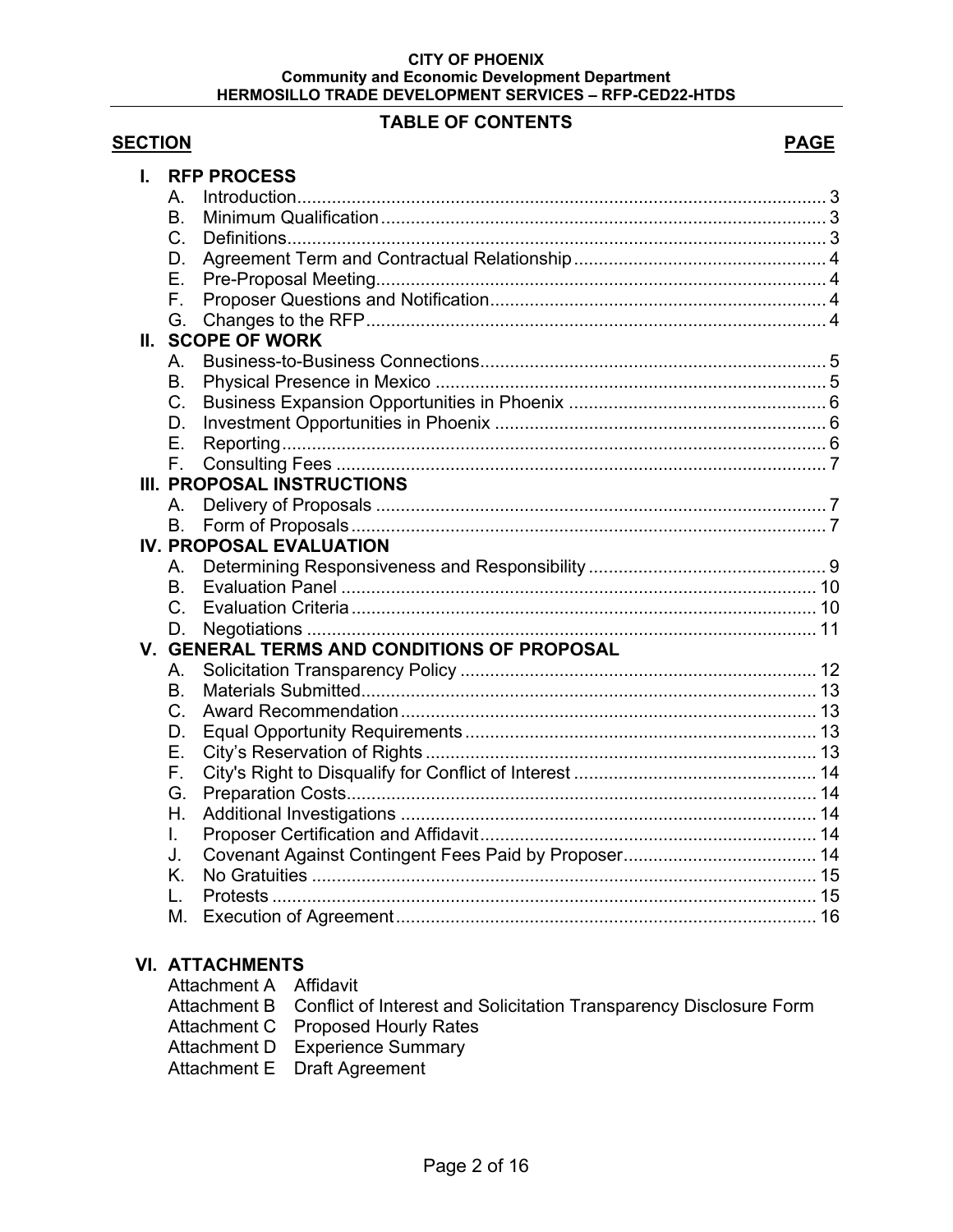# TABLE OF CONTENTS

| SECTION | | PAGE |
|---|---|---|
| **I.** | **RFP PROCESS** | |
| A. | Introduction | 3 |
| B. | Minimum Qualification | 3 |
| C. | Definitions | 3 |
| D. | Agreement Term and Contractual Relationship | 4 |
| E. | Pre-Proposal Meeting | 4 |
| F. | Proposer Questions and Notification | 4 |
| G. | Changes to the RFP | 4 |
| **II.** | **SCOPE OF WORK** | |
| A. | Business-to-Business Connections | 5 |
| B. | Physical Presence in Mexico | 5 |
| C. | Business Expansion Opportunities in Phoenix | 6 |
| D. | Investment Opportunities in Phoenix | 6 |
| E. | Reporting | 6 |
| F. | Consulting Fees | 7 |
| **III.** | **PROPOSAL INSTRUCTIONS** | |
| A. | Delivery of Proposals | 7 |
| B. | Form of Proposals | 7 |
| **IV.** | **PROPOSAL EVALUATION** | |
| A. | Determining Responsiveness and Responsibility | 9 |
| B. | Evaluation Panel | 10 |
| C. | Evaluation Criteria | 10 |
| D. | Negotiations | 11 |
| **V.** | **GENERAL TERMS AND CONDITIONS OF PROPOSAL** | |
| A. | Solicitation Transparency Policy | 12 |
| B. | Materials Submitted | 13 |
| C. | Award Recommendation | 13 |
| D. | Equal Opportunity Requirements | 13 |
| E. | City's Reservation of Rights | 13 |
| F. | City's Right to Disqualify for Conflict of Interest | 14 |
| G. | Preparation Costs | 14 |
| H. | Additional Investigations | 14 |
| I. | Proposer Certification and Affidavit | 14 |
| J. | Covenant Against Contingent Fees Paid by Proposer | 14 |
| K. | No Gratuities | 15 |
| L. | Protests | 15 |
| M. | Execution of Agreement | 16 |

**VI. ATTACHMENTS**

- Attachment A Affidavit
- Attachment B Conflict of Interest and Solicitation Transparency Disclosure Form
- Attachment C Proposed Hourly Rates
- Attachment D Experience Summary
- Attachment E Draft Agreement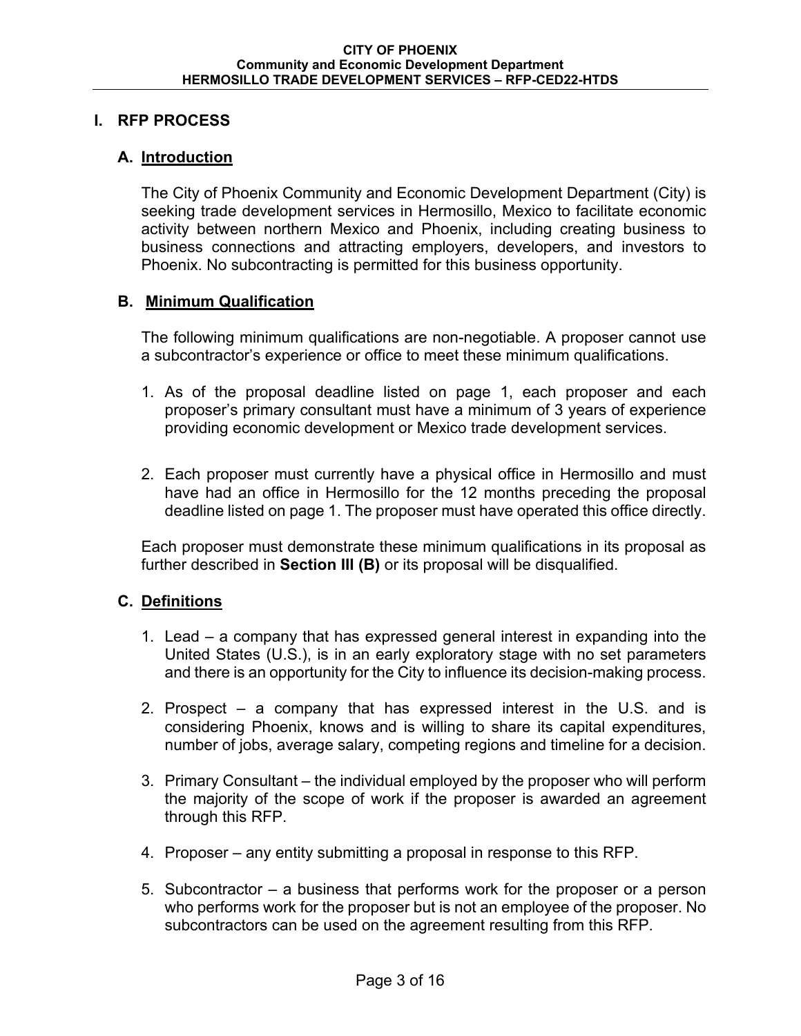## I. RFP PROCESS

### A. Introduction

The City of Phoenix Community and Economic Development Department (City) is seeking trade development services in Hermosillo, Mexico to facilitate economic activity between northern Mexico and Phoenix, including creating business to business connections and attracting employers, developers, and investors to Phoenix. No subcontracting is permitted for this business opportunity.

### B. Minimum Qualification

The following minimum qualifications are non-negotiable. A proposer cannot use a subcontractor's experience or office to meet these minimum qualifications.

1. As of the proposal deadline listed on page 1, each proposer and each proposer's primary consultant must have a minimum of 3 years of experience providing economic development or Mexico trade development services.

2. Each proposer must currently have a physical office in Hermosillo and must have had an office in Hermosillo for the 12 months preceding the proposal deadline listed on page 1. The proposer must have operated this office directly.

Each proposer must demonstrate these minimum qualifications in its proposal as further described in **Section III (B)** or its proposal will be disqualified.

### C. Definitions

1. Lead – a company that has expressed general interest in expanding into the United States (U.S.), is in an early exploratory stage with no set parameters and there is an opportunity for the City to influence its decision-making process.

2. Prospect – a company that has expressed interest in the U.S. and is considering Phoenix, knows and is willing to share its capital expenditures, number of jobs, average salary, competing regions and timeline for a decision.

3. Primary Consultant – the individual employed by the proposer who will perform the majority of the scope of work if the proposer is awarded an agreement through this RFP.

4. Proposer – any entity submitting a proposal in response to this RFP.

5. Subcontractor – a business that performs work for the proposer or a person who performs work for the proposer but is not an employee of the proposer. No subcontractors can be used on the agreement resulting from this RFP.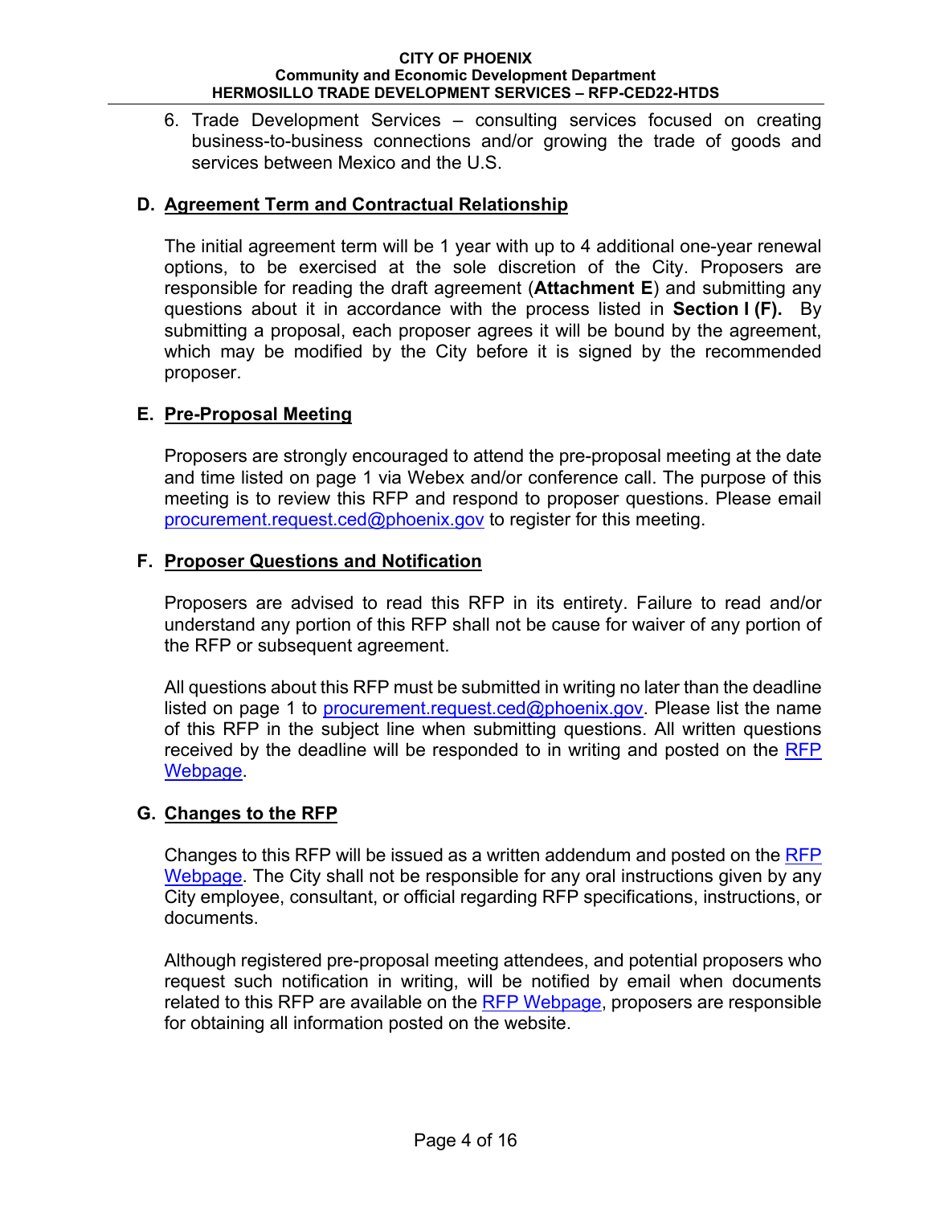6. Trade Development Services – consulting services focused on creating business-to-business connections and/or growing the trade of goods and services between Mexico and the U.S.

### D. Agreement Term and Contractual Relationship

The initial agreement term will be 1 year with up to 4 additional one-year renewal options, to be exercised at the sole discretion of the City. Proposers are responsible for reading the draft agreement (**Attachment E**) and submitting any questions about it in accordance with the process listed in **Section I (F).** By submitting a proposal, each proposer agrees it will be bound by the agreement, which may be modified by the City before it is signed by the recommended proposer.

### E. Pre-Proposal Meeting

Proposers are strongly encouraged to attend the pre-proposal meeting at the date and time listed on page 1 via Webex and/or conference call. The purpose of this meeting is to review this RFP and respond to proposer questions. Please email procurement.request.ced@phoenix.gov to register for this meeting.

### F. Proposer Questions and Notification

Proposers are advised to read this RFP in its entirety. Failure to read and/or understand any portion of this RFP shall not be cause for waiver of any portion of the RFP or subsequent agreement.

All questions about this RFP must be submitted in writing no later than the deadline listed on page 1 to procurement.request.ced@phoenix.gov. Please list the name of this RFP in the subject line when submitting questions. All written questions received by the deadline will be responded to in writing and posted on the RFP Webpage.

### G. Changes to the RFP

Changes to this RFP will be issued as a written addendum and posted on the RFP Webpage. The City shall not be responsible for any oral instructions given by any City employee, consultant, or official regarding RFP specifications, instructions, or documents.

Although registered pre-proposal meeting attendees, and potential proposers who request such notification in writing, will be notified by email when documents related to this RFP are available on the RFP Webpage, proposers are responsible for obtaining all information posted on the website.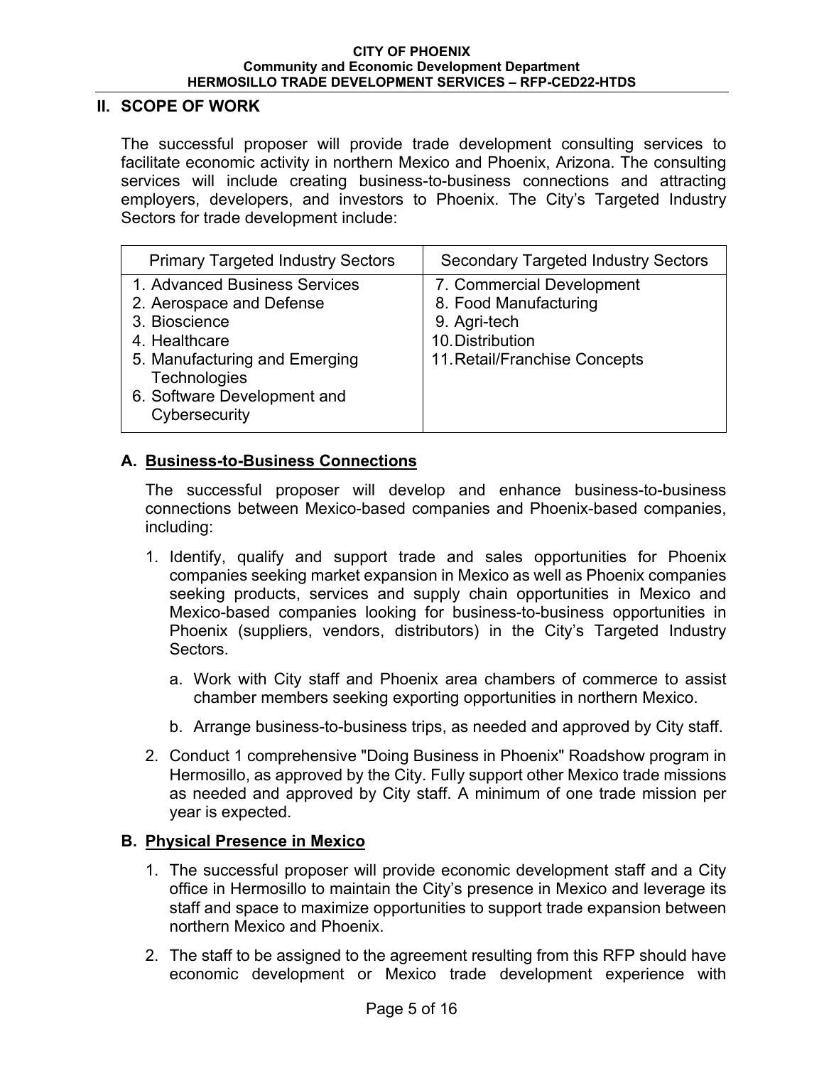## II. SCOPE OF WORK

The successful proposer will provide trade development consulting services to facilitate economic activity in northern Mexico and Phoenix, Arizona. The consulting services will include creating business-to-business connections and attracting employers, developers, and investors to Phoenix. The City's Targeted Industry Sectors for trade development include:

| Primary Targeted Industry Sectors | Secondary Targeted Industry Sectors |
| --- | --- |
| 1. Advanced Business Services<br>2. Aerospace and Defense<br>3. Bioscience<br>4. Healthcare<br>5. Manufacturing and Emerging Technologies<br>6. Software Development and Cybersecurity | 7. Commercial Development<br>8. Food Manufacturing<br>9. Agri-tech<br>10. Distribution<br>11. Retail/Franchise Concepts |

### A. Business-to-Business Connections

The successful proposer will develop and enhance business-to-business connections between Mexico-based companies and Phoenix-based companies, including:

1. Identify, qualify and support trade and sales opportunities for Phoenix companies seeking market expansion in Mexico as well as Phoenix companies seeking products, services and supply chain opportunities in Mexico and Mexico-based companies looking for business-to-business opportunities in Phoenix (suppliers, vendors, distributors) in the City's Targeted Industry Sectors.
   a. Work with City staff and Phoenix area chambers of commerce to assist chamber members seeking exporting opportunities in northern Mexico.
   b. Arrange business-to-business trips, as needed and approved by City staff.
2. Conduct 1 comprehensive "Doing Business in Phoenix" Roadshow program in Hermosillo, as approved by the City. Fully support other Mexico trade missions as needed and approved by City staff. A minimum of one trade mission per year is expected.

### B. Physical Presence in Mexico

1. The successful proposer will provide economic development staff and a City office in Hermosillo to maintain the City's presence in Mexico and leverage its staff and space to maximize opportunities to support trade expansion between northern Mexico and Phoenix.
2. The staff to be assigned to the agreement resulting from this RFP should have economic development or Mexico trade development experience with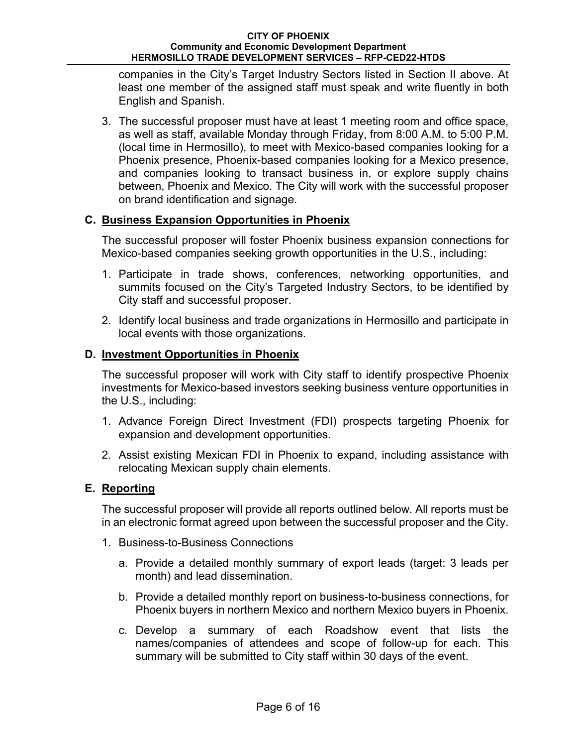companies in the City's Target Industry Sectors listed in Section II above. At least one member of the assigned staff must speak and write fluently in both English and Spanish.

3. The successful proposer must have at least 1 meeting room and office space, as well as staff, available Monday through Friday, from 8:00 A.M. to 5:00 P.M. (local time in Hermosillo), to meet with Mexico-based companies looking for a Phoenix presence, Phoenix-based companies looking for a Mexico presence, and companies looking to transact business in, or explore supply chains between, Phoenix and Mexico. The City will work with the successful proposer on brand identification and signage.

## C. Business Expansion Opportunities in Phoenix

The successful proposer will foster Phoenix business expansion connections for Mexico-based companies seeking growth opportunities in the U.S., including:

1. Participate in trade shows, conferences, networking opportunities, and summits focused on the City's Targeted Industry Sectors, to be identified by City staff and successful proposer.
2. Identify local business and trade organizations in Hermosillo and participate in local events with those organizations.

## D. Investment Opportunities in Phoenix

The successful proposer will work with City staff to identify prospective Phoenix investments for Mexico-based investors seeking business venture opportunities in the U.S., including:

1. Advance Foreign Direct Investment (FDI) prospects targeting Phoenix for expansion and development opportunities.
2. Assist existing Mexican FDI in Phoenix to expand, including assistance with relocating Mexican supply chain elements.

## E. Reporting

The successful proposer will provide all reports outlined below. All reports must be in an electronic format agreed upon between the successful proposer and the City.

1. Business-to-Business Connections
   a. Provide a detailed monthly summary of export leads (target: 3 leads per month) and lead dissemination.
   b. Provide a detailed monthly report on business-to-business connections, for Phoenix buyers in northern Mexico and northern Mexico buyers in Phoenix.
   c. Develop a summary of each Roadshow event that lists the names/companies of attendees and scope of follow-up for each. This summary will be submitted to City staff within 30 days of the event.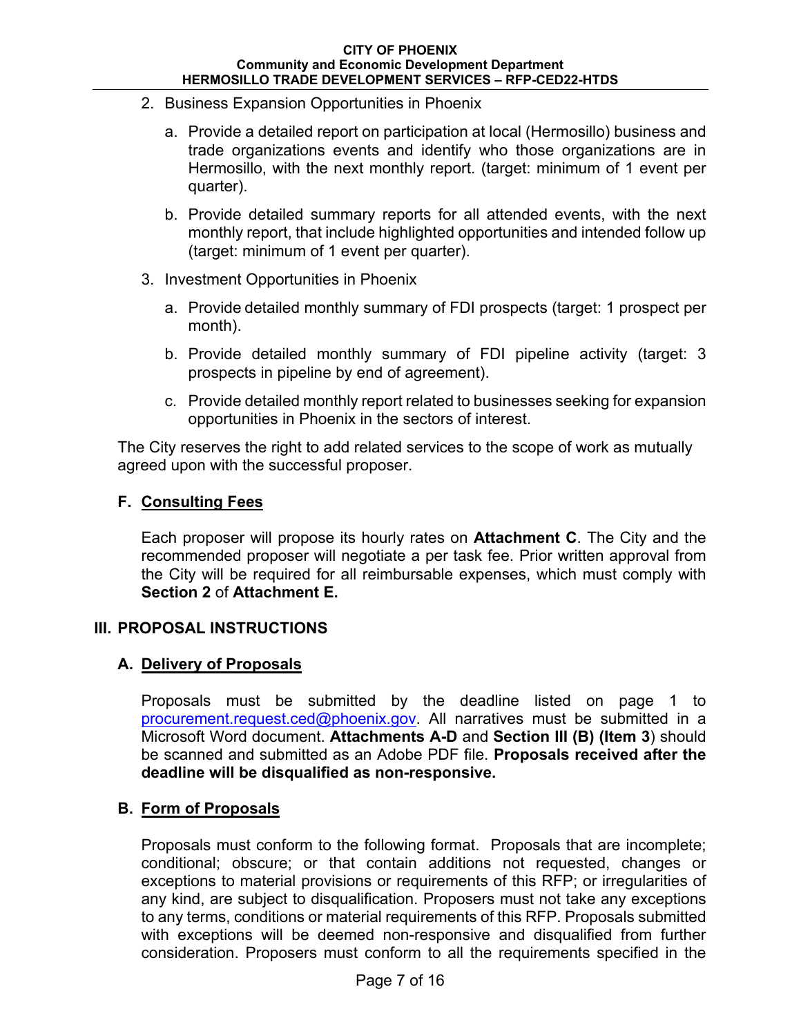2. Business Expansion Opportunities in Phoenix

   a. Provide a detailed report on participation at local (Hermosillo) business and trade organizations events and identify who those organizations are in Hermosillo, with the next monthly report. (target: minimum of 1 event per quarter).

   b. Provide detailed summary reports for all attended events, with the next monthly report, that include highlighted opportunities and intended follow up (target: minimum of 1 event per quarter).

3. Investment Opportunities in Phoenix

   a. Provide detailed monthly summary of FDI prospects (target: 1 prospect per month).

   b. Provide detailed monthly summary of FDI pipeline activity (target: 3 prospects in pipeline by end of agreement).

   c. Provide detailed monthly report related to businesses seeking for expansion opportunities in Phoenix in the sectors of interest.

The City reserves the right to add related services to the scope of work as mutually agreed upon with the successful proposer.

### F. Consulting Fees

Each proposer will propose its hourly rates on **Attachment C**. The City and the recommended proposer will negotiate a per task fee. Prior written approval from the City will be required for all reimbursable expenses, which must comply with **Section 2** of **Attachment E.**

## III. PROPOSAL INSTRUCTIONS

### A. Delivery of Proposals

Proposals must be submitted by the deadline listed on page 1 to procurement.request.ced@phoenix.gov. All narratives must be submitted in a Microsoft Word document. **Attachments A-D** and **Section III (B) (Item 3**) should be scanned and submitted as an Adobe PDF file. **Proposals received after the deadline will be disqualified as non-responsive.**

### B. Form of Proposals

Proposals must conform to the following format. Proposals that are incomplete; conditional; obscure; or that contain additions not requested, changes or exceptions to material provisions or requirements of this RFP; or irregularities of any kind, are subject to disqualification. Proposers must not take any exceptions to any terms, conditions or material requirements of this RFP. Proposals submitted with exceptions will be deemed non-responsive and disqualified from further consideration. Proposers must conform to all the requirements specified in the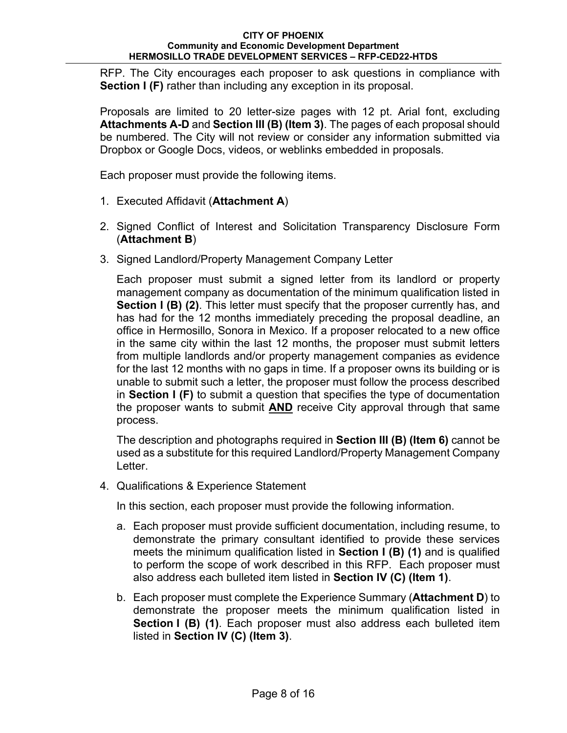RFP. The City encourages each proposer to ask questions in compliance with **Section I (F)** rather than including any exception in its proposal.

Proposals are limited to 20 letter-size pages with 12 pt. Arial font, excluding **Attachments A-D** and **Section III (B) (Item 3)**. The pages of each proposal should be numbered. The City will not review or consider any information submitted via Dropbox or Google Docs, videos, or weblinks embedded in proposals.

Each proposer must provide the following items.

1. Executed Affidavit (**Attachment A**)

2. Signed Conflict of Interest and Solicitation Transparency Disclosure Form (**Attachment B**)

3. Signed Landlord/Property Management Company Letter

   Each proposer must submit a signed letter from its landlord or property management company as documentation of the minimum qualification listed in **Section I (B) (2)**. This letter must specify that the proposer currently has, and has had for the 12 months immediately preceding the proposal deadline, an office in Hermosillo, Sonora in Mexico. If a proposer relocated to a new office in the same city within the last 12 months, the proposer must submit letters from multiple landlords and/or property management companies as evidence for the last 12 months with no gaps in time. If a proposer owns its building or is unable to submit such a letter, the proposer must follow the process described in **Section I (F)** to submit a question that specifies the type of documentation the proposer wants to submit **<u>AND</u>** receive City approval through that same process.

   The description and photographs required in **Section III (B) (Item 6)** cannot be used as a substitute for this required Landlord/Property Management Company Letter.

4. Qualifications & Experience Statement

   In this section, each proposer must provide the following information.

   a. Each proposer must provide sufficient documentation, including resume, to demonstrate the primary consultant identified to provide these services meets the minimum qualification listed in **Section I (B) (1)** and is qualified to perform the scope of work described in this RFP. Each proposer must also address each bulleted item listed in **Section IV (C) (Item 1)**.

   b. Each proposer must complete the Experience Summary (**Attachment D**) to demonstrate the proposer meets the minimum qualification listed in **Section I (B) (1)**. Each proposer must also address each bulleted item listed in **Section IV (C) (Item 3)**.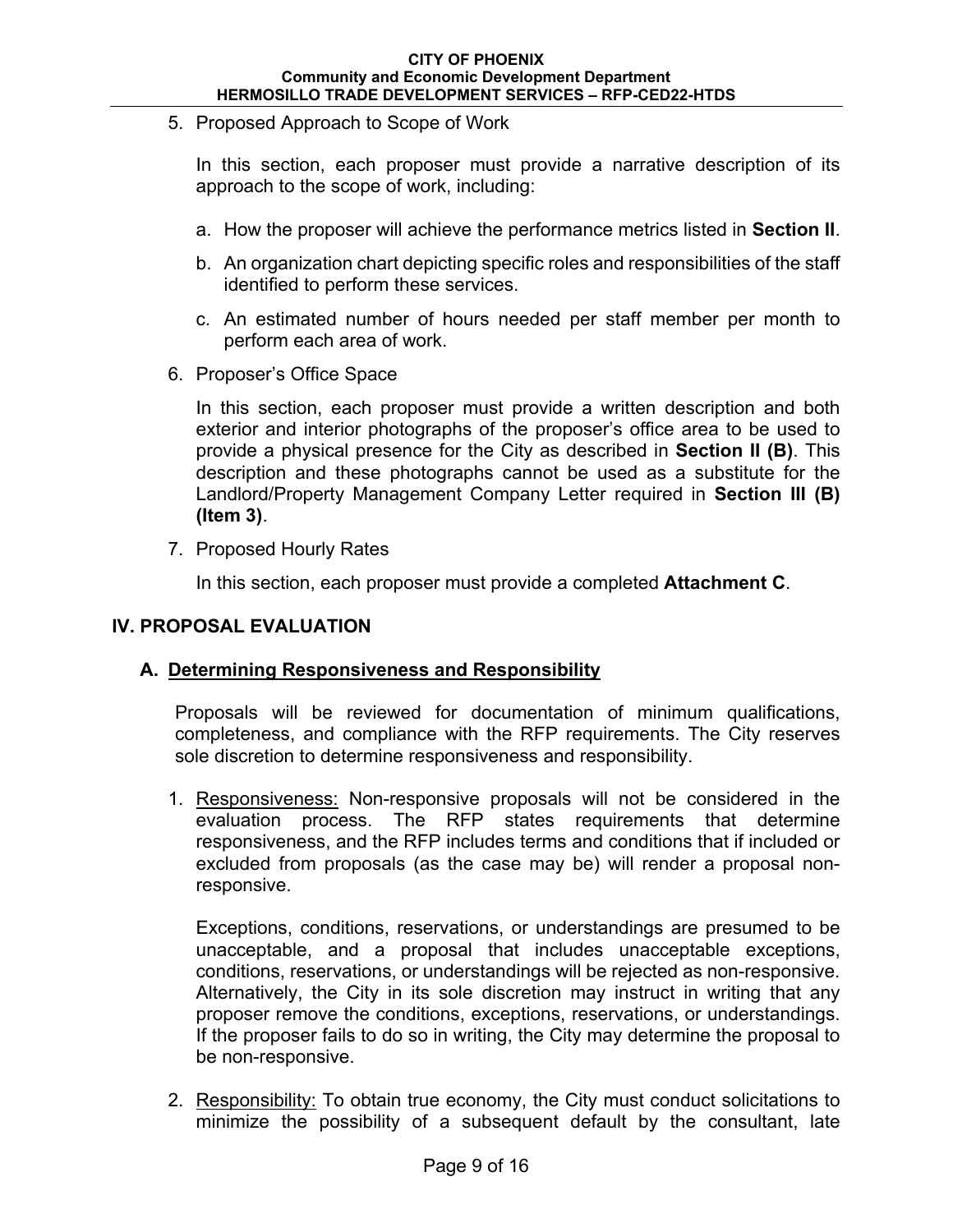5. Proposed Approach to Scope of Work

   In this section, each proposer must provide a narrative description of its approach to the scope of work, including:

   a. How the proposer will achieve the performance metrics listed in **Section II**.

   b. An organization chart depicting specific roles and responsibilities of the staff identified to perform these services.

   c. An estimated number of hours needed per staff member per month to perform each area of work.

6. Proposer's Office Space

   In this section, each proposer must provide a written description and both exterior and interior photographs of the proposer's office area to be used to provide a physical presence for the City as described in **Section II (B)**. This description and these photographs cannot be used as a substitute for the Landlord/Property Management Company Letter required in **Section III (B) (Item 3)**.

7. Proposed Hourly Rates

   In this section, each proposer must provide a completed **Attachment C**.

## IV. PROPOSAL EVALUATION

### A. Determining Responsiveness and Responsibility

Proposals will be reviewed for documentation of minimum qualifications, completeness, and compliance with the RFP requirements. The City reserves sole discretion to determine responsiveness and responsibility.

1. Responsiveness: Non-responsive proposals will not be considered in the evaluation process. The RFP states requirements that determine responsiveness, and the RFP includes terms and conditions that if included or excluded from proposals (as the case may be) will render a proposal non-responsive.

   Exceptions, conditions, reservations, or understandings are presumed to be unacceptable, and a proposal that includes unacceptable exceptions, conditions, reservations, or understandings will be rejected as non-responsive. Alternatively, the City in its sole discretion may instruct in writing that any proposer remove the conditions, exceptions, reservations, or understandings. If the proposer fails to do so in writing, the City may determine the proposal to be non-responsive.

2. Responsibility: To obtain true economy, the City must conduct solicitations to minimize the possibility of a subsequent default by the consultant, late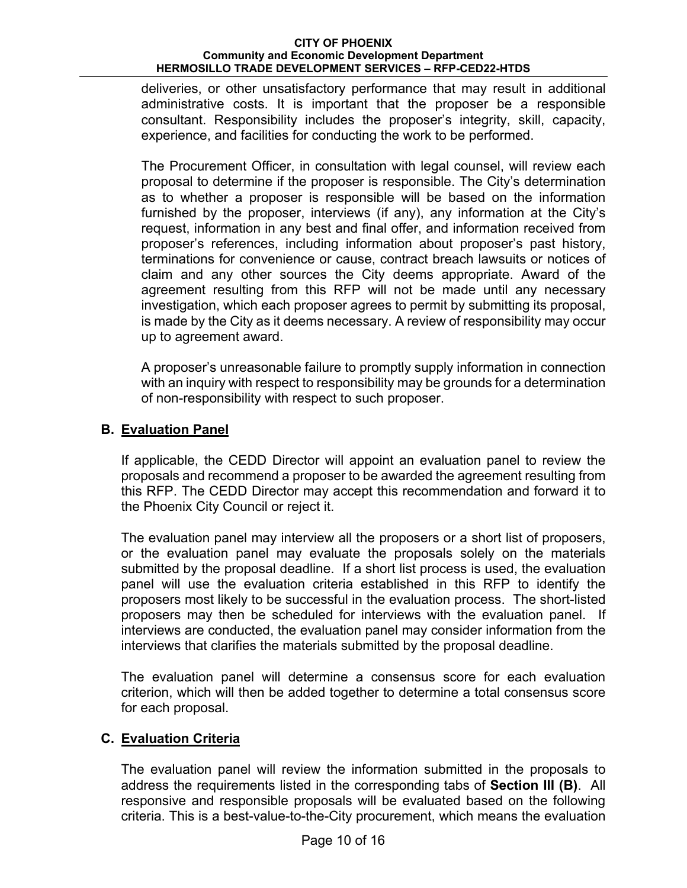deliveries, or other unsatisfactory performance that may result in additional administrative costs. It is important that the proposer be a responsible consultant. Responsibility includes the proposer's integrity, skill, capacity, experience, and facilities for conducting the work to be performed.

The Procurement Officer, in consultation with legal counsel, will review each proposal to determine if the proposer is responsible. The City's determination as to whether a proposer is responsible will be based on the information furnished by the proposer, interviews (if any), any information at the City's request, information in any best and final offer, and information received from proposer's references, including information about proposer's past history, terminations for convenience or cause, contract breach lawsuits or notices of claim and any other sources the City deems appropriate. Award of the agreement resulting from this RFP will not be made until any necessary investigation, which each proposer agrees to permit by submitting its proposal, is made by the City as it deems necessary. A review of responsibility may occur up to agreement award.

A proposer's unreasonable failure to promptly supply information in connection with an inquiry with respect to responsibility may be grounds for a determination of non-responsibility with respect to such proposer.

### B. Evaluation Panel

If applicable, the CEDD Director will appoint an evaluation panel to review the proposals and recommend a proposer to be awarded the agreement resulting from this RFP. The CEDD Director may accept this recommendation and forward it to the Phoenix City Council or reject it.

The evaluation panel may interview all the proposers or a short list of proposers, or the evaluation panel may evaluate the proposals solely on the materials submitted by the proposal deadline. If a short list process is used, the evaluation panel will use the evaluation criteria established in this RFP to identify the proposers most likely to be successful in the evaluation process. The short-listed proposers may then be scheduled for interviews with the evaluation panel. If interviews are conducted, the evaluation panel may consider information from the interviews that clarifies the materials submitted by the proposal deadline.

The evaluation panel will determine a consensus score for each evaluation criterion, which will then be added together to determine a total consensus score for each proposal.

### C. Evaluation Criteria

The evaluation panel will review the information submitted in the proposals to address the requirements listed in the corresponding tabs of **Section III (B)**. All responsive and responsible proposals will be evaluated based on the following criteria. This is a best-value-to-the-City procurement, which means the evaluation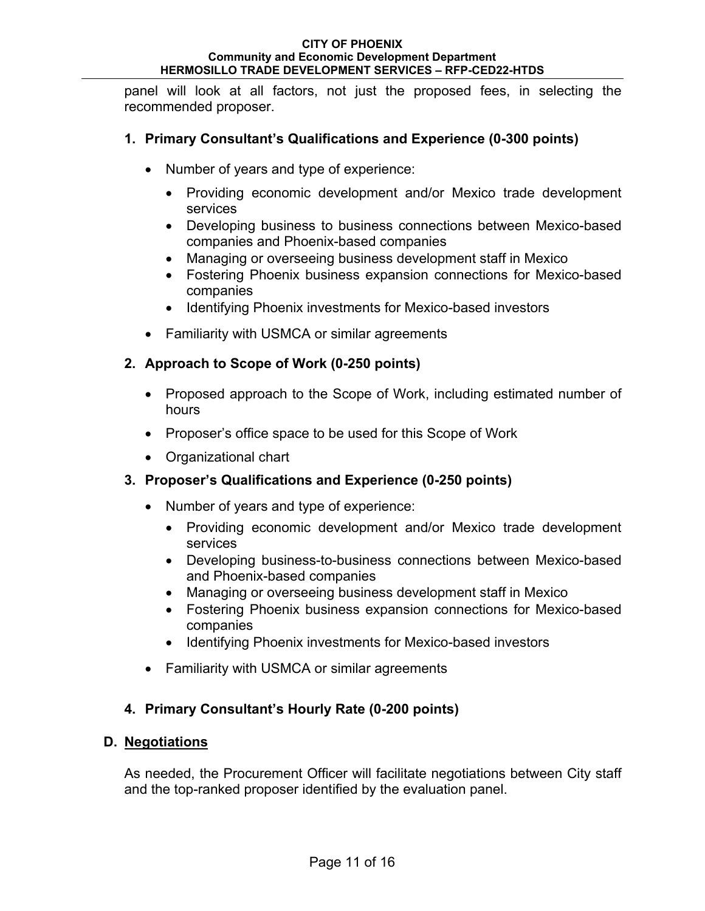panel will look at all factors, not just the proposed fees, in selecting the recommended proposer.

### 1. Primary Consultant's Qualifications and Experience (0-300 points)

- Number of years and type of experience:
  - Providing economic development and/or Mexico trade development services
  - Developing business to business connections between Mexico-based companies and Phoenix-based companies
  - Managing or overseeing business development staff in Mexico
  - Fostering Phoenix business expansion connections for Mexico-based companies
  - Identifying Phoenix investments for Mexico-based investors
- Familiarity with USMCA or similar agreements

### 2. Approach to Scope of Work (0-250 points)

- Proposed approach to the Scope of Work, including estimated number of hours
- Proposer's office space to be used for this Scope of Work
- Organizational chart

### 3. Proposer's Qualifications and Experience (0-250 points)

- Number of years and type of experience:
  - Providing economic development and/or Mexico trade development services
  - Developing business-to-business connections between Mexico-based and Phoenix-based companies
  - Managing or overseeing business development staff in Mexico
  - Fostering Phoenix business expansion connections for Mexico-based companies
  - Identifying Phoenix investments for Mexico-based investors
- Familiarity with USMCA or similar agreements

### 4. Primary Consultant's Hourly Rate (0-200 points)

## D. Negotiations

As needed, the Procurement Officer will facilitate negotiations between City staff and the top-ranked proposer identified by the evaluation panel.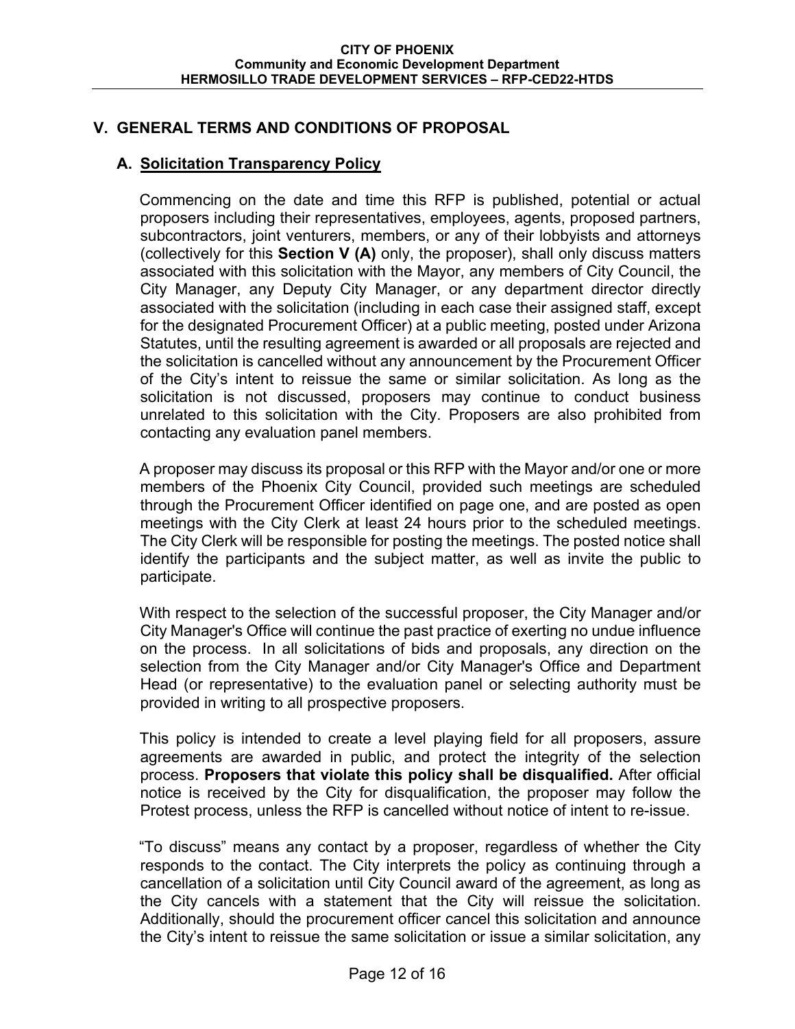## V. GENERAL TERMS AND CONDITIONS OF PROPOSAL

### A. Solicitation Transparency Policy

Commencing on the date and time this RFP is published, potential or actual proposers including their representatives, employees, agents, proposed partners, subcontractors, joint venturers, members, or any of their lobbyists and attorneys (collectively for this **Section V (A)** only, the proposer), shall only discuss matters associated with this solicitation with the Mayor, any members of City Council, the City Manager, any Deputy City Manager, or any department director directly associated with the solicitation (including in each case their assigned staff, except for the designated Procurement Officer) at a public meeting, posted under Arizona Statutes, until the resulting agreement is awarded or all proposals are rejected and the solicitation is cancelled without any announcement by the Procurement Officer of the City's intent to reissue the same or similar solicitation. As long as the solicitation is not discussed, proposers may continue to conduct business unrelated to this solicitation with the City. Proposers are also prohibited from contacting any evaluation panel members.

A proposer may discuss its proposal or this RFP with the Mayor and/or one or more members of the Phoenix City Council, provided such meetings are scheduled through the Procurement Officer identified on page one, and are posted as open meetings with the City Clerk at least 24 hours prior to the scheduled meetings. The City Clerk will be responsible for posting the meetings. The posted notice shall identify the participants and the subject matter, as well as invite the public to participate.

With respect to the selection of the successful proposer, the City Manager and/or City Manager's Office will continue the past practice of exerting no undue influence on the process. In all solicitations of bids and proposals, any direction on the selection from the City Manager and/or City Manager's Office and Department Head (or representative) to the evaluation panel or selecting authority must be provided in writing to all prospective proposers.

This policy is intended to create a level playing field for all proposers, assure agreements are awarded in public, and protect the integrity of the selection process. **Proposers that violate this policy shall be disqualified.** After official notice is received by the City for disqualification, the proposer may follow the Protest process, unless the RFP is cancelled without notice of intent to re-issue.

"To discuss" means any contact by a proposer, regardless of whether the City responds to the contact. The City interprets the policy as continuing through a cancellation of a solicitation until City Council award of the agreement, as long as the City cancels with a statement that the City will reissue the solicitation. Additionally, should the procurement officer cancel this solicitation and announce the City's intent to reissue the same solicitation or issue a similar solicitation, any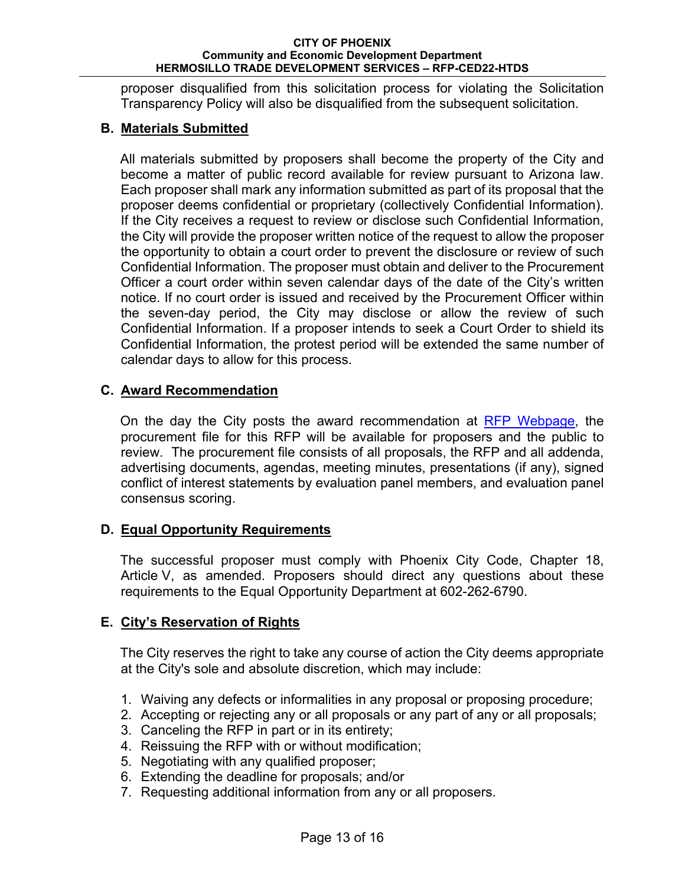proposer disqualified from this solicitation process for violating the Solicitation Transparency Policy will also be disqualified from the subsequent solicitation.

### B. Materials Submitted

All materials submitted by proposers shall become the property of the City and become a matter of public record available for review pursuant to Arizona law. Each proposer shall mark any information submitted as part of its proposal that the proposer deems confidential or proprietary (collectively Confidential Information). If the City receives a request to review or disclose such Confidential Information, the City will provide the proposer written notice of the request to allow the proposer the opportunity to obtain a court order to prevent the disclosure or review of such Confidential Information. The proposer must obtain and deliver to the Procurement Officer a court order within seven calendar days of the date of the City's written notice. If no court order is issued and received by the Procurement Officer within the seven-day period, the City may disclose or allow the review of such Confidential Information. If a proposer intends to seek a Court Order to shield its Confidential Information, the protest period will be extended the same number of calendar days to allow for this process.

### C. Award Recommendation

On the day the City posts the award recommendation at RFP Webpage, the procurement file for this RFP will be available for proposers and the public to review. The procurement file consists of all proposals, the RFP and all addenda, advertising documents, agendas, meeting minutes, presentations (if any), signed conflict of interest statements by evaluation panel members, and evaluation panel consensus scoring.

### D. Equal Opportunity Requirements

The successful proposer must comply with Phoenix City Code, Chapter 18, Article V, as amended. Proposers should direct any questions about these requirements to the Equal Opportunity Department at 602-262-6790.

### E. City's Reservation of Rights

The City reserves the right to take any course of action the City deems appropriate at the City's sole and absolute discretion, which may include:

1. Waiving any defects or informalities in any proposal or proposing procedure;
2. Accepting or rejecting any or all proposals or any part of any or all proposals;
3. Canceling the RFP in part or in its entirety;
4. Reissuing the RFP with or without modification;
5. Negotiating with any qualified proposer;
6. Extending the deadline for proposals; and/or
7. Requesting additional information from any or all proposers.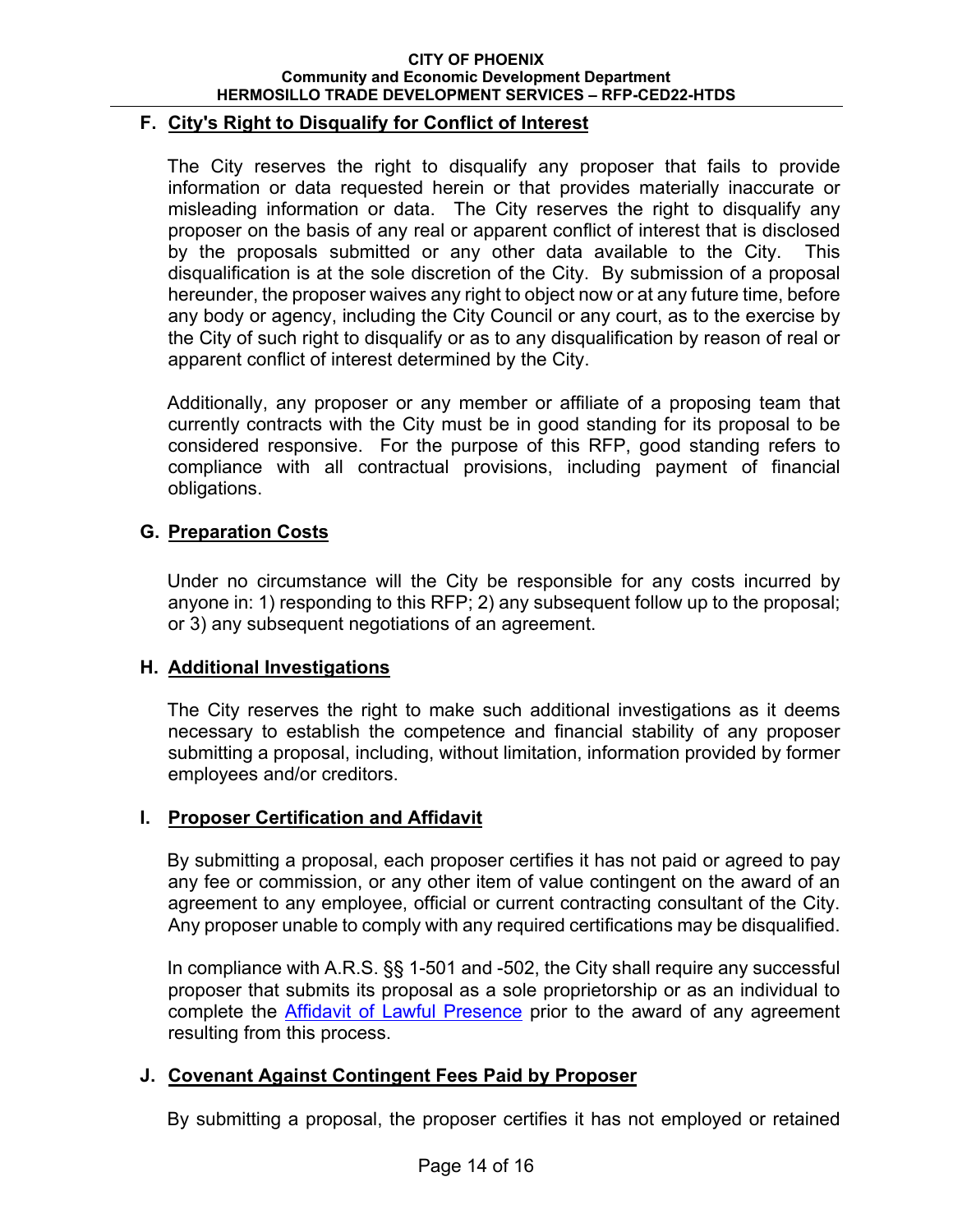### F. City's Right to Disqualify for Conflict of Interest

The City reserves the right to disqualify any proposer that fails to provide information or data requested herein or that provides materially inaccurate or misleading information or data. The City reserves the right to disqualify any proposer on the basis of any real or apparent conflict of interest that is disclosed by the proposals submitted or any other data available to the City. This disqualification is at the sole discretion of the City. By submission of a proposal hereunder, the proposer waives any right to object now or at any future time, before any body or agency, including the City Council or any court, as to the exercise by the City of such right to disqualify or as to any disqualification by reason of real or apparent conflict of interest determined by the City.

Additionally, any proposer or any member or affiliate of a proposing team that currently contracts with the City must be in good standing for its proposal to be considered responsive. For the purpose of this RFP, good standing refers to compliance with all contractual provisions, including payment of financial obligations.

### G. Preparation Costs

Under no circumstance will the City be responsible for any costs incurred by anyone in: 1) responding to this RFP; 2) any subsequent follow up to the proposal; or 3) any subsequent negotiations of an agreement.

### H. Additional Investigations

The City reserves the right to make such additional investigations as it deems necessary to establish the competence and financial stability of any proposer submitting a proposal, including, without limitation, information provided by former employees and/or creditors.

### I. Proposer Certification and Affidavit

By submitting a proposal, each proposer certifies it has not paid or agreed to pay any fee or commission, or any other item of value contingent on the award of an agreement to any employee, official or current contracting consultant of the City. Any proposer unable to comply with any required certifications may be disqualified.

In compliance with A.R.S. §§ 1-501 and -502, the City shall require any successful proposer that submits its proposal as a sole proprietorship or as an individual to complete the Affidavit of Lawful Presence prior to the award of any agreement resulting from this process.

### J. Covenant Against Contingent Fees Paid by Proposer

By submitting a proposal, the proposer certifies it has not employed or retained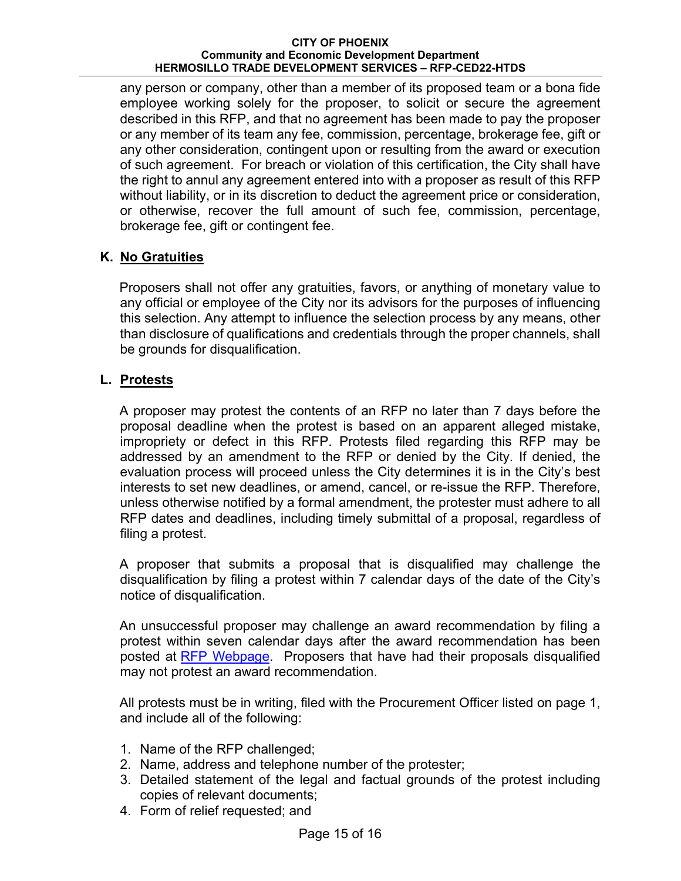any person or company, other than a member of its proposed team or a bona fide employee working solely for the proposer, to solicit or secure the agreement described in this RFP, and that no agreement has been made to pay the proposer or any member of its team any fee, commission, percentage, brokerage fee, gift or any other consideration, contingent upon or resulting from the award or execution of such agreement. For breach or violation of this certification, the City shall have the right to annul any agreement entered into with a proposer as result of this RFP without liability, or in its discretion to deduct the agreement price or consideration, or otherwise, recover the full amount of such fee, commission, percentage, brokerage fee, gift or contingent fee.

### K. No Gratuities

Proposers shall not offer any gratuities, favors, or anything of monetary value to any official or employee of the City nor its advisors for the purposes of influencing this selection. Any attempt to influence the selection process by any means, other than disclosure of qualifications and credentials through the proper channels, shall be grounds for disqualification.

### L. Protests

A proposer may protest the contents of an RFP no later than 7 days before the proposal deadline when the protest is based on an apparent alleged mistake, impropriety or defect in this RFP. Protests filed regarding this RFP may be addressed by an amendment to the RFP or denied by the City. If denied, the evaluation process will proceed unless the City determines it is in the City's best interests to set new deadlines, or amend, cancel, or re-issue the RFP. Therefore, unless otherwise notified by a formal amendment, the protester must adhere to all RFP dates and deadlines, including timely submittal of a proposal, regardless of filing a protest.

A proposer that submits a proposal that is disqualified may challenge the disqualification by filing a protest within 7 calendar days of the date of the City's notice of disqualification.

An unsuccessful proposer may challenge an award recommendation by filing a protest within seven calendar days after the award recommendation has been posted at RFP Webpage. Proposers that have had their proposals disqualified may not protest an award recommendation.

All protests must be in writing, filed with the Procurement Officer listed on page 1, and include all of the following:

1. Name of the RFP challenged;
2. Name, address and telephone number of the protester;
3. Detailed statement of the legal and factual grounds of the protest including copies of relevant documents;
4. Form of relief requested; and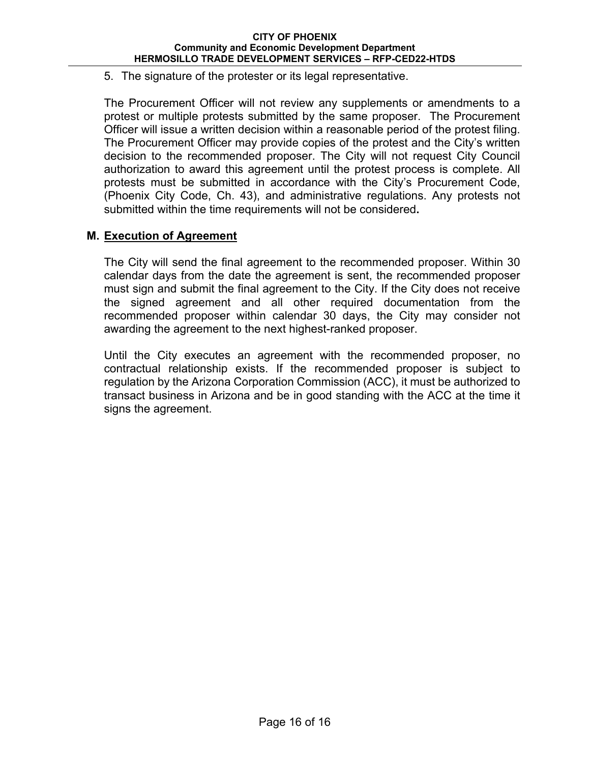5. The signature of the protester or its legal representative.

The Procurement Officer will not review any supplements or amendments to a protest or multiple protests submitted by the same proposer. The Procurement Officer will issue a written decision within a reasonable period of the protest filing. The Procurement Officer may provide copies of the protest and the City's written decision to the recommended proposer. The City will not request City Council authorization to award this agreement until the protest process is complete. All protests must be submitted in accordance with the City's Procurement Code, (Phoenix City Code, Ch. 43), and administrative regulations. Any protests not submitted within the time requirements will not be considered**.**

## M. <u>Execution of Agreement</u>

The City will send the final agreement to the recommended proposer. Within 30 calendar days from the date the agreement is sent, the recommended proposer must sign and submit the final agreement to the City. If the City does not receive the signed agreement and all other required documentation from the recommended proposer within calendar 30 days, the City may consider not awarding the agreement to the next highest-ranked proposer.

Until the City executes an agreement with the recommended proposer, no contractual relationship exists. If the recommended proposer is subject to regulation by the Arizona Corporation Commission (ACC), it must be authorized to transact business in Arizona and be in good standing with the ACC at the time it signs the agreement.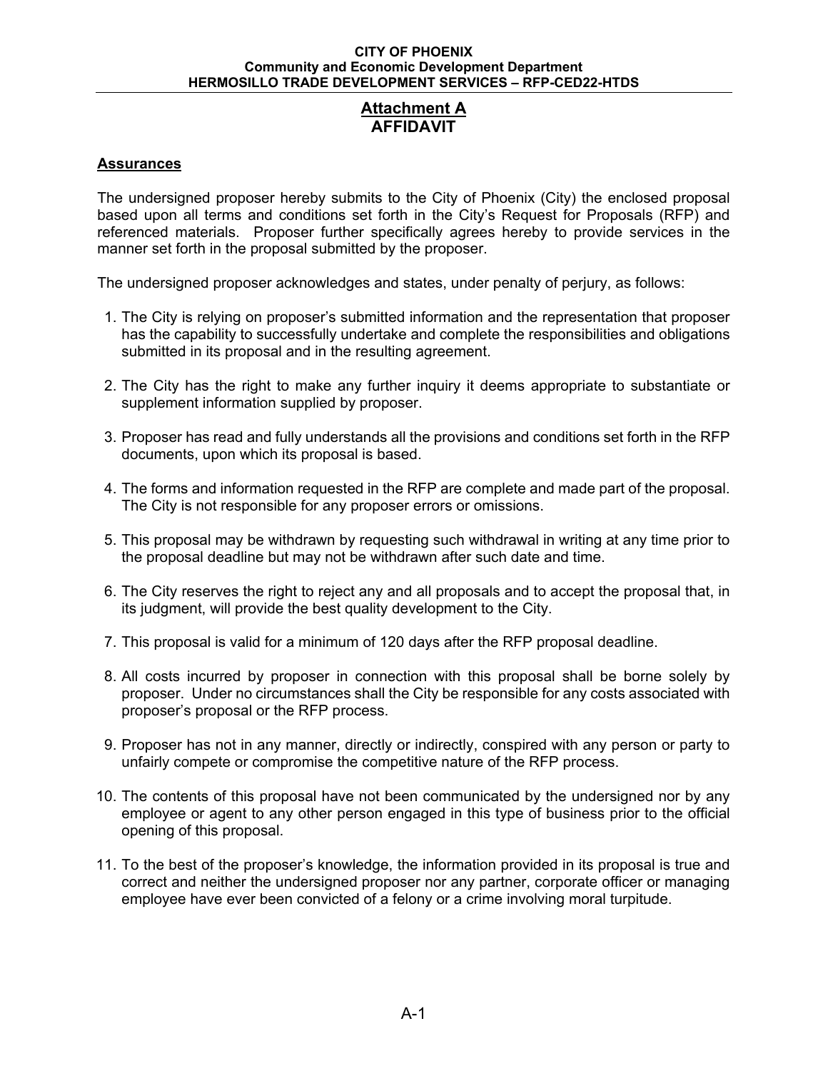## Attachment A
## AFFIDAVIT

### Assurances

The undersigned proposer hereby submits to the City of Phoenix (City) the enclosed proposal based upon all terms and conditions set forth in the City's Request for Proposals (RFP) and referenced materials. Proposer further specifically agrees hereby to provide services in the manner set forth in the proposal submitted by the proposer.

The undersigned proposer acknowledges and states, under penalty of perjury, as follows:

1. The City is relying on proposer's submitted information and the representation that proposer has the capability to successfully undertake and complete the responsibilities and obligations submitted in its proposal and in the resulting agreement.
2. The City has the right to make any further inquiry it deems appropriate to substantiate or supplement information supplied by proposer.
3. Proposer has read and fully understands all the provisions and conditions set forth in the RFP documents, upon which its proposal is based.
4. The forms and information requested in the RFP are complete and made part of the proposal. The City is not responsible for any proposer errors or omissions.
5. This proposal may be withdrawn by requesting such withdrawal in writing at any time prior to the proposal deadline but may not be withdrawn after such date and time.
6. The City reserves the right to reject any and all proposals and to accept the proposal that, in its judgment, will provide the best quality development to the City.
7. This proposal is valid for a minimum of 120 days after the RFP proposal deadline.
8. All costs incurred by proposer in connection with this proposal shall be borne solely by proposer. Under no circumstances shall the City be responsible for any costs associated with proposer's proposal or the RFP process.
9. Proposer has not in any manner, directly or indirectly, conspired with any person or party to unfairly compete or compromise the competitive nature of the RFP process.
10. The contents of this proposal have not been communicated by the undersigned nor by any employee or agent to any other person engaged in this type of business prior to the official opening of this proposal.
11. To the best of the proposer's knowledge, the information provided in its proposal is true and correct and neither the undersigned proposer nor any partner, corporate officer or managing employee have ever been convicted of a felony or a crime involving moral turpitude.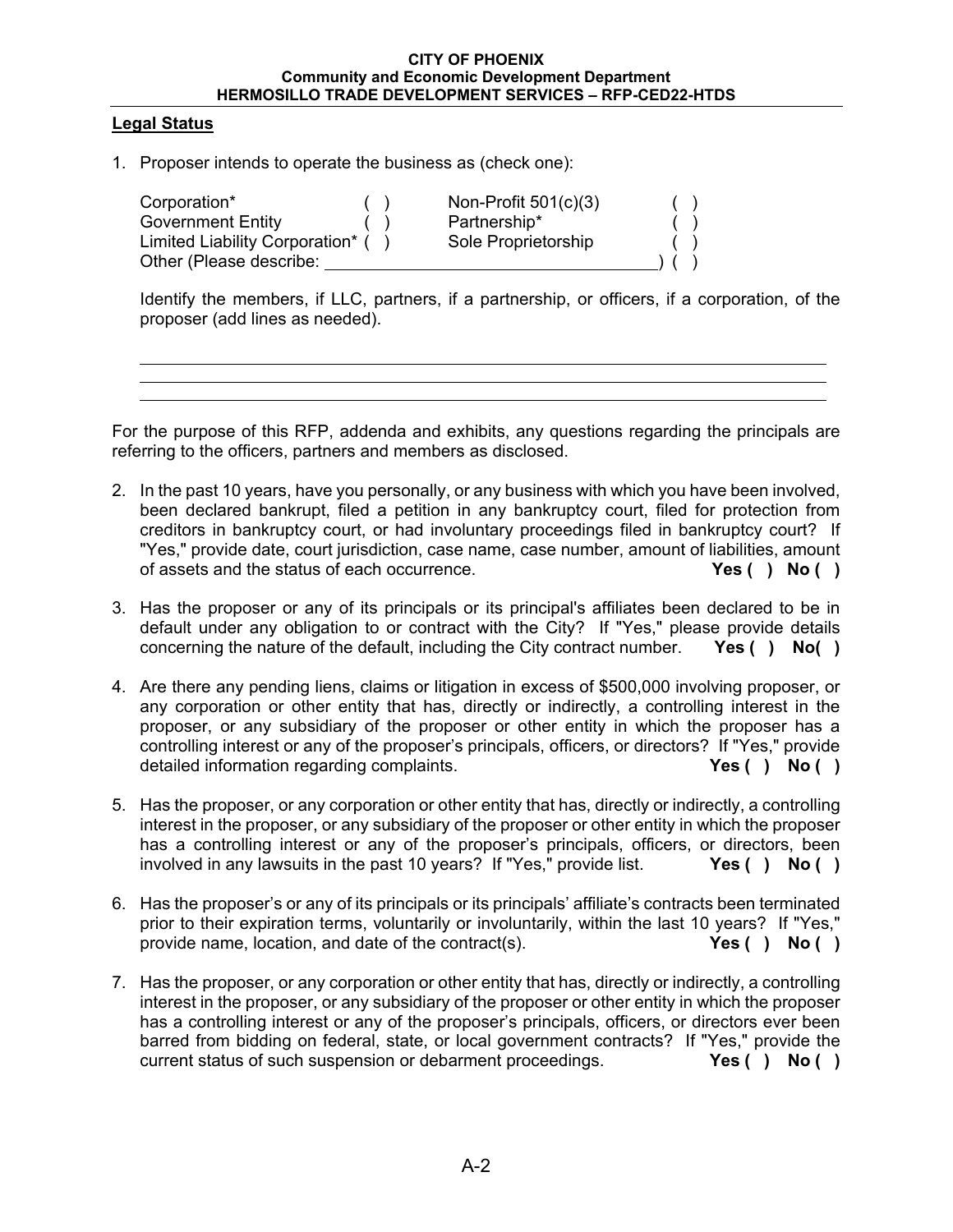## Legal Status

1. Proposer intends to operate the business as (check one):

| | | | |
|---|---|---|---|
| Corporation* | ( ) | Non-Profit 501(c)(3) | ( ) |
| Government Entity | ( ) | Partnership* | ( ) |
| Limited Liability Corporation* | ( ) | Sole Proprietorship | ( ) |
| Other (Please describe: ____________________________) | | | ( ) |

Identify the members, if LLC, partners, if a partnership, or officers, if a corporation, of the proposer (add lines as needed).

______________________________________________________________________

______________________________________________________________________

______________________________________________________________________

For the purpose of this RFP, addenda and exhibits, any questions regarding the principals are referring to the officers, partners and members as disclosed.

2. In the past 10 years, have you personally, or any business with which you have been involved, been declared bankrupt, filed a petition in any bankruptcy court, filed for protection from creditors in bankruptcy court, or had involuntary proceedings filed in bankruptcy court? If "Yes," provide date, court jurisdiction, case name, case number, amount of liabilities, amount of assets and the status of each occurrence. **Yes ( ) No ( )**

3. Has the proposer or any of its principals or its principal's affiliates been declared to be in default under any obligation to or contract with the City? If "Yes," please provide details concerning the nature of the default, including the City contract number. **Yes ( ) No( )**

4. Are there any pending liens, claims or litigation in excess of $500,000 involving proposer, or any corporation or other entity that has, directly or indirectly, a controlling interest in the proposer, or any subsidiary of the proposer or other entity in which the proposer has a controlling interest or any of the proposer's principals, officers, or directors? If "Yes," provide detailed information regarding complaints. **Yes ( ) No ( )**

5. Has the proposer, or any corporation or other entity that has, directly or indirectly, a controlling interest in the proposer, or any subsidiary of the proposer or other entity in which the proposer has a controlling interest or any of the proposer's principals, officers, or directors, been involved in any lawsuits in the past 10 years? If "Yes," provide list. **Yes ( ) No ( )**

6. Has the proposer's or any of its principals or its principals' affiliate's contracts been terminated prior to their expiration terms, voluntarily or involuntarily, within the last 10 years? If "Yes," provide name, location, and date of the contract(s). **Yes ( ) No ( )**

7. Has the proposer, or any corporation or other entity that has, directly or indirectly, a controlling interest in the proposer, or any subsidiary of the proposer or other entity in which the proposer has a controlling interest or any of the proposer's principals, officers, or directors ever been barred from bidding on federal, state, or local government contracts? If "Yes," provide the current status of such suspension or debarment proceedings. **Yes ( ) No ( )**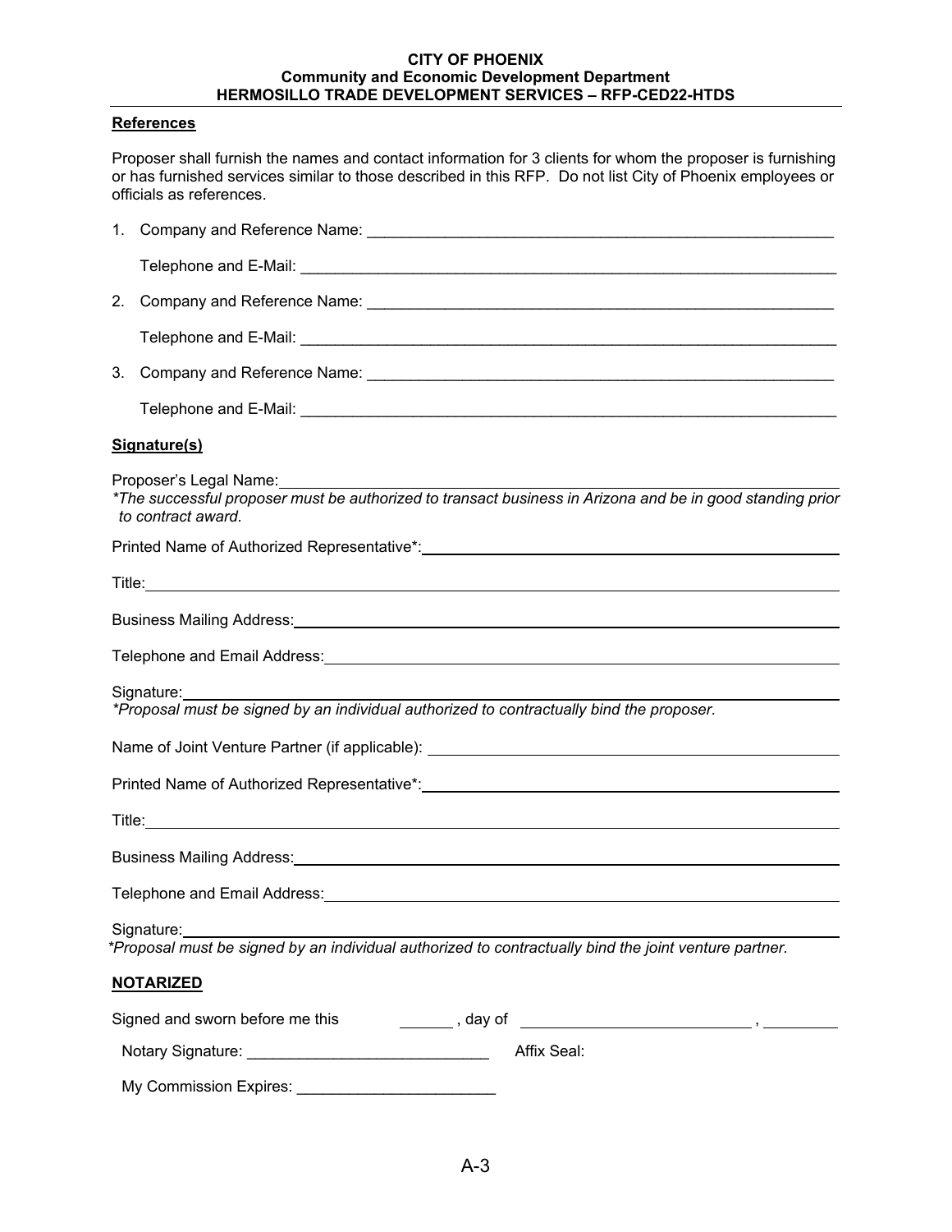**References**

Proposer shall furnish the names and contact information for 3 clients for whom the proposer is furnishing or has furnished services similar to those described in this RFP. Do not list City of Phoenix employees or officials as references.

1. Company and Reference Name: ________________________________________________________

   Telephone and E-Mail: ________________________________________________________

2. Company and Reference Name: ________________________________________________________

   Telephone and E-Mail: ________________________________________________________

3. Company and Reference Name: ________________________________________________________

   Telephone and E-Mail: ________________________________________________________

**Signature(s)**

Proposer's Legal Name: ________________________________________________________

*\*The successful proposer must be authorized to transact business in Arizona and be in good standing prior to contract award.*

Printed Name of Authorized Representative\*: ________________________________________________________

Title: ________________________________________________________

Business Mailing Address: ________________________________________________________

Telephone and Email Address: ________________________________________________________

Signature: ________________________________________________________

*\*Proposal must be signed by an individual authorized to contractually bind the proposer.*

Name of Joint Venture Partner (if applicable): ________________________________________________________

Printed Name of Authorized Representative\*: ________________________________________________________

Title: ________________________________________________________

Business Mailing Address: ________________________________________________________

Telephone and Email Address: ________________________________________________________

Signature: ________________________________________________________

*\*Proposal must be signed by an individual authorized to contractually bind the joint venture partner.*

**NOTARIZED**

Signed and sworn before me this ______ , day of __________________________ , ________

Notary Signature: ____________________________ Affix Seal:

My Commission Expires: ______________________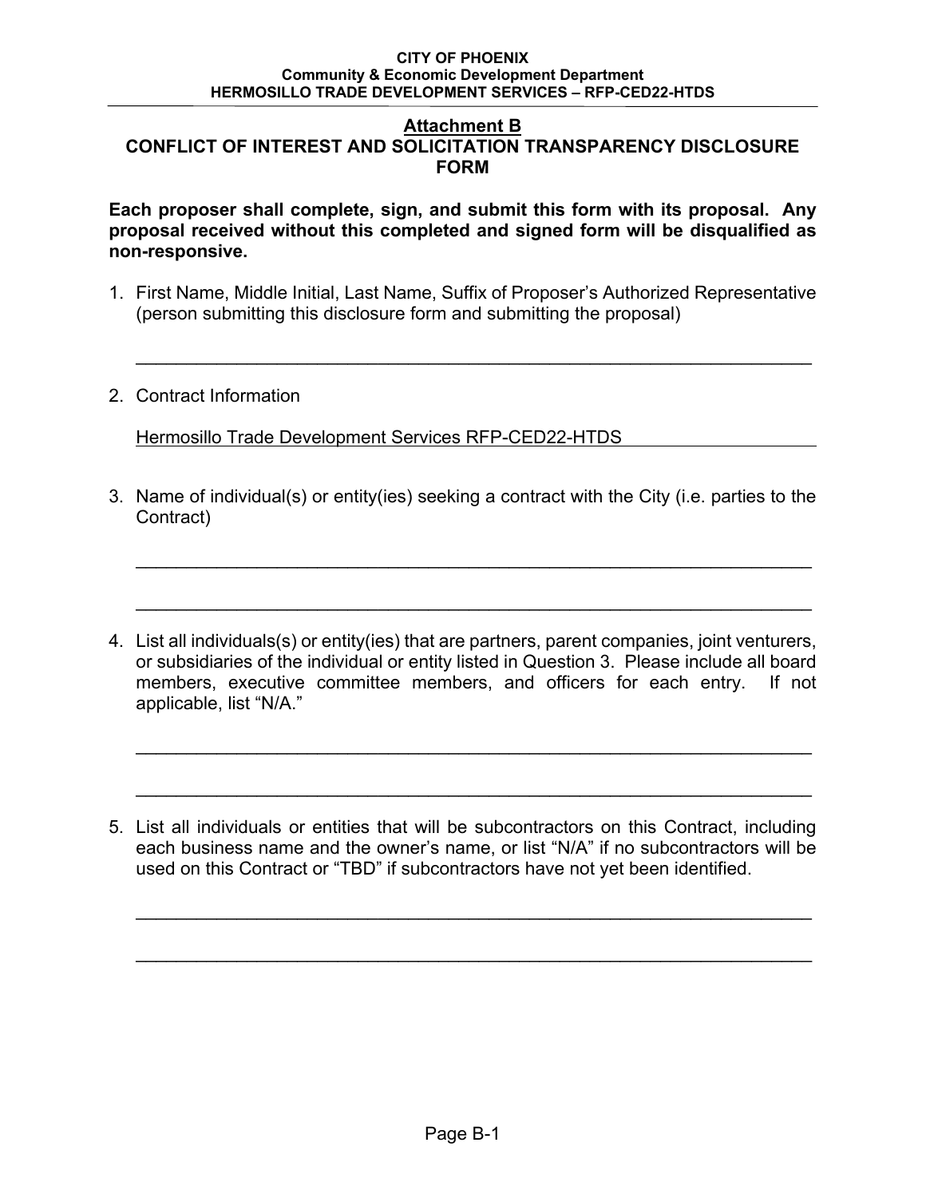## Attachment B

## CONFLICT OF INTEREST AND SOLICITATION TRANSPARENCY DISCLOSURE FORM

**Each proposer shall complete, sign, and submit this form with its proposal. Any proposal received without this completed and signed form will be disqualified as non-responsive.**

1. First Name, Middle Initial, Last Name, Suffix of Proposer's Authorized Representative (person submitting this disclosure form and submitting the proposal)

   \_\_\_\_\_\_\_\_\_\_\_\_\_\_\_\_\_\_\_\_\_\_\_\_\_\_\_\_\_\_\_\_\_\_\_\_\_\_\_\_\_\_\_\_\_\_\_\_\_\_\_\_\_\_\_\_\_\_\_\_

2. Contract Information

   Hermosillo Trade Development Services RFP-CED22-HTDS

3. Name of individual(s) or entity(ies) seeking a contract with the City (i.e. parties to the Contract)

   \_\_\_\_\_\_\_\_\_\_\_\_\_\_\_\_\_\_\_\_\_\_\_\_\_\_\_\_\_\_\_\_\_\_\_\_\_\_\_\_\_\_\_\_\_\_\_\_\_\_\_\_\_\_\_\_\_\_\_\_

   \_\_\_\_\_\_\_\_\_\_\_\_\_\_\_\_\_\_\_\_\_\_\_\_\_\_\_\_\_\_\_\_\_\_\_\_\_\_\_\_\_\_\_\_\_\_\_\_\_\_\_\_\_\_\_\_\_\_\_\_

4. List all individuals(s) or entity(ies) that are partners, parent companies, joint venturers, or subsidiaries of the individual or entity listed in Question 3. Please include all board members, executive committee members, and officers for each entry. If not applicable, list "N/A."

   \_\_\_\_\_\_\_\_\_\_\_\_\_\_\_\_\_\_\_\_\_\_\_\_\_\_\_\_\_\_\_\_\_\_\_\_\_\_\_\_\_\_\_\_\_\_\_\_\_\_\_\_\_\_\_\_\_\_\_\_

   \_\_\_\_\_\_\_\_\_\_\_\_\_\_\_\_\_\_\_\_\_\_\_\_\_\_\_\_\_\_\_\_\_\_\_\_\_\_\_\_\_\_\_\_\_\_\_\_\_\_\_\_\_\_\_\_\_\_\_\_

5. List all individuals or entities that will be subcontractors on this Contract, including each business name and the owner's name, or list "N/A" if no subcontractors will be used on this Contract or "TBD" if subcontractors have not yet been identified.

   \_\_\_\_\_\_\_\_\_\_\_\_\_\_\_\_\_\_\_\_\_\_\_\_\_\_\_\_\_\_\_\_\_\_\_\_\_\_\_\_\_\_\_\_\_\_\_\_\_\_\_\_\_\_\_\_\_\_\_\_

   \_\_\_\_\_\_\_\_\_\_\_\_\_\_\_\_\_\_\_\_\_\_\_\_\_\_\_\_\_\_\_\_\_\_\_\_\_\_\_\_\_\_\_\_\_\_\_\_\_\_\_\_\_\_\_\_\_\_\_\_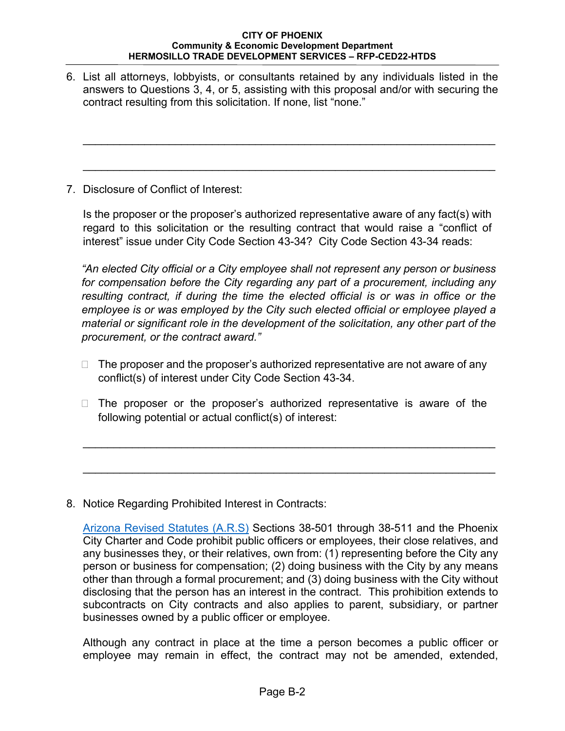6. List all attorneys, lobbyists, or consultants retained by any individuals listed in the answers to Questions 3, 4, or 5, assisting with this proposal and/or with securing the contract resulting from this solicitation. If none, list "none."

   ______________________________________________________________

   ______________________________________________________________

7. Disclosure of Conflict of Interest:

   Is the proposer or the proposer's authorized representative aware of any fact(s) with regard to this solicitation or the resulting contract that would raise a "conflict of interest" issue under City Code Section 43-34? City Code Section 43-34 reads:

   *"An elected City official or a City employee shall not represent any person or business for compensation before the City regarding any part of a procurement, including any resulting contract, if during the time the elected official is or was in office or the employee is or was employed by the City such elected official or employee played a material or significant role in the development of the solicitation, any other part of the procurement, or the contract award."*

   - ☐ The proposer and the proposer's authorized representative are not aware of any conflict(s) of interest under City Code Section 43-34.

   - ☐ The proposer or the proposer's authorized representative is aware of the following potential or actual conflict(s) of interest:

   ______________________________________________________________

   ______________________________________________________________

8. Notice Regarding Prohibited Interest in Contracts:

   Arizona Revised Statutes (A.R.S) Sections 38-501 through 38-511 and the Phoenix City Charter and Code prohibit public officers or employees, their close relatives, and any businesses they, or their relatives, own from: (1) representing before the City any person or business for compensation; (2) doing business with the City by any means other than through a formal procurement; and (3) doing business with the City without disclosing that the person has an interest in the contract. This prohibition extends to subcontracts on City contracts and also applies to parent, subsidiary, or partner businesses owned by a public officer or employee.

   Although any contract in place at the time a person becomes a public officer or employee may remain in effect, the contract may not be amended, extended,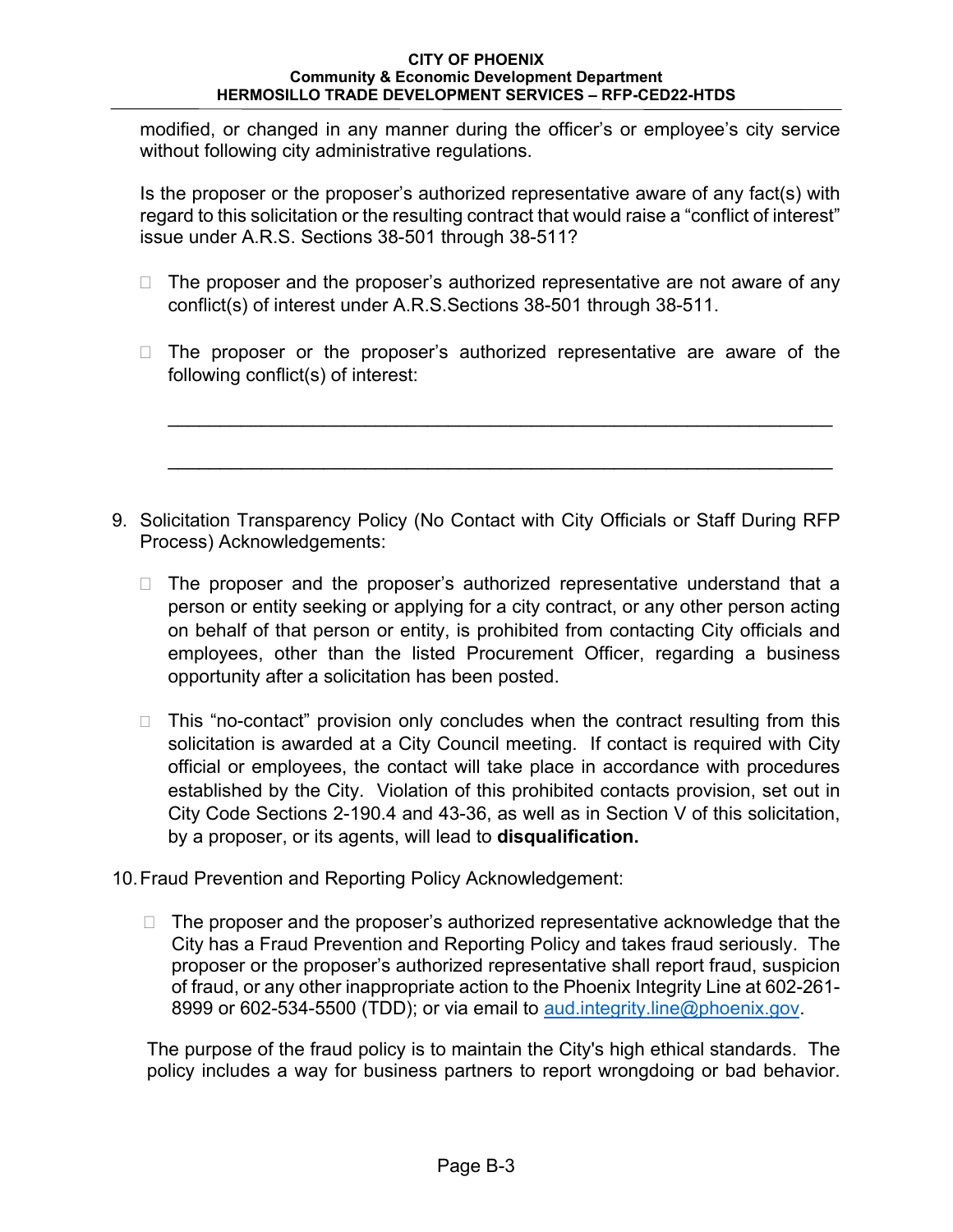modified, or changed in any manner during the officer's or employee's city service without following city administrative regulations.

Is the proposer or the proposer's authorized representative aware of any fact(s) with regard to this solicitation or the resulting contract that would raise a "conflict of interest" issue under A.R.S. Sections 38-501 through 38-511?

- ☐ The proposer and the proposer's authorized representative are not aware of any conflict(s) of interest under A.R.S.Sections 38-501 through 38-511.

- ☐ The proposer or the proposer's authorized representative are aware of the following conflict(s) of interest:

  ______________________________________________________________

  ______________________________________________________________

9. Solicitation Transparency Policy (No Contact with City Officials or Staff During RFP Process) Acknowledgements:

   - ☐ The proposer and the proposer's authorized representative understand that a person or entity seeking or applying for a city contract, or any other person acting on behalf of that person or entity, is prohibited from contacting City officials and employees, other than the listed Procurement Officer, regarding a business opportunity after a solicitation has been posted.

   - ☐ This "no-contact" provision only concludes when the contract resulting from this solicitation is awarded at a City Council meeting. If contact is required with City official or employees, the contact will take place in accordance with procedures established by the City. Violation of this prohibited contacts provision, set out in City Code Sections 2-190.4 and 43-36, as well as in Section V of this solicitation, by a proposer, or its agents, will lead to **disqualification.**

10. Fraud Prevention and Reporting Policy Acknowledgement:

    - ☐ The proposer and the proposer's authorized representative acknowledge that the City has a Fraud Prevention and Reporting Policy and takes fraud seriously. The proposer or the proposer's authorized representative shall report fraud, suspicion of fraud, or any other inappropriate action to the Phoenix Integrity Line at 602-261-8999 or 602-534-5500 (TDD); or via email to aud.integrity.line@phoenix.gov.

    The purpose of the fraud policy is to maintain the City's high ethical standards. The policy includes a way for business partners to report wrongdoing or bad behavior.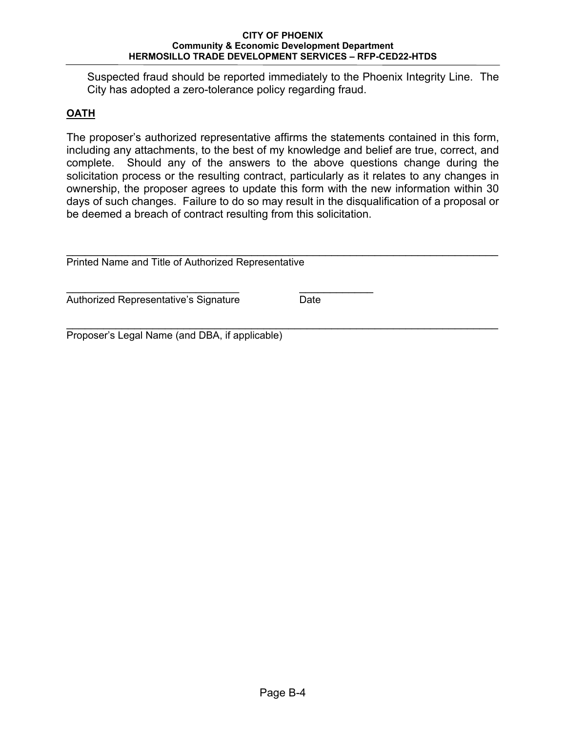Suspected fraud should be reported immediately to the Phoenix Integrity Line. The City has adopted a zero-tolerance policy regarding fraud.

**OATH**

The proposer's authorized representative affirms the statements contained in this form, including any attachments, to the best of my knowledge and belief are true, correct, and complete. Should any of the answers to the above questions change during the solicitation process or the resulting contract, particularly as it relates to any changes in ownership, the proposer agrees to update this form with the new information within 30 days of such changes. Failure to do so may result in the disqualification of a proposal or be deemed a breach of contract resulting from this solicitation.

______________________________________________________________________
Printed Name and Title of Authorized Representative

______________________________ ____________
Authorized Representative's Signature Date

______________________________________________________________________
Proposer's Legal Name (and DBA, if applicable)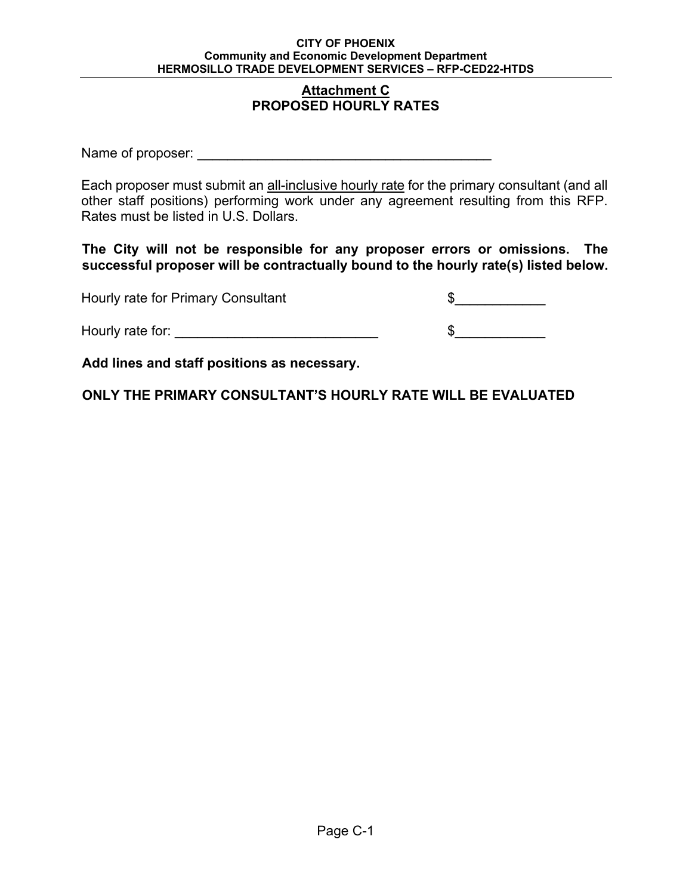## Attachment C
## PROPOSED HOURLY RATES

Name of proposer: ________________________________________

Each proposer must submit an all-inclusive hourly rate for the primary consultant (and all other staff positions) performing work under any agreement resulting from this RFP. Rates must be listed in U.S. Dollars.

**The City will not be responsible for any proposer errors or omissions. The successful proposer will be contractually bound to the hourly rate(s) listed below.**

Hourly rate for Primary Consultant $____________

Hourly rate for: ___________________________ $____________

**Add lines and staff positions as necessary.**

**ONLY THE PRIMARY CONSULTANT'S HOURLY RATE WILL BE EVALUATED**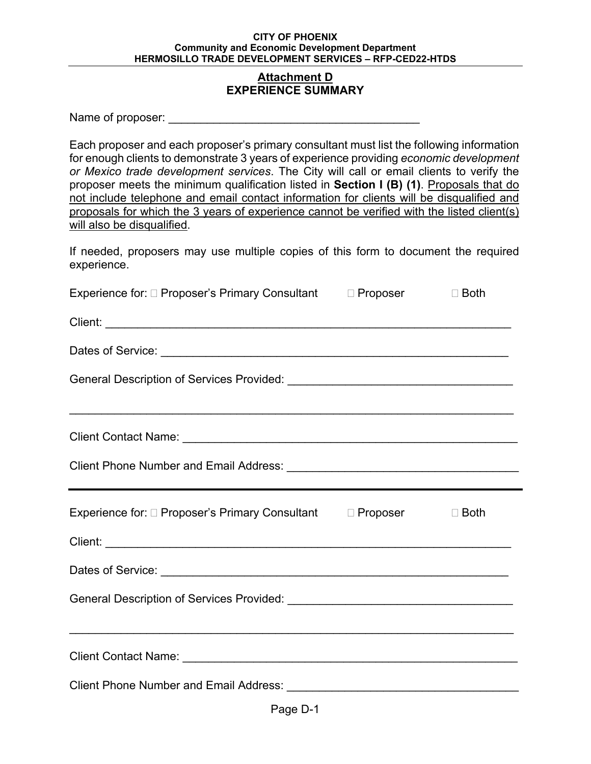**CITY OF PHOENIX**
**Community and Economic Development Department**
**HERMOSILLO TRADE DEVELOPMENT SERVICES – RFP-CED22-HTDS**

## Attachment D
## EXPERIENCE SUMMARY

Name of proposer: _______________________________________

Each proposer and each proposer's primary consultant must list the following information for enough clients to demonstrate 3 years of experience providing *economic development or Mexico trade development services*. The City will call or email clients to verify the proposer meets the minimum qualification listed in **Section I (B) (1)**. Proposals that do not include telephone and email contact information for clients will be disqualified and proposals for which the 3 years of experience cannot be verified with the listed client(s) will also be disqualified.

If needed, proposers may use multiple copies of this form to document the required experience.

Experience for: ☐ Proposer's Primary Consultant ☐ Proposer ☐ Both

Client: _______________________________________________________________

Dates of Service: _______________________________________________________

General Description of Services Provided: ___________________________________

_____________________________________________________________________

Client Contact Name: ____________________________________________________

Client Phone Number and Email Address: ____________________________________

---

Experience for: ☐ Proposer's Primary Consultant ☐ Proposer ☐ Both

Client: _______________________________________________________________

Dates of Service: _______________________________________________________

General Description of Services Provided: ___________________________________

_____________________________________________________________________

Client Contact Name: ____________________________________________________

Client Phone Number and Email Address: ____________________________________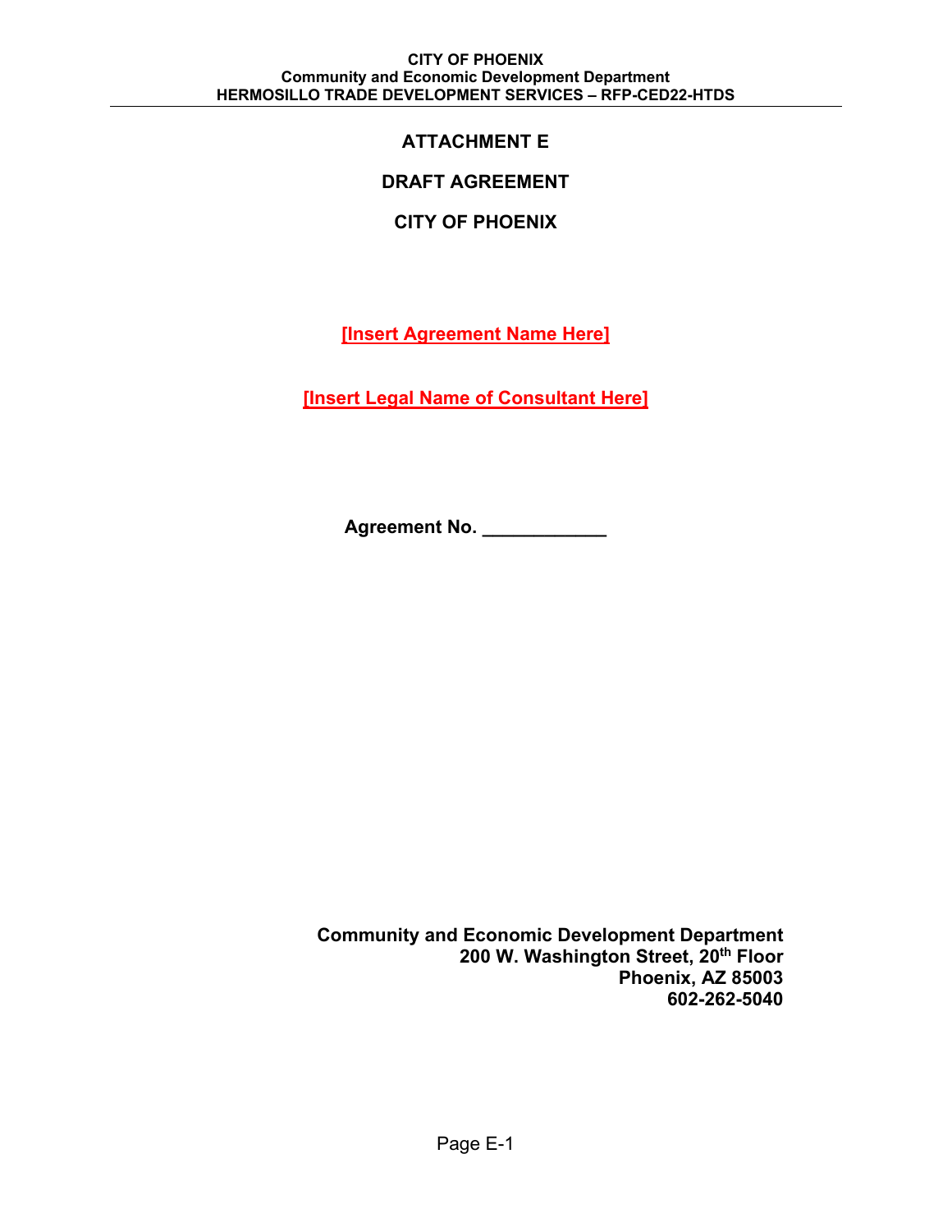# ATTACHMENT E

# DRAFT AGREEMENT

# CITY OF PHOENIX

**[Insert Agreement Name Here]**

**[Insert Legal Name of Consultant Here]**

**Agreement No. ____________**

**Community and Economic Development Department**
**200 W. Washington Street, 20th Floor**
**Phoenix, AZ 85003**
**602-262-5040**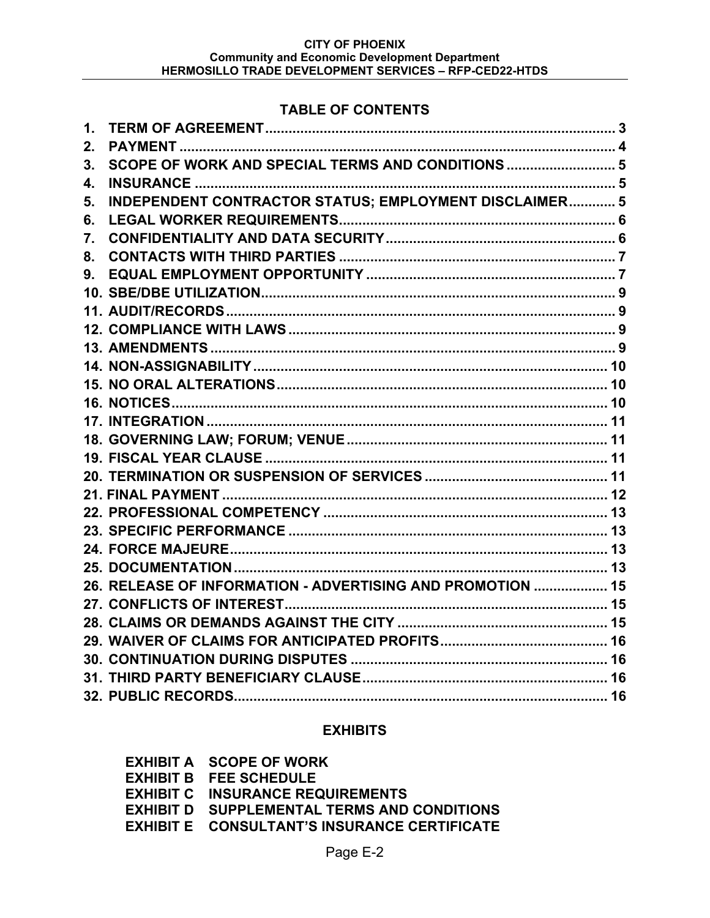## TABLE OF CONTENTS

1. TERM OF AGREEMENT .......... 3
2. PAYMENT .......... 4
3. SCOPE OF WORK AND SPECIAL TERMS AND CONDITIONS .......... 5
4. INSURANCE .......... 5
5. INDEPENDENT CONTRACTOR STATUS; EMPLOYMENT DISCLAIMER .......... 5
6. LEGAL WORKER REQUIREMENTS .......... 6
7. CONFIDENTIALITY AND DATA SECURITY .......... 6
8. CONTACTS WITH THIRD PARTIES .......... 7
9. EQUAL EMPLOYMENT OPPORTUNITY .......... 7
10. SBE/DBE UTILIZATION .......... 9
11. AUDIT/RECORDS .......... 9
12. COMPLIANCE WITH LAWS .......... 9
13. AMENDMENTS .......... 9
14. NON-ASSIGNABILITY .......... 10
15. NO ORAL ALTERATIONS .......... 10
16. NOTICES .......... 10
17. INTEGRATION .......... 11
18. GOVERNING LAW; FORUM; VENUE .......... 11
19. FISCAL YEAR CLAUSE .......... 11
20. TERMINATION OR SUSPENSION OF SERVICES .......... 11
21. FINAL PAYMENT .......... 12
22. PROFESSIONAL COMPETENCY .......... 13
23. SPECIFIC PERFORMANCE .......... 13
24. FORCE MAJEURE .......... 13
25. DOCUMENTATION .......... 13
26. RELEASE OF INFORMATION - ADVERTISING AND PROMOTION .......... 15
27. CONFLICTS OF INTEREST .......... 15
28. CLAIMS OR DEMANDS AGAINST THE CITY .......... 15
29. WAIVER OF CLAIMS FOR ANTICIPATED PROFITS .......... 16
30. CONTINUATION DURING DISPUTES .......... 16
31. THIRD PARTY BENEFICIARY CLAUSE .......... 16
32. PUBLIC RECORDS .......... 16

## EXHIBITS

- **EXHIBIT A** SCOPE OF WORK
- **EXHIBIT B** FEE SCHEDULE
- **EXHIBIT C** INSURANCE REQUIREMENTS
- **EXHIBIT D** SUPPLEMENTAL TERMS AND CONDITIONS
- **EXHIBIT E** CONSULTANT'S INSURANCE CERTIFICATE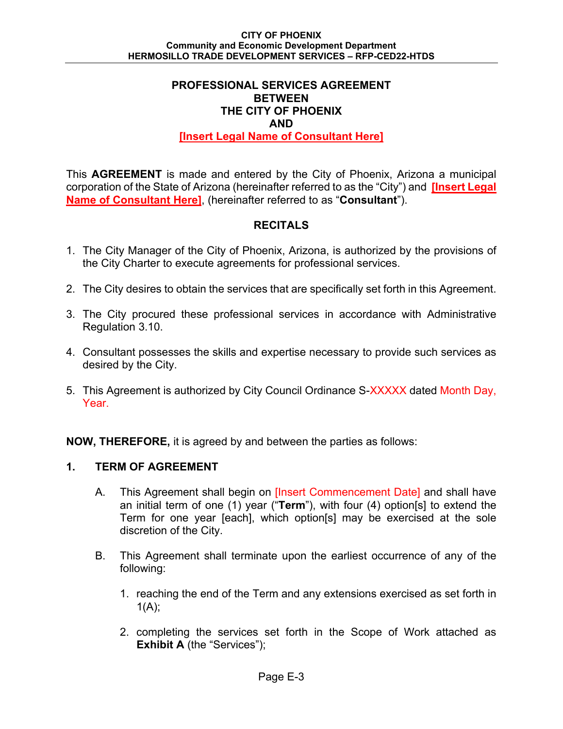**PROFESSIONAL SERVICES AGREEMENT**
**BETWEEN**
**THE CITY OF PHOENIX**
**AND**
**[Insert Legal Name of Consultant Here]**

This **AGREEMENT** is made and entered by the City of Phoenix, Arizona a municipal corporation of the State of Arizona (hereinafter referred to as the "City") and **[Insert Legal Name of Consultant Here]**, (hereinafter referred to as "**Consultant**").

## RECITALS

1. The City Manager of the City of Phoenix, Arizona, is authorized by the provisions of the City Charter to execute agreements for professional services.

2. The City desires to obtain the services that are specifically set forth in this Agreement.

3. The City procured these professional services in accordance with Administrative Regulation 3.10.

4. Consultant possesses the skills and expertise necessary to provide such services as desired by the City.

5. This Agreement is authorized by City Council Ordinance S-XXXXX dated Month Day, Year.

**NOW, THEREFORE,** it is agreed by and between the parties as follows:

**1. TERM OF AGREEMENT**

A. This Agreement shall begin on [Insert Commencement Date] and shall have an initial term of one (1) year ("**Term**"), with four (4) option[s] to extend the Term for one year [each], which option[s] may be exercised at the sole discretion of the City.

B. This Agreement shall terminate upon the earliest occurrence of any of the following:

1. reaching the end of the Term and any extensions exercised as set forth in 1(A);

2. completing the services set forth in the Scope of Work attached as **Exhibit A** (the "Services");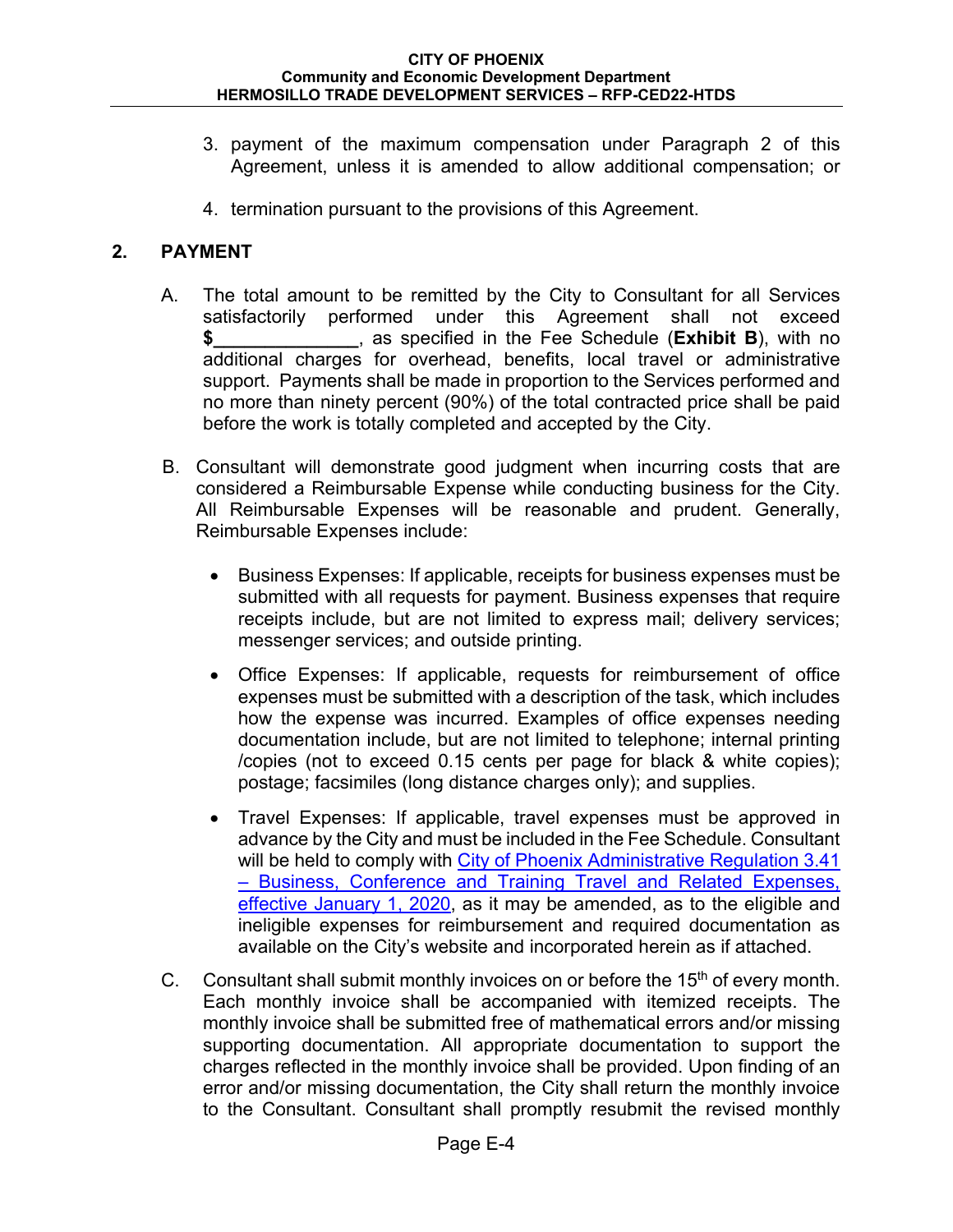3. payment of the maximum compensation under Paragraph 2 of this Agreement, unless it is amended to allow additional compensation; or

4. termination pursuant to the provisions of this Agreement.

## 2. PAYMENT

A. The total amount to be remitted by the City to Consultant for all Services satisfactorily performed under this Agreement shall not exceed **$______________**, as specified in the Fee Schedule (**Exhibit B**), with no additional charges for overhead, benefits, local travel or administrative support. Payments shall be made in proportion to the Services performed and no more than ninety percent (90%) of the total contracted price shall be paid before the work is totally completed and accepted by the City.

B. Consultant will demonstrate good judgment when incurring costs that are considered a Reimbursable Expense while conducting business for the City. All Reimbursable Expenses will be reasonable and prudent. Generally, Reimbursable Expenses include:

- Business Expenses: If applicable, receipts for business expenses must be submitted with all requests for payment. Business expenses that require receipts include, but are not limited to express mail; delivery services; messenger services; and outside printing.

- Office Expenses: If applicable, requests for reimbursement of office expenses must be submitted with a description of the task, which includes how the expense was incurred. Examples of office expenses needing documentation include, but are not limited to telephone; internal printing /copies (not to exceed 0.15 cents per page for black & white copies); postage; facsimiles (long distance charges only); and supplies.

- Travel Expenses: If applicable, travel expenses must be approved in advance by the City and must be included in the Fee Schedule. Consultant will be held to comply with City of Phoenix Administrative Regulation 3.41 – Business, Conference and Training Travel and Related Expenses, effective January 1, 2020, as it may be amended, as to the eligible and ineligible expenses for reimbursement and required documentation as available on the City's website and incorporated herein as if attached.

C. Consultant shall submit monthly invoices on or before the 15th of every month. Each monthly invoice shall be accompanied with itemized receipts. The monthly invoice shall be submitted free of mathematical errors and/or missing supporting documentation. All appropriate documentation to support the charges reflected in the monthly invoice shall be provided. Upon finding of an error and/or missing documentation, the City shall return the monthly invoice to the Consultant. Consultant shall promptly resubmit the revised monthly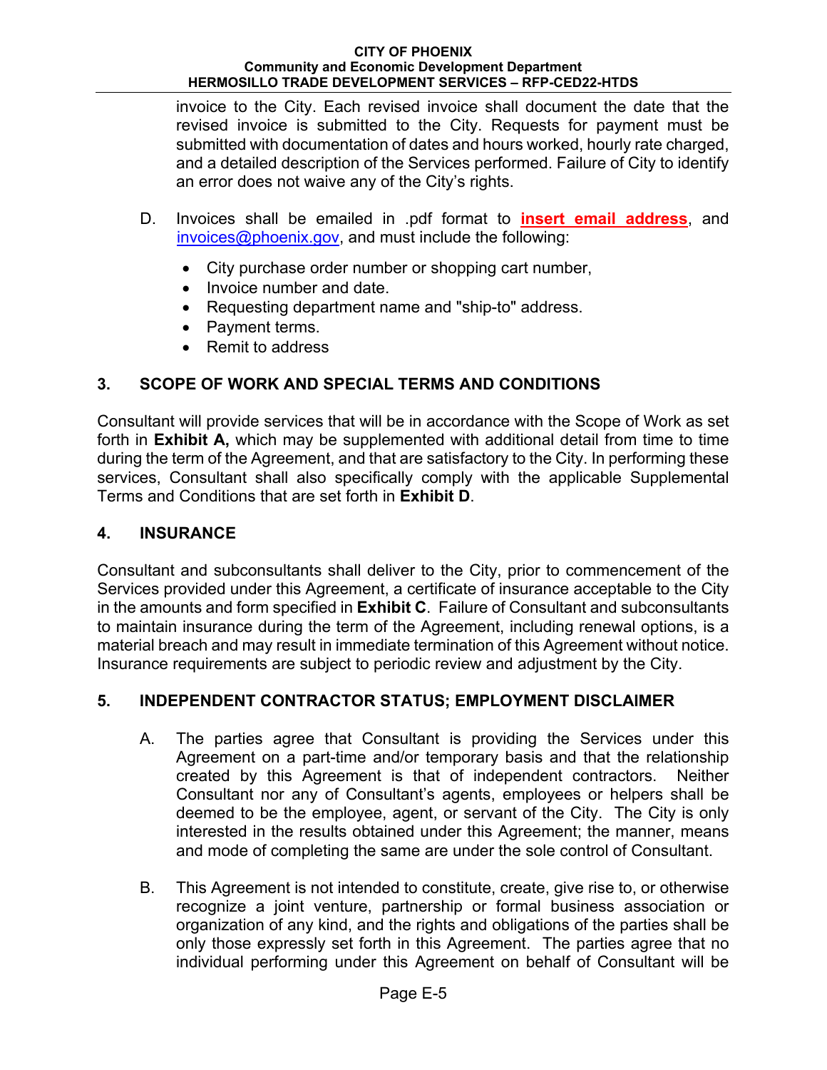invoice to the City. Each revised invoice shall document the date that the revised invoice is submitted to the City. Requests for payment must be submitted with documentation of dates and hours worked, hourly rate charged, and a detailed description of the Services performed. Failure of City to identify an error does not waive any of the City's rights.

D. Invoices shall be emailed in .pdf format to **insert email address**, and invoices@phoenix.gov, and must include the following:

- City purchase order number or shopping cart number,
- Invoice number and date.
- Requesting department name and "ship-to" address.
- Payment terms.
- Remit to address

## 3. SCOPE OF WORK AND SPECIAL TERMS AND CONDITIONS

Consultant will provide services that will be in accordance with the Scope of Work as set forth in **Exhibit A,** which may be supplemented with additional detail from time to time during the term of the Agreement, and that are satisfactory to the City. In performing these services, Consultant shall also specifically comply with the applicable Supplemental Terms and Conditions that are set forth in **Exhibit D**.

## 4. INSURANCE

Consultant and subconsultants shall deliver to the City, prior to commencement of the Services provided under this Agreement, a certificate of insurance acceptable to the City in the amounts and form specified in **Exhibit C**. Failure of Consultant and subconsultants to maintain insurance during the term of the Agreement, including renewal options, is a material breach and may result in immediate termination of this Agreement without notice. Insurance requirements are subject to periodic review and adjustment by the City.

## 5. INDEPENDENT CONTRACTOR STATUS; EMPLOYMENT DISCLAIMER

A. The parties agree that Consultant is providing the Services under this Agreement on a part-time and/or temporary basis and that the relationship created by this Agreement is that of independent contractors. Neither Consultant nor any of Consultant's agents, employees or helpers shall be deemed to be the employee, agent, or servant of the City. The City is only interested in the results obtained under this Agreement; the manner, means and mode of completing the same are under the sole control of Consultant.

B. This Agreement is not intended to constitute, create, give rise to, or otherwise recognize a joint venture, partnership or formal business association or organization of any kind, and the rights and obligations of the parties shall be only those expressly set forth in this Agreement. The parties agree that no individual performing under this Agreement on behalf of Consultant will be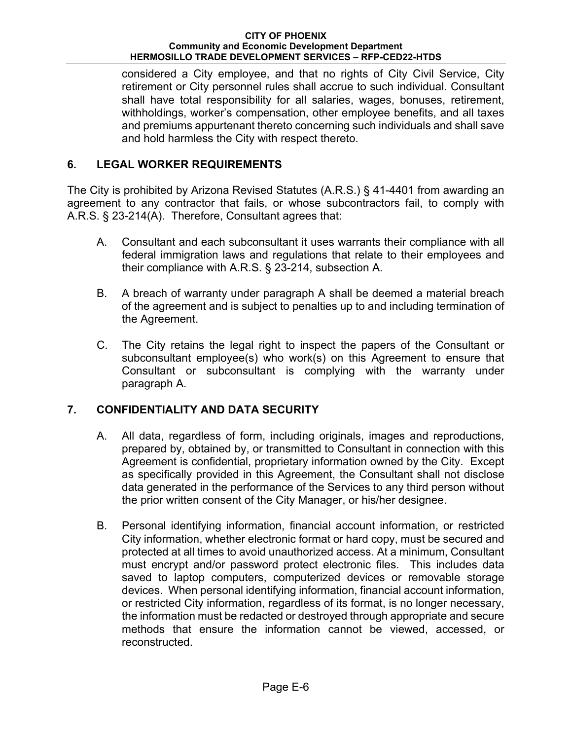considered a City employee, and that no rights of City Civil Service, City retirement or City personnel rules shall accrue to such individual. Consultant shall have total responsibility for all salaries, wages, bonuses, retirement, withholdings, worker's compensation, other employee benefits, and all taxes and premiums appurtenant thereto concerning such individuals and shall save and hold harmless the City with respect thereto.

## 6. LEGAL WORKER REQUIREMENTS

The City is prohibited by Arizona Revised Statutes (A.R.S.) § 41-4401 from awarding an agreement to any contractor that fails, or whose subcontractors fail, to comply with A.R.S. § 23-214(A). Therefore, Consultant agrees that:

A. Consultant and each subconsultant it uses warrants their compliance with all federal immigration laws and regulations that relate to their employees and their compliance with A.R.S. § 23-214, subsection A.

B. A breach of warranty under paragraph A shall be deemed a material breach of the agreement and is subject to penalties up to and including termination of the Agreement.

C. The City retains the legal right to inspect the papers of the Consultant or subconsultant employee(s) who work(s) on this Agreement to ensure that Consultant or subconsultant is complying with the warranty under paragraph A.

## 7. CONFIDENTIALITY AND DATA SECURITY

A. All data, regardless of form, including originals, images and reproductions, prepared by, obtained by, or transmitted to Consultant in connection with this Agreement is confidential, proprietary information owned by the City. Except as specifically provided in this Agreement, the Consultant shall not disclose data generated in the performance of the Services to any third person without the prior written consent of the City Manager, or his/her designee.

B. Personal identifying information, financial account information, or restricted City information, whether electronic format or hard copy, must be secured and protected at all times to avoid unauthorized access. At a minimum, Consultant must encrypt and/or password protect electronic files. This includes data saved to laptop computers, computerized devices or removable storage devices. When personal identifying information, financial account information, or restricted City information, regardless of its format, is no longer necessary, the information must be redacted or destroyed through appropriate and secure methods that ensure the information cannot be viewed, accessed, or reconstructed.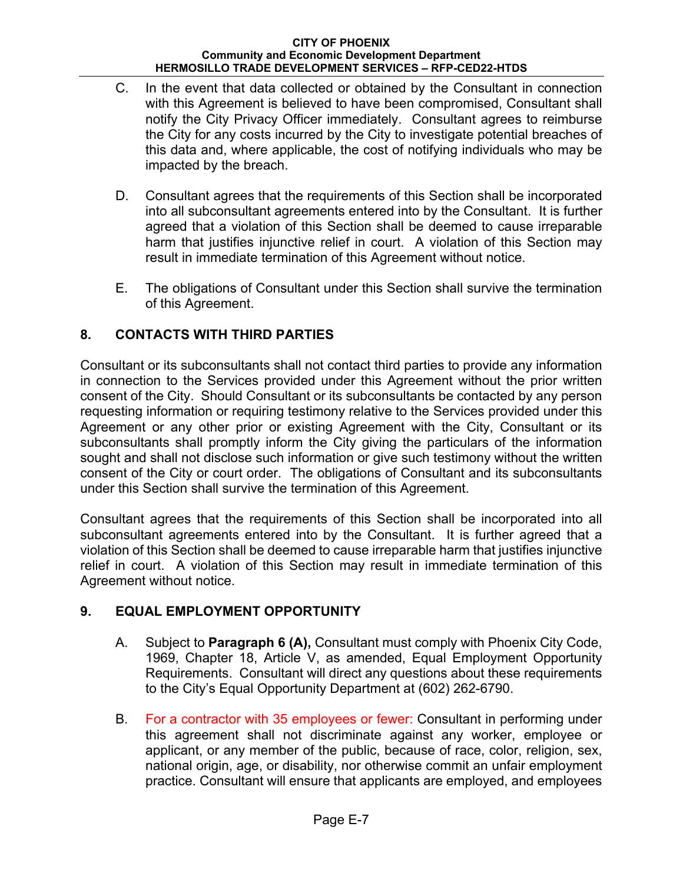C. In the event that data collected or obtained by the Consultant in connection with this Agreement is believed to have been compromised, Consultant shall notify the City Privacy Officer immediately. Consultant agrees to reimburse the City for any costs incurred by the City to investigate potential breaches of this data and, where applicable, the cost of notifying individuals who may be impacted by the breach.

D. Consultant agrees that the requirements of this Section shall be incorporated into all subconsultant agreements entered into by the Consultant. It is further agreed that a violation of this Section shall be deemed to cause irreparable harm that justifies injunctive relief in court. A violation of this Section may result in immediate termination of this Agreement without notice.

E. The obligations of Consultant under this Section shall survive the termination of this Agreement.

## 8. CONTACTS WITH THIRD PARTIES

Consultant or its subconsultants shall not contact third parties to provide any information in connection to the Services provided under this Agreement without the prior written consent of the City. Should Consultant or its subconsultants be contacted by any person requesting information or requiring testimony relative to the Services provided under this Agreement or any other prior or existing Agreement with the City, Consultant or its subconsultants shall promptly inform the City giving the particulars of the information sought and shall not disclose such information or give such testimony without the written consent of the City or court order. The obligations of Consultant and its subconsultants under this Section shall survive the termination of this Agreement.

Consultant agrees that the requirements of this Section shall be incorporated into all subconsultant agreements entered into by the Consultant. It is further agreed that a violation of this Section shall be deemed to cause irreparable harm that justifies injunctive relief in court. A violation of this Section may result in immediate termination of this Agreement without notice.

## 9. EQUAL EMPLOYMENT OPPORTUNITY

A. Subject to **Paragraph 6 (A),** Consultant must comply with Phoenix City Code, 1969, Chapter 18, Article V, as amended, Equal Employment Opportunity Requirements. Consultant will direct any questions about these requirements to the City's Equal Opportunity Department at (602) 262-6790.

B. For a contractor with 35 employees or fewer: Consultant in performing under this agreement shall not discriminate against any worker, employee or applicant, or any member of the public, because of race, color, religion, sex, national origin, age, or disability, nor otherwise commit an unfair employment practice. Consultant will ensure that applicants are employed, and employees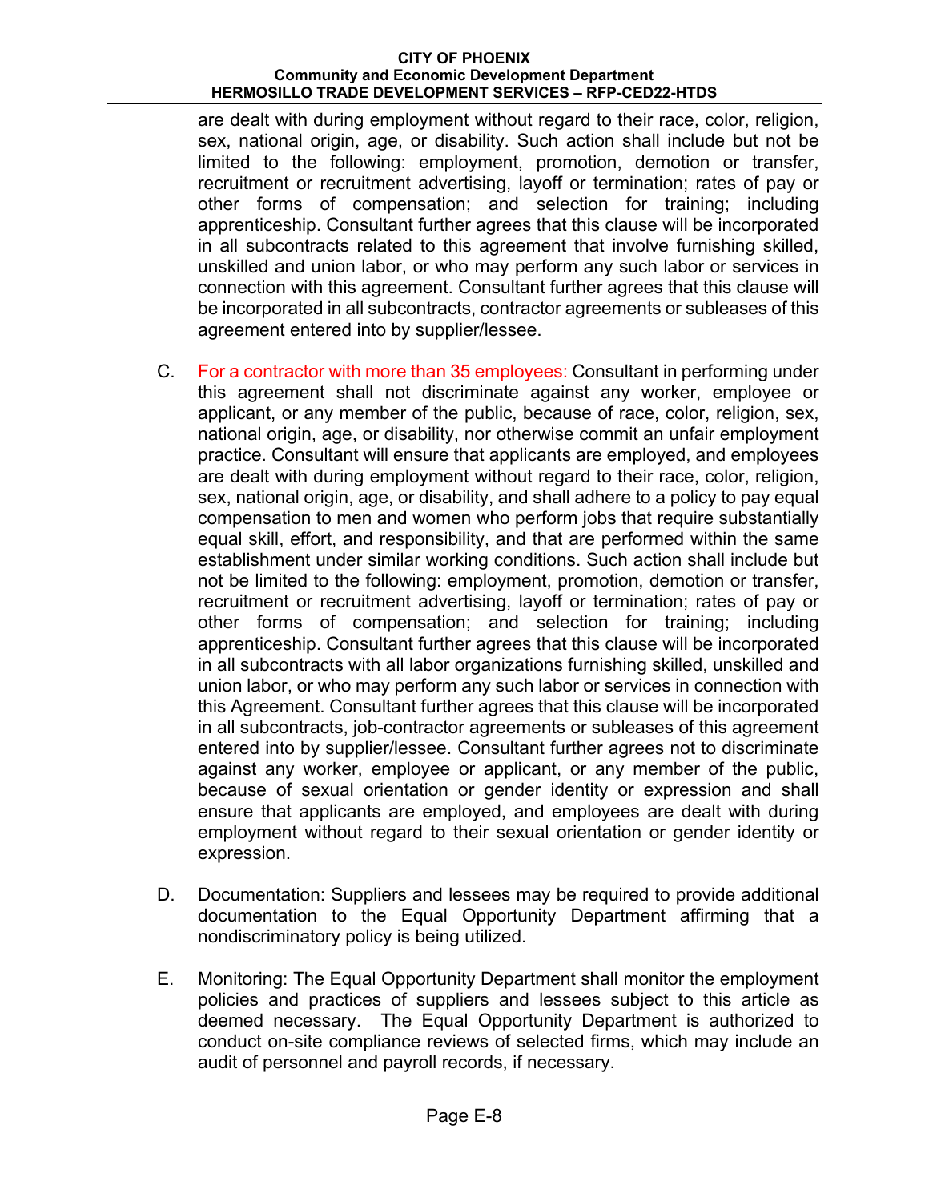are dealt with during employment without regard to their race, color, religion, sex, national origin, age, or disability. Such action shall include but not be limited to the following: employment, promotion, demotion or transfer, recruitment or recruitment advertising, layoff or termination; rates of pay or other forms of compensation; and selection for training; including apprenticeship. Consultant further agrees that this clause will be incorporated in all subcontracts related to this agreement that involve furnishing skilled, unskilled and union labor, or who may perform any such labor or services in connection with this agreement. Consultant further agrees that this clause will be incorporated in all subcontracts, contractor agreements or subleases of this agreement entered into by supplier/lessee.

C. For a contractor with more than 35 employees: Consultant in performing under this agreement shall not discriminate against any worker, employee or applicant, or any member of the public, because of race, color, religion, sex, national origin, age, or disability, nor otherwise commit an unfair employment practice. Consultant will ensure that applicants are employed, and employees are dealt with during employment without regard to their race, color, religion, sex, national origin, age, or disability, and shall adhere to a policy to pay equal compensation to men and women who perform jobs that require substantially equal skill, effort, and responsibility, and that are performed within the same establishment under similar working conditions. Such action shall include but not be limited to the following: employment, promotion, demotion or transfer, recruitment or recruitment advertising, layoff or termination; rates of pay or other forms of compensation; and selection for training; including apprenticeship. Consultant further agrees that this clause will be incorporated in all subcontracts with all labor organizations furnishing skilled, unskilled and union labor, or who may perform any such labor or services in connection with this Agreement. Consultant further agrees that this clause will be incorporated in all subcontracts, job-contractor agreements or subleases of this agreement entered into by supplier/lessee. Consultant further agrees not to discriminate against any worker, employee or applicant, or any member of the public, because of sexual orientation or gender identity or expression and shall ensure that applicants are employed, and employees are dealt with during employment without regard to their sexual orientation or gender identity or expression.

D. Documentation: Suppliers and lessees may be required to provide additional documentation to the Equal Opportunity Department affirming that a nondiscriminatory policy is being utilized.

E. Monitoring: The Equal Opportunity Department shall monitor the employment policies and practices of suppliers and lessees subject to this article as deemed necessary. The Equal Opportunity Department is authorized to conduct on-site compliance reviews of selected firms, which may include an audit of personnel and payroll records, if necessary.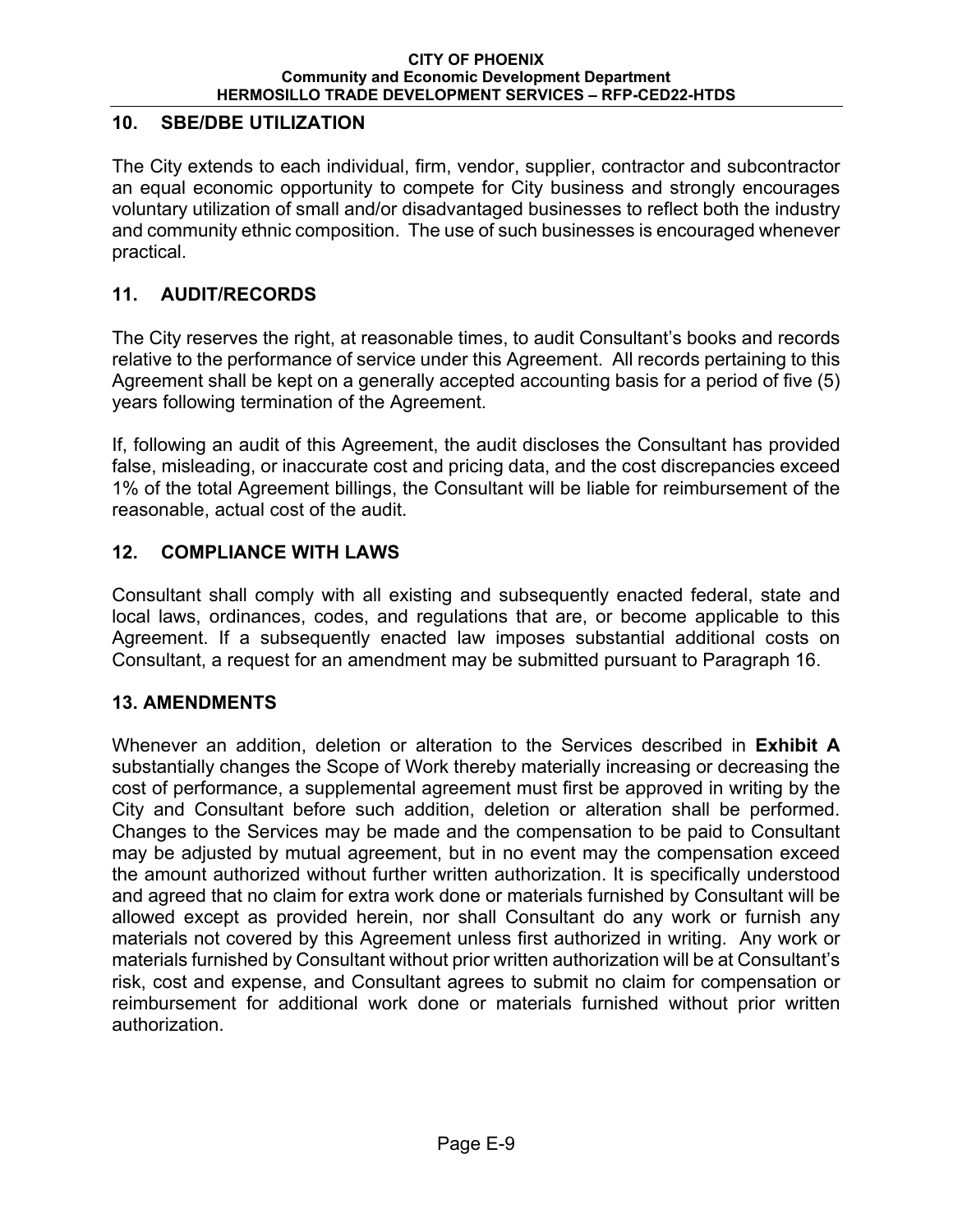## 10. SBE/DBE UTILIZATION

The City extends to each individual, firm, vendor, supplier, contractor and subcontractor an equal economic opportunity to compete for City business and strongly encourages voluntary utilization of small and/or disadvantaged businesses to reflect both the industry and community ethnic composition. The use of such businesses is encouraged whenever practical.

## 11. AUDIT/RECORDS

The City reserves the right, at reasonable times, to audit Consultant's books and records relative to the performance of service under this Agreement. All records pertaining to this Agreement shall be kept on a generally accepted accounting basis for a period of five (5) years following termination of the Agreement.

If, following an audit of this Agreement, the audit discloses the Consultant has provided false, misleading, or inaccurate cost and pricing data, and the cost discrepancies exceed 1% of the total Agreement billings, the Consultant will be liable for reimbursement of the reasonable, actual cost of the audit.

## 12. COMPLIANCE WITH LAWS

Consultant shall comply with all existing and subsequently enacted federal, state and local laws, ordinances, codes, and regulations that are, or become applicable to this Agreement. If a subsequently enacted law imposes substantial additional costs on Consultant, a request for an amendment may be submitted pursuant to Paragraph 16.

## 13. AMENDMENTS

Whenever an addition, deletion or alteration to the Services described in **Exhibit A** substantially changes the Scope of Work thereby materially increasing or decreasing the cost of performance, a supplemental agreement must first be approved in writing by the City and Consultant before such addition, deletion or alteration shall be performed. Changes to the Services may be made and the compensation to be paid to Consultant may be adjusted by mutual agreement, but in no event may the compensation exceed the amount authorized without further written authorization. It is specifically understood and agreed that no claim for extra work done or materials furnished by Consultant will be allowed except as provided herein, nor shall Consultant do any work or furnish any materials not covered by this Agreement unless first authorized in writing. Any work or materials furnished by Consultant without prior written authorization will be at Consultant's risk, cost and expense, and Consultant agrees to submit no claim for compensation or reimbursement for additional work done or materials furnished without prior written authorization.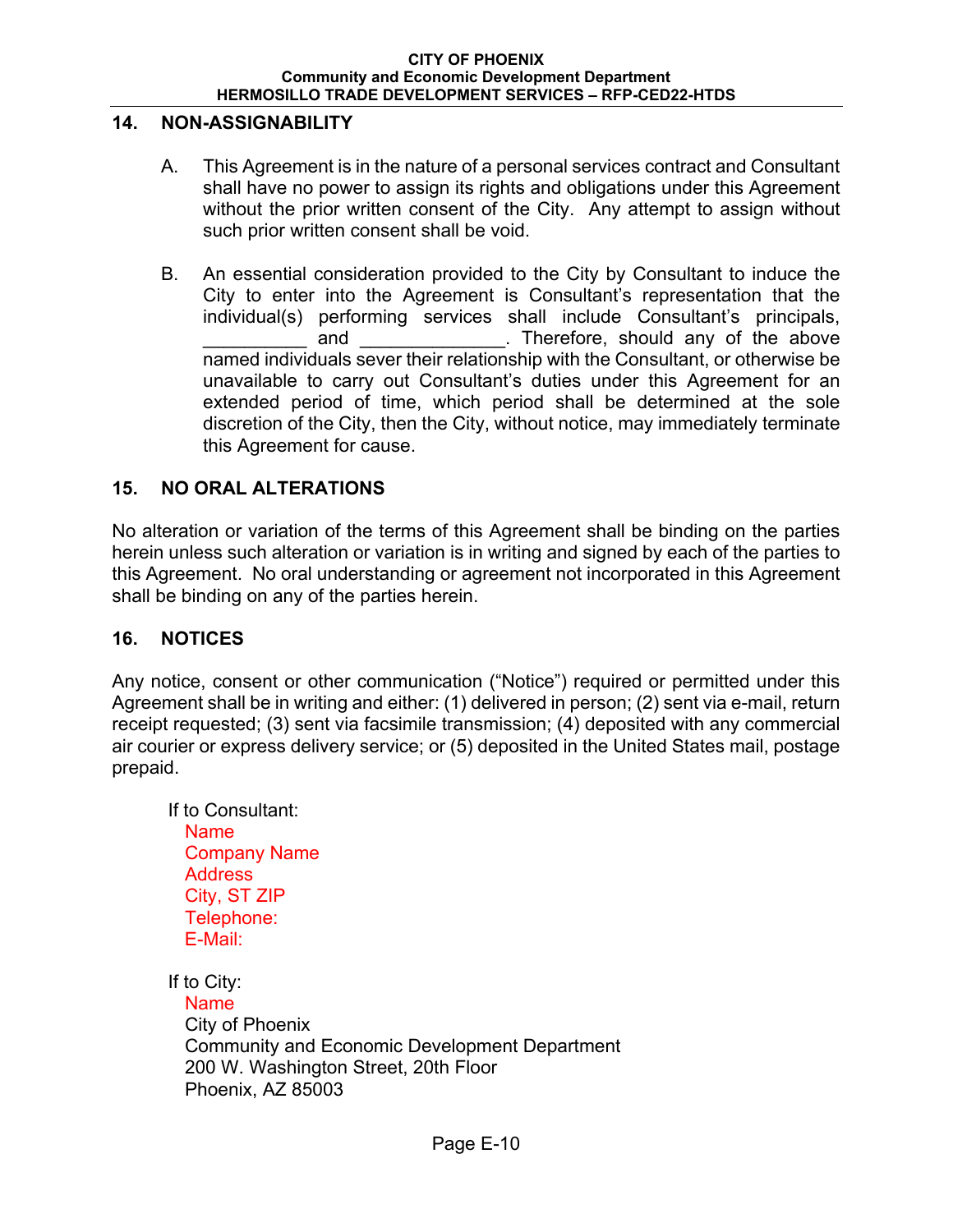## 14. NON-ASSIGNABILITY

A. This Agreement is in the nature of a personal services contract and Consultant shall have no power to assign its rights and obligations under this Agreement without the prior written consent of the City. Any attempt to assign without such prior written consent shall be void.

B. An essential consideration provided to the City by Consultant to induce the City to enter into the Agreement is Consultant's representation that the individual(s) performing services shall include Consultant's principals, __________ and ______________. Therefore, should any of the above named individuals sever their relationship with the Consultant, or otherwise be unavailable to carry out Consultant's duties under this Agreement for an extended period of time, which period shall be determined at the sole discretion of the City, then the City, without notice, may immediately terminate this Agreement for cause.

## 15. NO ORAL ALTERATIONS

No alteration or variation of the terms of this Agreement shall be binding on the parties herein unless such alteration or variation is in writing and signed by each of the parties to this Agreement. No oral understanding or agreement not incorporated in this Agreement shall be binding on any of the parties herein.

## 16. NOTICES

Any notice, consent or other communication ("Notice") required or permitted under this Agreement shall be in writing and either: (1) delivered in person; (2) sent via e-mail, return receipt requested; (3) sent via facsimile transmission; (4) deposited with any commercial air courier or express delivery service; or (5) deposited in the United States mail, postage prepaid.

If to Consultant:
Name
Company Name
Address
City, ST ZIP
Telephone:
E-Mail:

If to City:
Name
City of Phoenix
Community and Economic Development Department
200 W. Washington Street, 20th Floor
Phoenix, AZ 85003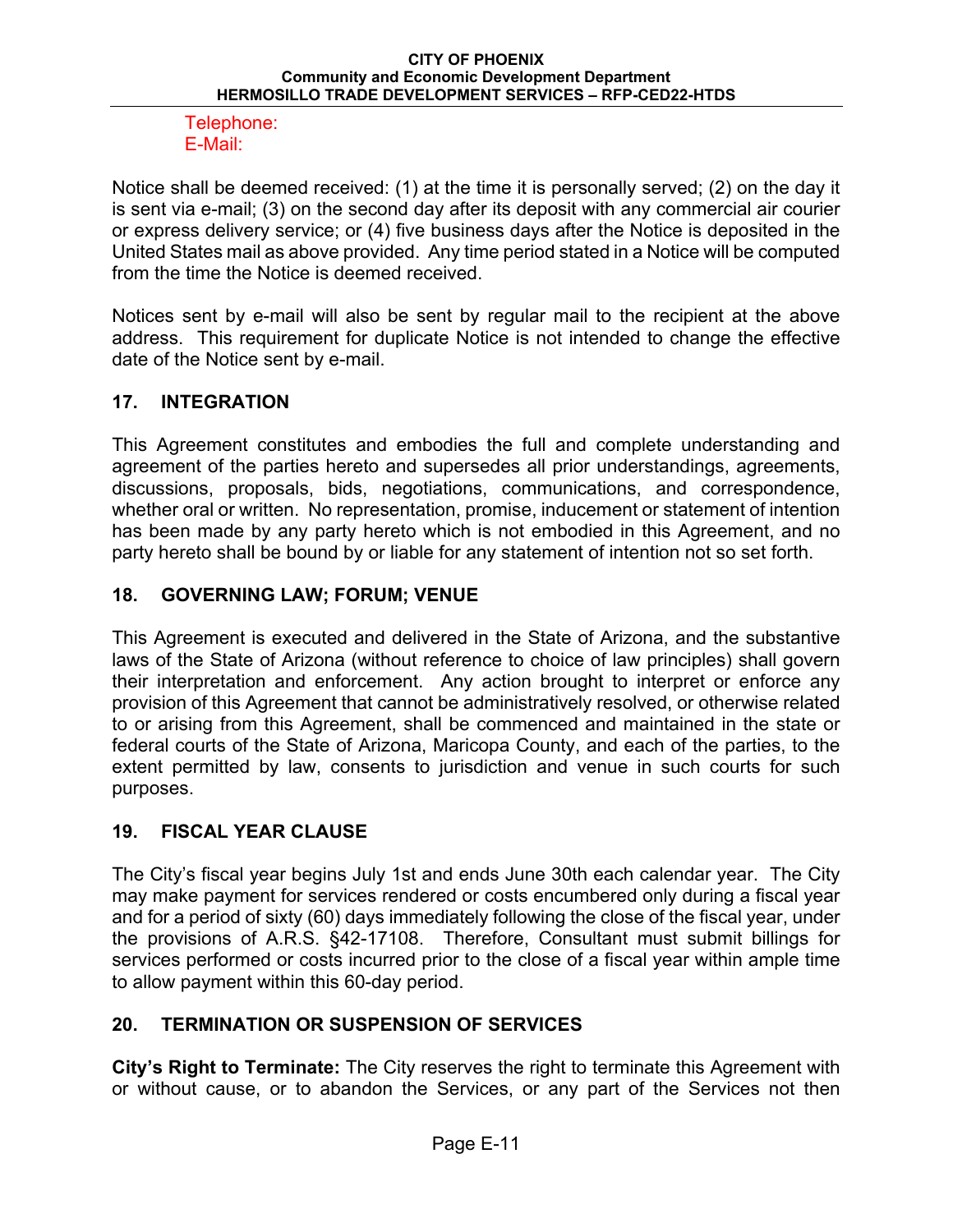Telephone:
E-Mail:

Notice shall be deemed received: (1) at the time it is personally served; (2) on the day it is sent via e-mail; (3) on the second day after its deposit with any commercial air courier or express delivery service; or (4) five business days after the Notice is deposited in the United States mail as above provided. Any time period stated in a Notice will be computed from the time the Notice is deemed received.

Notices sent by e-mail will also be sent by regular mail to the recipient at the above address. This requirement for duplicate Notice is not intended to change the effective date of the Notice sent by e-mail.

## 17. INTEGRATION

This Agreement constitutes and embodies the full and complete understanding and agreement of the parties hereto and supersedes all prior understandings, agreements, discussions, proposals, bids, negotiations, communications, and correspondence, whether oral or written. No representation, promise, inducement or statement of intention has been made by any party hereto which is not embodied in this Agreement, and no party hereto shall be bound by or liable for any statement of intention not so set forth.

## 18. GOVERNING LAW; FORUM; VENUE

This Agreement is executed and delivered in the State of Arizona, and the substantive laws of the State of Arizona (without reference to choice of law principles) shall govern their interpretation and enforcement. Any action brought to interpret or enforce any provision of this Agreement that cannot be administratively resolved, or otherwise related to or arising from this Agreement, shall be commenced and maintained in the state or federal courts of the State of Arizona, Maricopa County, and each of the parties, to the extent permitted by law, consents to jurisdiction and venue in such courts for such purposes.

## 19. FISCAL YEAR CLAUSE

The City's fiscal year begins July 1st and ends June 30th each calendar year. The City may make payment for services rendered or costs encumbered only during a fiscal year and for a period of sixty (60) days immediately following the close of the fiscal year, under the provisions of A.R.S. §42-17108. Therefore, Consultant must submit billings for services performed or costs incurred prior to the close of a fiscal year within ample time to allow payment within this 60-day period.

## 20. TERMINATION OR SUSPENSION OF SERVICES

**City's Right to Terminate:** The City reserves the right to terminate this Agreement with or without cause, or to abandon the Services, or any part of the Services not then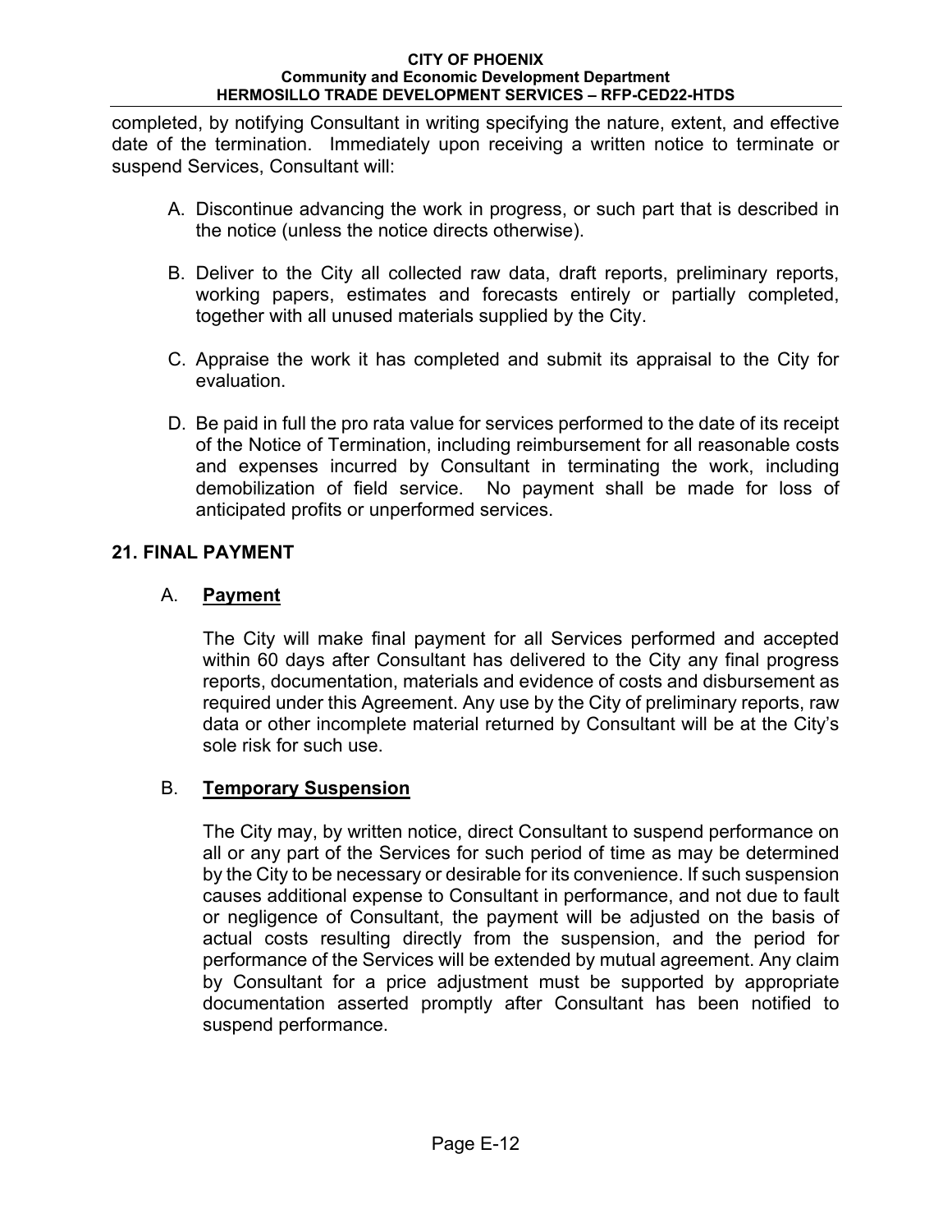completed, by notifying Consultant in writing specifying the nature, extent, and effective date of the termination. Immediately upon receiving a written notice to terminate or suspend Services, Consultant will:

A. Discontinue advancing the work in progress, or such part that is described in the notice (unless the notice directs otherwise).

B. Deliver to the City all collected raw data, draft reports, preliminary reports, working papers, estimates and forecasts entirely or partially completed, together with all unused materials supplied by the City.

C. Appraise the work it has completed and submit its appraisal to the City for evaluation.

D. Be paid in full the pro rata value for services performed to the date of its receipt of the Notice of Termination, including reimbursement for all reasonable costs and expenses incurred by Consultant in terminating the work, including demobilization of field service. No payment shall be made for loss of anticipated profits or unperformed services.

## 21. FINAL PAYMENT

### A. Payment

The City will make final payment for all Services performed and accepted within 60 days after Consultant has delivered to the City any final progress reports, documentation, materials and evidence of costs and disbursement as required under this Agreement. Any use by the City of preliminary reports, raw data or other incomplete material returned by Consultant will be at the City's sole risk for such use.

### B. Temporary Suspension

The City may, by written notice, direct Consultant to suspend performance on all or any part of the Services for such period of time as may be determined by the City to be necessary or desirable for its convenience. If such suspension causes additional expense to Consultant in performance, and not due to fault or negligence of Consultant, the payment will be adjusted on the basis of actual costs resulting directly from the suspension, and the period for performance of the Services will be extended by mutual agreement. Any claim by Consultant for a price adjustment must be supported by appropriate documentation asserted promptly after Consultant has been notified to suspend performance.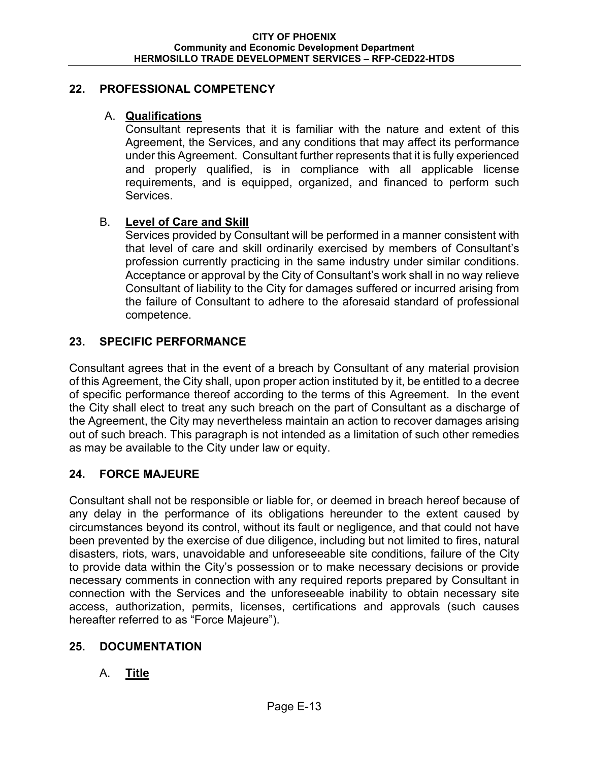## 22. PROFESSIONAL COMPETENCY

A. **Qualifications**

Consultant represents that it is familiar with the nature and extent of this Agreement, the Services, and any conditions that may affect its performance under this Agreement. Consultant further represents that it is fully experienced and properly qualified, is in compliance with all applicable license requirements, and is equipped, organized, and financed to perform such Services.

B. **Level of Care and Skill**

Services provided by Consultant will be performed in a manner consistent with that level of care and skill ordinarily exercised by members of Consultant's profession currently practicing in the same industry under similar conditions. Acceptance or approval by the City of Consultant's work shall in no way relieve Consultant of liability to the City for damages suffered or incurred arising from the failure of Consultant to adhere to the aforesaid standard of professional competence.

## 23. SPECIFIC PERFORMANCE

Consultant agrees that in the event of a breach by Consultant of any material provision of this Agreement, the City shall, upon proper action instituted by it, be entitled to a decree of specific performance thereof according to the terms of this Agreement. In the event the City shall elect to treat any such breach on the part of Consultant as a discharge of the Agreement, the City may nevertheless maintain an action to recover damages arising out of such breach. This paragraph is not intended as a limitation of such other remedies as may be available to the City under law or equity.

## 24. FORCE MAJEURE

Consultant shall not be responsible or liable for, or deemed in breach hereof because of any delay in the performance of its obligations hereunder to the extent caused by circumstances beyond its control, without its fault or negligence, and that could not have been prevented by the exercise of due diligence, including but not limited to fires, natural disasters, riots, wars, unavoidable and unforeseeable site conditions, failure of the City to provide data within the City's possession or to make necessary decisions or provide necessary comments in connection with any required reports prepared by Consultant in connection with the Services and the unforeseeable inability to obtain necessary site access, authorization, permits, licenses, certifications and approvals (such causes hereafter referred to as "Force Majeure").

## 25. DOCUMENTATION

A. **Title**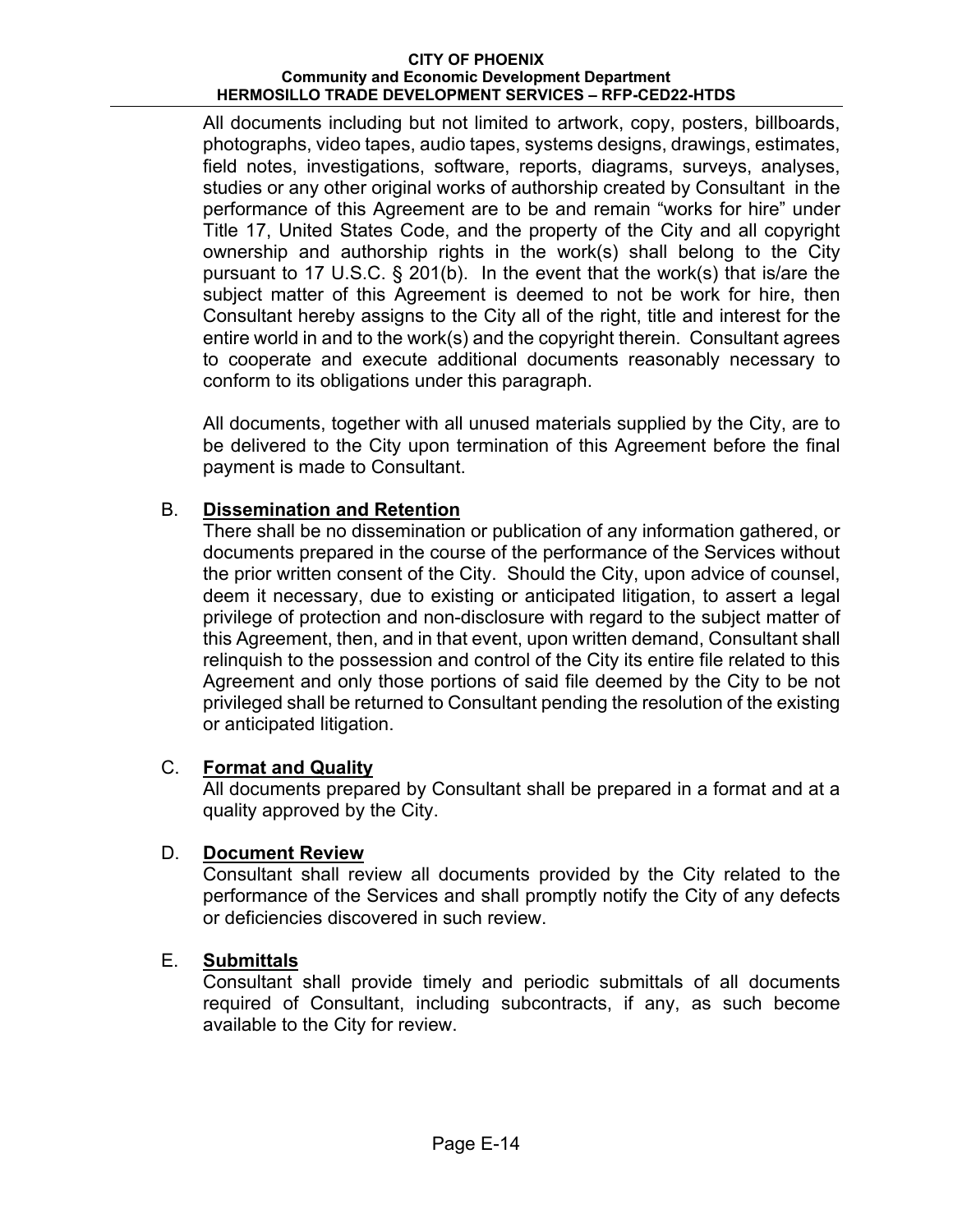All documents including but not limited to artwork, copy, posters, billboards, photographs, video tapes, audio tapes, systems designs, drawings, estimates, field notes, investigations, software, reports, diagrams, surveys, analyses, studies or any other original works of authorship created by Consultant in the performance of this Agreement are to be and remain "works for hire" under Title 17, United States Code, and the property of the City and all copyright ownership and authorship rights in the work(s) shall belong to the City pursuant to 17 U.S.C. § 201(b). In the event that the work(s) that is/are the subject matter of this Agreement is deemed to not be work for hire, then Consultant hereby assigns to the City all of the right, title and interest for the entire world in and to the work(s) and the copyright therein. Consultant agrees to cooperate and execute additional documents reasonably necessary to conform to its obligations under this paragraph.

All documents, together with all unused materials supplied by the City, are to be delivered to the City upon termination of this Agreement before the final payment is made to Consultant.

B. **Dissemination and Retention**

There shall be no dissemination or publication of any information gathered, or documents prepared in the course of the performance of the Services without the prior written consent of the City. Should the City, upon advice of counsel, deem it necessary, due to existing or anticipated litigation, to assert a legal privilege of protection and non-disclosure with regard to the subject matter of this Agreement, then, and in that event, upon written demand, Consultant shall relinquish to the possession and control of the City its entire file related to this Agreement and only those portions of said file deemed by the City to be not privileged shall be returned to Consultant pending the resolution of the existing or anticipated litigation.

C. **Format and Quality**

All documents prepared by Consultant shall be prepared in a format and at a quality approved by the City.

D. **Document Review**

Consultant shall review all documents provided by the City related to the performance of the Services and shall promptly notify the City of any defects or deficiencies discovered in such review.

E. **Submittals**

Consultant shall provide timely and periodic submittals of all documents required of Consultant, including subcontracts, if any, as such become available to the City for review.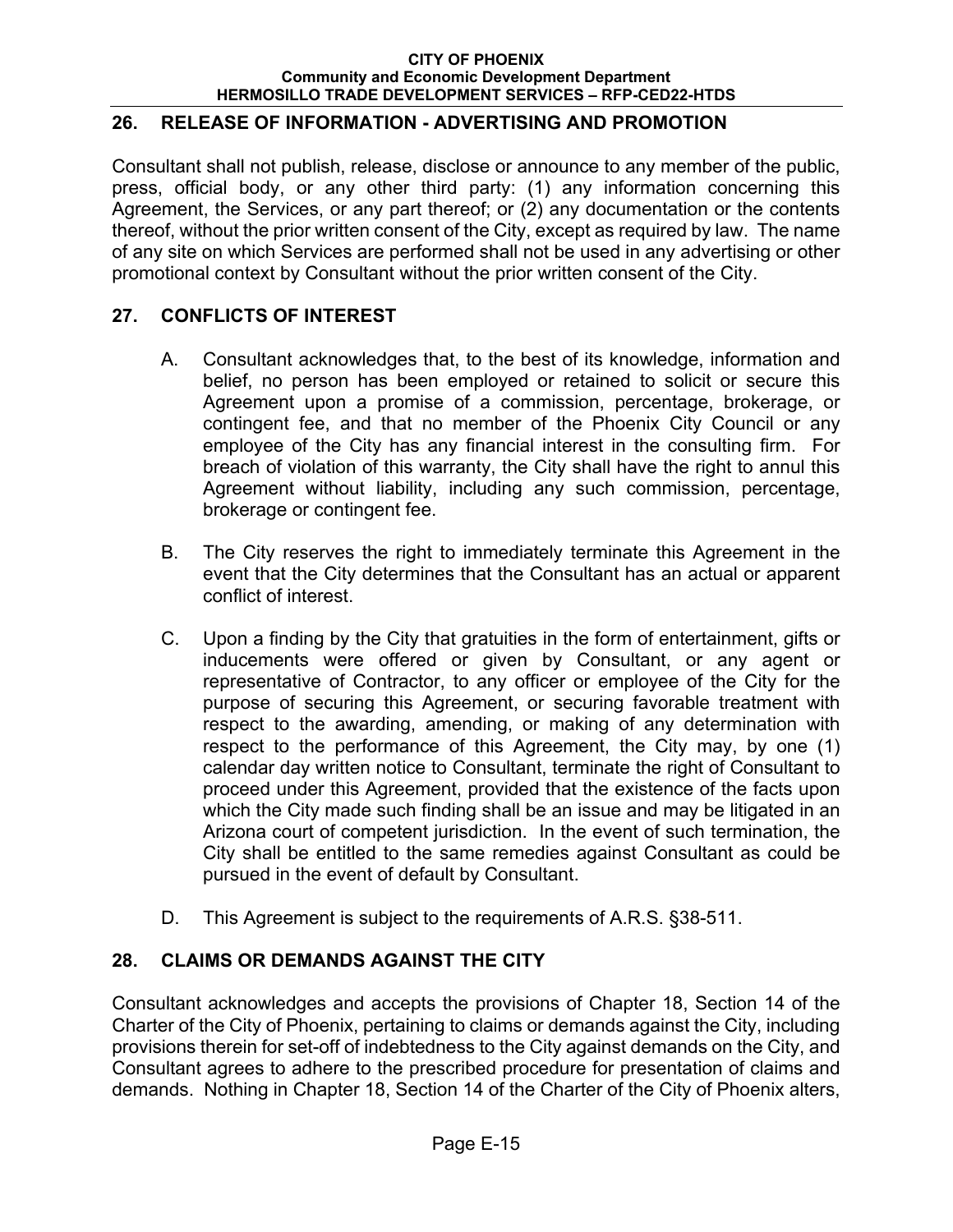## 26. RELEASE OF INFORMATION - ADVERTISING AND PROMOTION

Consultant shall not publish, release, disclose or announce to any member of the public, press, official body, or any other third party: (1) any information concerning this Agreement, the Services, or any part thereof; or (2) any documentation or the contents thereof, without the prior written consent of the City, except as required by law. The name of any site on which Services are performed shall not be used in any advertising or other promotional context by Consultant without the prior written consent of the City.

## 27. CONFLICTS OF INTEREST

A. Consultant acknowledges that, to the best of its knowledge, information and belief, no person has been employed or retained to solicit or secure this Agreement upon a promise of a commission, percentage, brokerage, or contingent fee, and that no member of the Phoenix City Council or any employee of the City has any financial interest in the consulting firm. For breach of violation of this warranty, the City shall have the right to annul this Agreement without liability, including any such commission, percentage, brokerage or contingent fee.

B. The City reserves the right to immediately terminate this Agreement in the event that the City determines that the Consultant has an actual or apparent conflict of interest.

C. Upon a finding by the City that gratuities in the form of entertainment, gifts or inducements were offered or given by Consultant, or any agent or representative of Contractor, to any officer or employee of the City for the purpose of securing this Agreement, or securing favorable treatment with respect to the awarding, amending, or making of any determination with respect to the performance of this Agreement, the City may, by one (1) calendar day written notice to Consultant, terminate the right of Consultant to proceed under this Agreement, provided that the existence of the facts upon which the City made such finding shall be an issue and may be litigated in an Arizona court of competent jurisdiction. In the event of such termination, the City shall be entitled to the same remedies against Consultant as could be pursued in the event of default by Consultant.

D. This Agreement is subject to the requirements of A.R.S. §38-511.

## 28. CLAIMS OR DEMANDS AGAINST THE CITY

Consultant acknowledges and accepts the provisions of Chapter 18, Section 14 of the Charter of the City of Phoenix, pertaining to claims or demands against the City, including provisions therein for set-off of indebtedness to the City against demands on the City, and Consultant agrees to adhere to the prescribed procedure for presentation of claims and demands. Nothing in Chapter 18, Section 14 of the Charter of the City of Phoenix alters,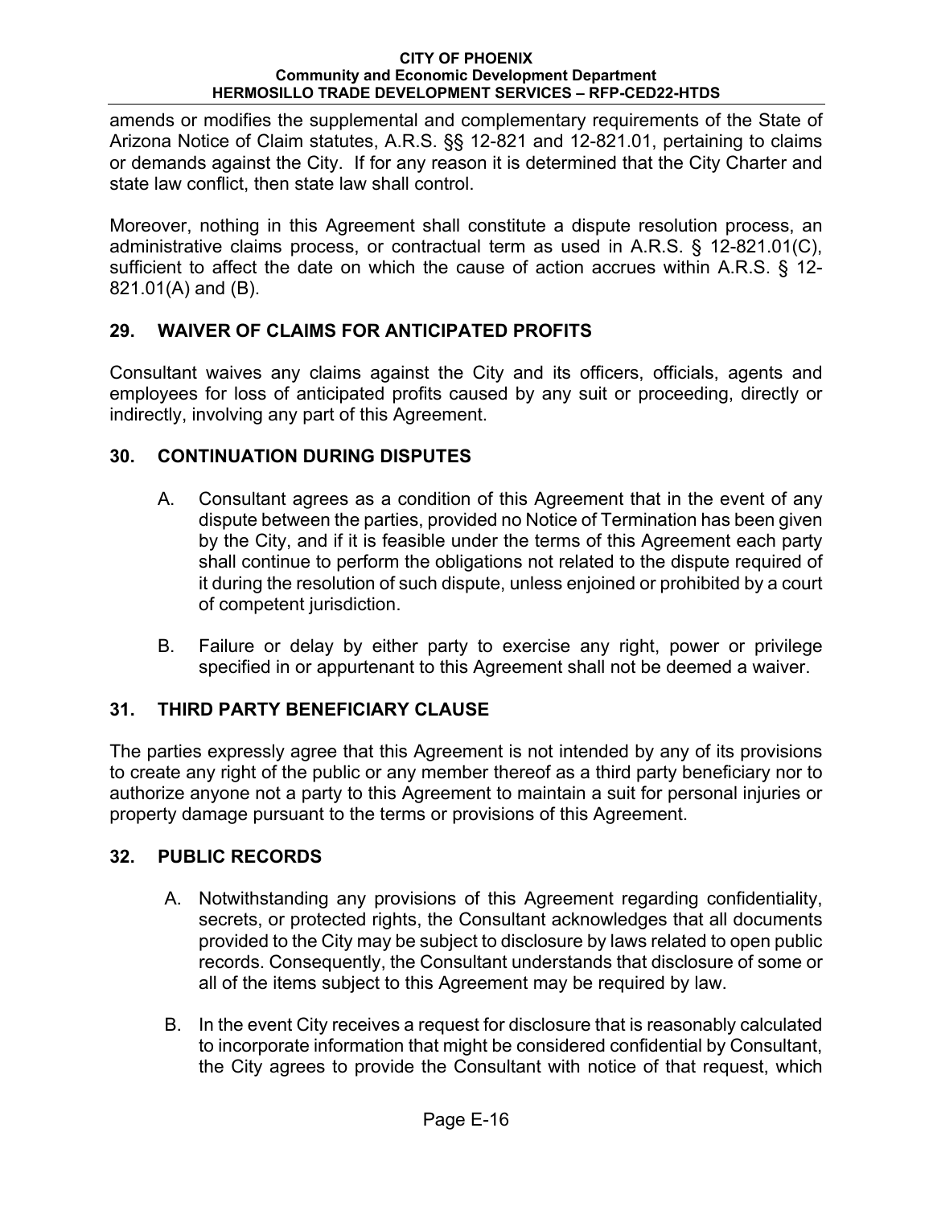amends or modifies the supplemental and complementary requirements of the State of Arizona Notice of Claim statutes, A.R.S. §§ 12-821 and 12-821.01, pertaining to claims or demands against the City. If for any reason it is determined that the City Charter and state law conflict, then state law shall control.

Moreover, nothing in this Agreement shall constitute a dispute resolution process, an administrative claims process, or contractual term as used in A.R.S. § 12-821.01(C), sufficient to affect the date on which the cause of action accrues within A.R.S. § 12-821.01(A) and (B).

## 29. WAIVER OF CLAIMS FOR ANTICIPATED PROFITS

Consultant waives any claims against the City and its officers, officials, agents and employees for loss of anticipated profits caused by any suit or proceeding, directly or indirectly, involving any part of this Agreement.

## 30. CONTINUATION DURING DISPUTES

A. Consultant agrees as a condition of this Agreement that in the event of any dispute between the parties, provided no Notice of Termination has been given by the City, and if it is feasible under the terms of this Agreement each party shall continue to perform the obligations not related to the dispute required of it during the resolution of such dispute, unless enjoined or prohibited by a court of competent jurisdiction.

B. Failure or delay by either party to exercise any right, power or privilege specified in or appurtenant to this Agreement shall not be deemed a waiver.

## 31. THIRD PARTY BENEFICIARY CLAUSE

The parties expressly agree that this Agreement is not intended by any of its provisions to create any right of the public or any member thereof as a third party beneficiary nor to authorize anyone not a party to this Agreement to maintain a suit for personal injuries or property damage pursuant to the terms or provisions of this Agreement.

## 32. PUBLIC RECORDS

A. Notwithstanding any provisions of this Agreement regarding confidentiality, secrets, or protected rights, the Consultant acknowledges that all documents provided to the City may be subject to disclosure by laws related to open public records. Consequently, the Consultant understands that disclosure of some or all of the items subject to this Agreement may be required by law.

B. In the event City receives a request for disclosure that is reasonably calculated to incorporate information that might be considered confidential by Consultant, the City agrees to provide the Consultant with notice of that request, which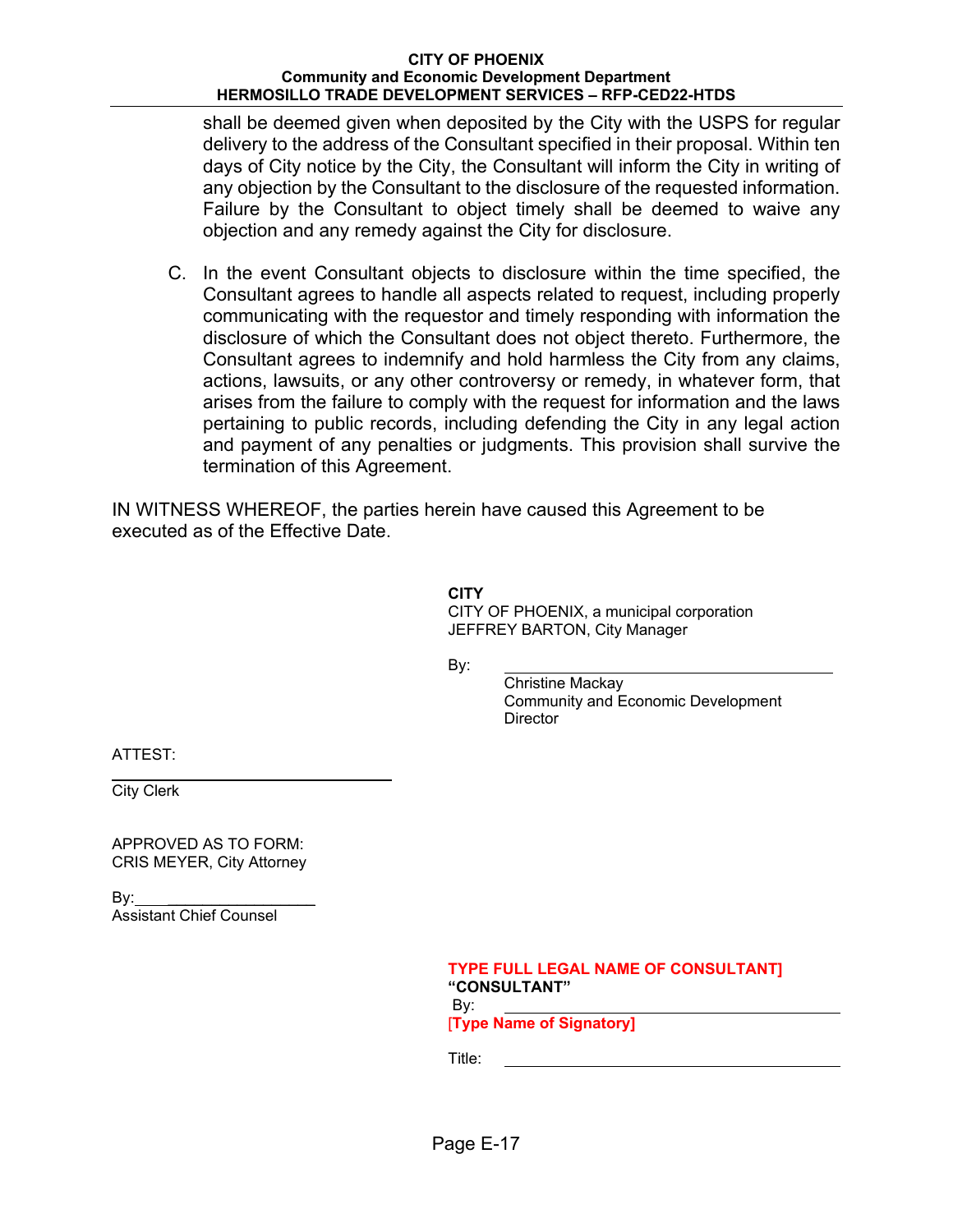shall be deemed given when deposited by the City with the USPS for regular delivery to the address of the Consultant specified in their proposal. Within ten days of City notice by the City, the Consultant will inform the City in writing of any objection by the Consultant to the disclosure of the requested information. Failure by the Consultant to object timely shall be deemed to waive any objection and any remedy against the City for disclosure.

C. In the event Consultant objects to disclosure within the time specified, the Consultant agrees to handle all aspects related to request, including properly communicating with the requestor and timely responding with information the disclosure of which the Consultant does not object thereto. Furthermore, the Consultant agrees to indemnify and hold harmless the City from any claims, actions, lawsuits, or any other controversy or remedy, in whatever form, that arises from the failure to comply with the request for information and the laws pertaining to public records, including defending the City in any legal action and payment of any penalties or judgments. This provision shall survive the termination of this Agreement.

IN WITNESS WHEREOF, the parties herein have caused this Agreement to be executed as of the Effective Date.

**CITY**
CITY OF PHOENIX, a municipal corporation
JEFFREY BARTON, City Manager

By: ______________________________
Christine Mackay
Community and Economic Development Director

ATTEST:

______________________________
City Clerk

APPROVED AS TO FORM:
CRIS MEYER, City Attorney

By: ______________________
Assistant Chief Counsel

**TYPE FULL LEGAL NAME OF CONSULTANT]**
**"CONSULTANT"**
By: ______________________________
**[Type Name of Signatory]**

Title: ______________________________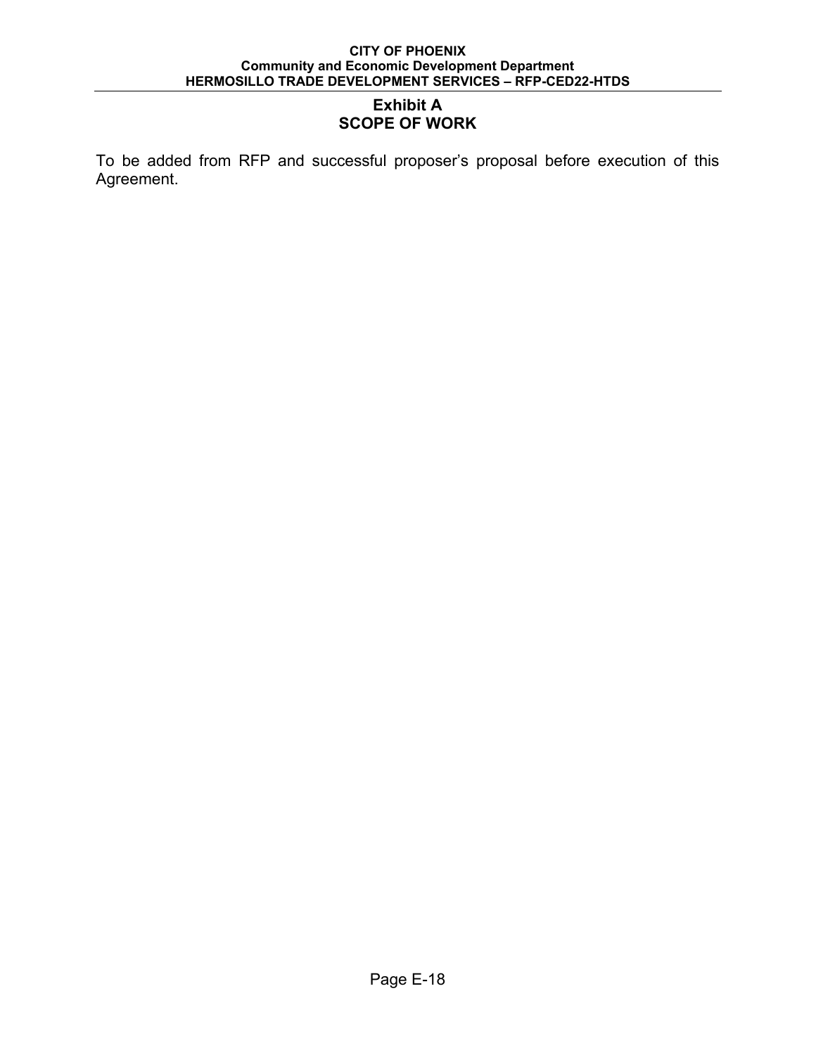# Exhibit A
# SCOPE OF WORK

To be added from RFP and successful proposer's proposal before execution of this Agreement.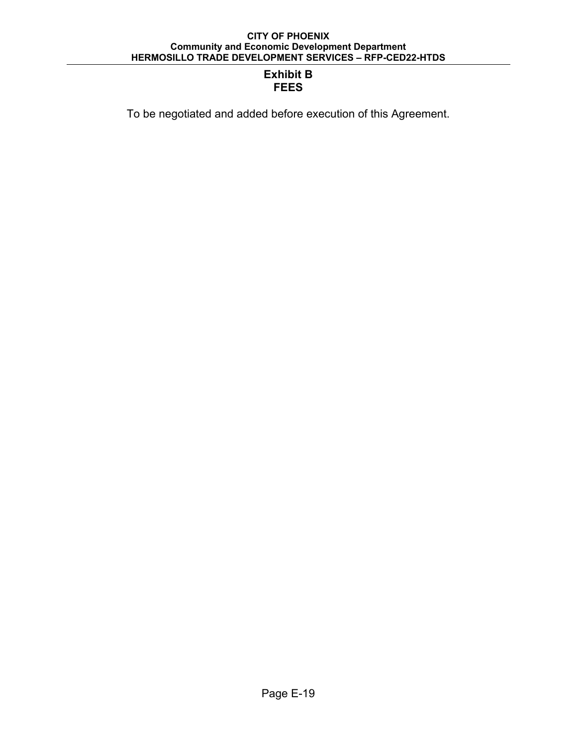# Exhibit B
# FEES

To be negotiated and added before execution of this Agreement.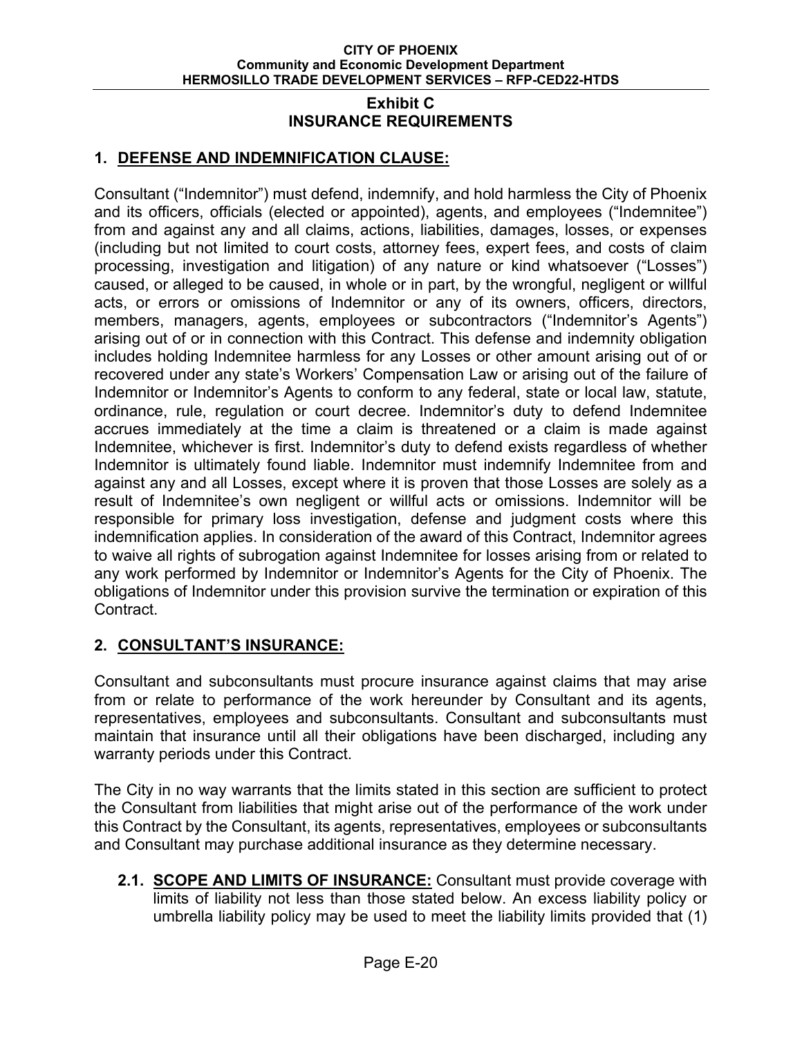## Exhibit C
## INSURANCE REQUIREMENTS

### 1. DEFENSE AND INDEMNIFICATION CLAUSE:

Consultant ("Indemnitor") must defend, indemnify, and hold harmless the City of Phoenix and its officers, officials (elected or appointed), agents, and employees ("Indemnitee") from and against any and all claims, actions, liabilities, damages, losses, or expenses (including but not limited to court costs, attorney fees, expert fees, and costs of claim processing, investigation and litigation) of any nature or kind whatsoever ("Losses") caused, or alleged to be caused, in whole or in part, by the wrongful, negligent or willful acts, or errors or omissions of Indemnitor or any of its owners, officers, directors, members, managers, agents, employees or subcontractors ("Indemnitor's Agents") arising out of or in connection with this Contract. This defense and indemnity obligation includes holding Indemnitee harmless for any Losses or other amount arising out of or recovered under any state's Workers' Compensation Law or arising out of the failure of Indemnitor or Indemnitor's Agents to conform to any federal, state or local law, statute, ordinance, rule, regulation or court decree. Indemnitor's duty to defend Indemnitee accrues immediately at the time a claim is threatened or a claim is made against Indemnitee, whichever is first. Indemnitor's duty to defend exists regardless of whether Indemnitor is ultimately found liable. Indemnitor must indemnify Indemnitee from and against any and all Losses, except where it is proven that those Losses are solely as a result of Indemnitee's own negligent or willful acts or omissions. Indemnitor will be responsible for primary loss investigation, defense and judgment costs where this indemnification applies. In consideration of the award of this Contract, Indemnitor agrees to waive all rights of subrogation against Indemnitee for losses arising from or related to any work performed by Indemnitor or Indemnitor's Agents for the City of Phoenix. The obligations of Indemnitor under this provision survive the termination or expiration of this Contract.

### 2. CONSULTANT'S INSURANCE:

Consultant and subconsultants must procure insurance against claims that may arise from or relate to performance of the work hereunder by Consultant and its agents, representatives, employees and subconsultants. Consultant and subconsultants must maintain that insurance until all their obligations have been discharged, including any warranty periods under this Contract.

The City in no way warrants that the limits stated in this section are sufficient to protect the Consultant from liabilities that might arise out of the performance of the work under this Contract by the Consultant, its agents, representatives, employees or subconsultants and Consultant may purchase additional insurance as they determine necessary.

**2.1. SCOPE AND LIMITS OF INSURANCE:** Consultant must provide coverage with limits of liability not less than those stated below. An excess liability policy or umbrella liability policy may be used to meet the liability limits provided that (1)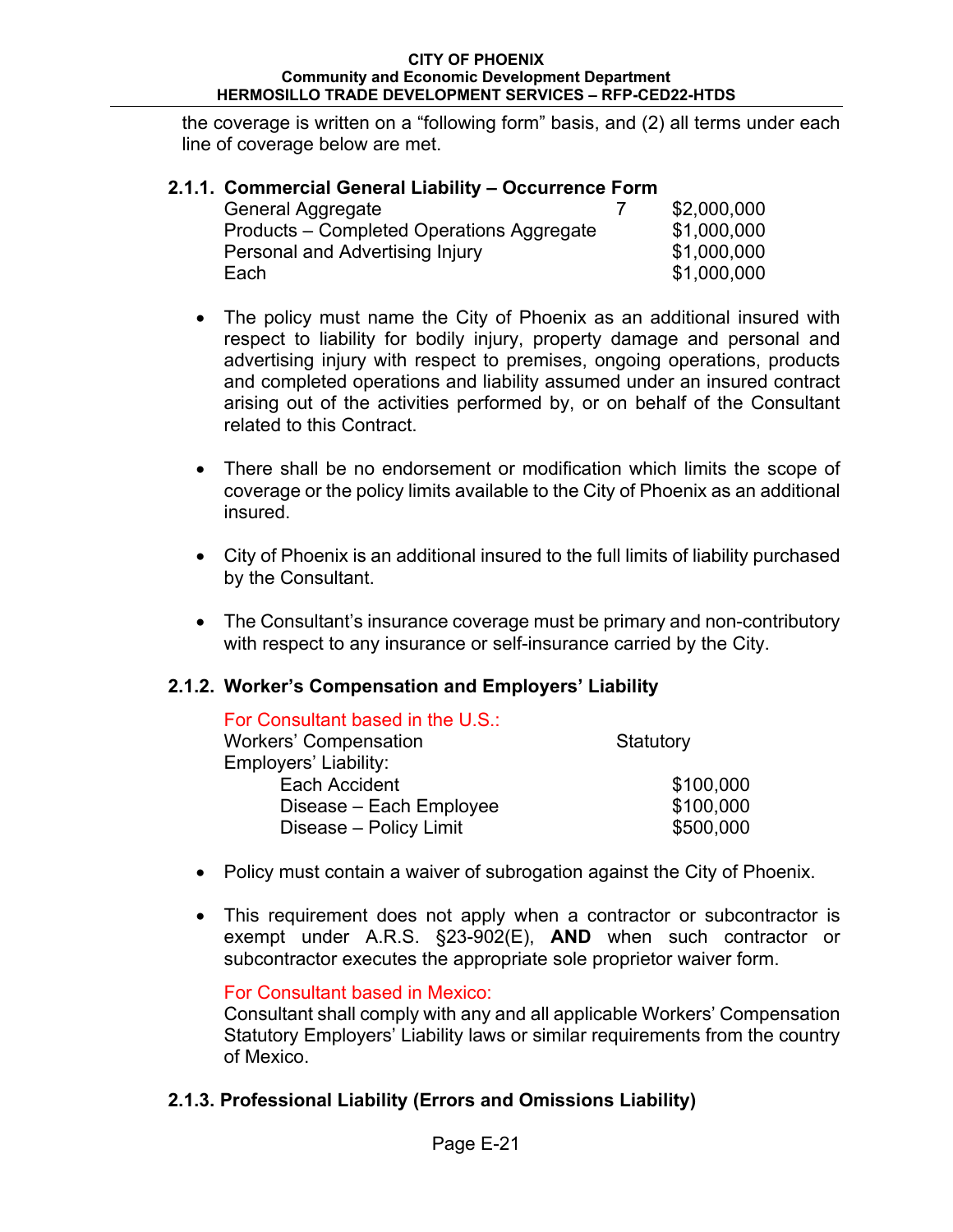the coverage is written on a "following form" basis, and (2) all terms under each line of coverage below are met.

### 2.1.1. Commercial General Liability – Occurrence Form

| | | |
|---|---|---|
| General Aggregate | 7 | $2,000,000 |
| Products – Completed Operations Aggregate | | $1,000,000 |
| Personal and Advertising Injury | | $1,000,000 |
| Each | | $1,000,000 |

- The policy must name the City of Phoenix as an additional insured with respect to liability for bodily injury, property damage and personal and advertising injury with respect to premises, ongoing operations, products and completed operations and liability assumed under an insured contract arising out of the activities performed by, or on behalf of the Consultant related to this Contract.

- There shall be no endorsement or modification which limits the scope of coverage or the policy limits available to the City of Phoenix as an additional insured.

- City of Phoenix is an additional insured to the full limits of liability purchased by the Consultant.

- The Consultant's insurance coverage must be primary and non-contributory with respect to any insurance or self-insurance carried by the City.

### 2.1.2. Worker's Compensation and Employers' Liability

For Consultant based in the U.S.:

| | |
|---|---|
| Workers' Compensation | Statutory |
| Employers' Liability: | |
| Each Accident | $100,000 |
| Disease – Each Employee | $100,000 |
| Disease – Policy Limit | $500,000 |

- Policy must contain a waiver of subrogation against the City of Phoenix.

- This requirement does not apply when a contractor or subcontractor is exempt under A.R.S. §23-902(E), **AND** when such contractor or subcontractor executes the appropriate sole proprietor waiver form.

For Consultant based in Mexico:

Consultant shall comply with any and all applicable Workers' Compensation Statutory Employers' Liability laws or similar requirements from the country of Mexico.

### 2.1.3. Professional Liability (Errors and Omissions Liability)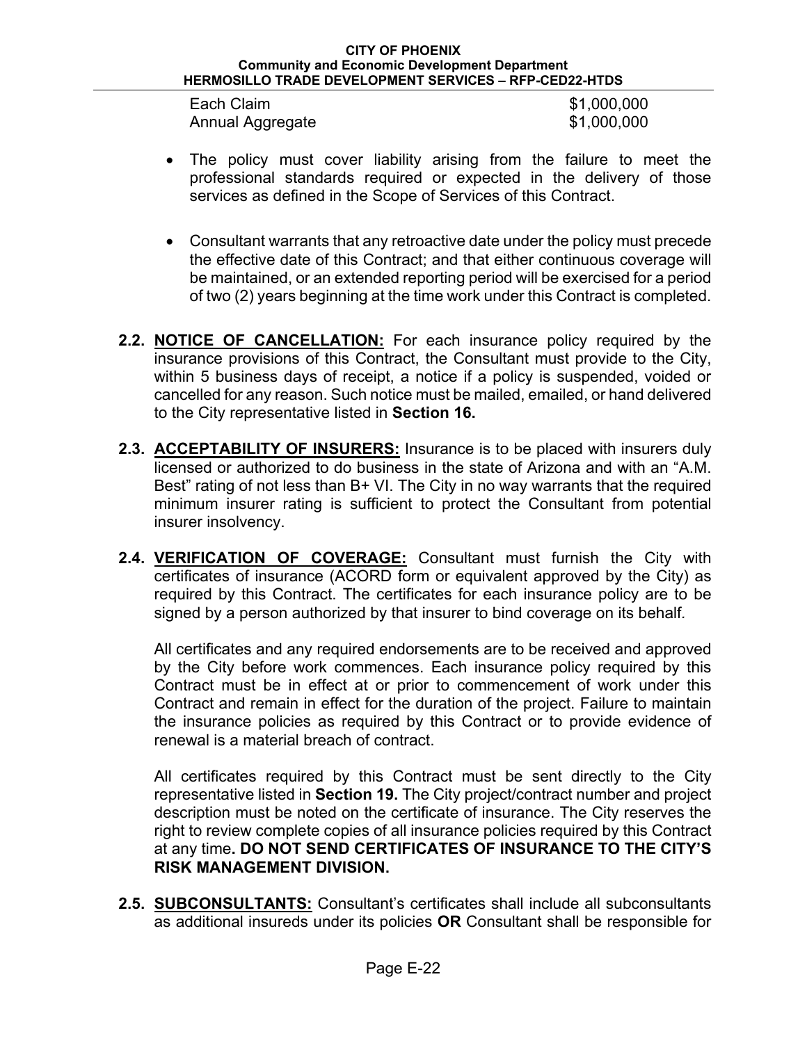| | |
|---|---|
| Each Claim | $1,000,000 |
| Annual Aggregate | $1,000,000 |

- The policy must cover liability arising from the failure to meet the professional standards required or expected in the delivery of those services as defined in the Scope of Services of this Contract.

- Consultant warrants that any retroactive date under the policy must precede the effective date of this Contract; and that either continuous coverage will be maintained, or an extended reporting period will be exercised for a period of two (2) years beginning at the time work under this Contract is completed.

**2.2. NOTICE OF CANCELLATION:** For each insurance policy required by the insurance provisions of this Contract, the Consultant must provide to the City, within 5 business days of receipt, a notice if a policy is suspended, voided or cancelled for any reason. Such notice must be mailed, emailed, or hand delivered to the City representative listed in **Section 16.**

**2.3. ACCEPTABILITY OF INSURERS:** Insurance is to be placed with insurers duly licensed or authorized to do business in the state of Arizona and with an "A.M. Best" rating of not less than B+ VI. The City in no way warrants that the required minimum insurer rating is sufficient to protect the Consultant from potential insurer insolvency.

**2.4. VERIFICATION OF COVERAGE:** Consultant must furnish the City with certificates of insurance (ACORD form or equivalent approved by the City) as required by this Contract. The certificates for each insurance policy are to be signed by a person authorized by that insurer to bind coverage on its behalf.

All certificates and any required endorsements are to be received and approved by the City before work commences. Each insurance policy required by this Contract must be in effect at or prior to commencement of work under this Contract and remain in effect for the duration of the project. Failure to maintain the insurance policies as required by this Contract or to provide evidence of renewal is a material breach of contract.

All certificates required by this Contract must be sent directly to the City representative listed in **Section 19.** The City project/contract number and project description must be noted on the certificate of insurance. The City reserves the right to review complete copies of all insurance policies required by this Contract at any time**. DO NOT SEND CERTIFICATES OF INSURANCE TO THE CITY'S RISK MANAGEMENT DIVISION.**

**2.5. SUBCONSULTANTS:** Consultant's certificates shall include all subconsultants as additional insureds under its policies **OR** Consultant shall be responsible for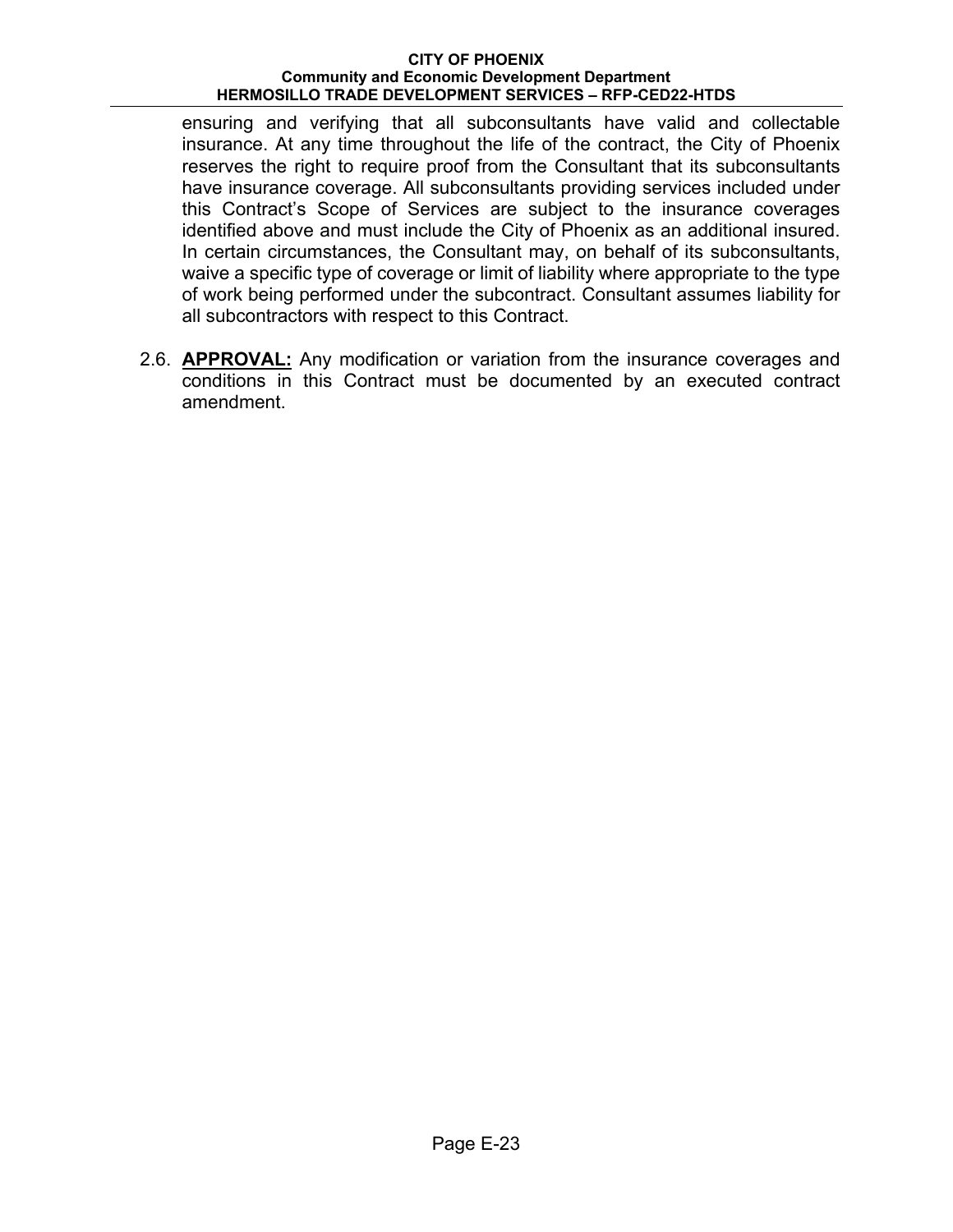ensuring and verifying that all subconsultants have valid and collectable insurance. At any time throughout the life of the contract, the City of Phoenix reserves the right to require proof from the Consultant that its subconsultants have insurance coverage. All subconsultants providing services included under this Contract's Scope of Services are subject to the insurance coverages identified above and must include the City of Phoenix as an additional insured. In certain circumstances, the Consultant may, on behalf of its subconsultants, waive a specific type of coverage or limit of liability where appropriate to the type of work being performed under the subcontract. Consultant assumes liability for all subcontractors with respect to this Contract.

2.6. **APPROVAL:** Any modification or variation from the insurance coverages and conditions in this Contract must be documented by an executed contract amendment.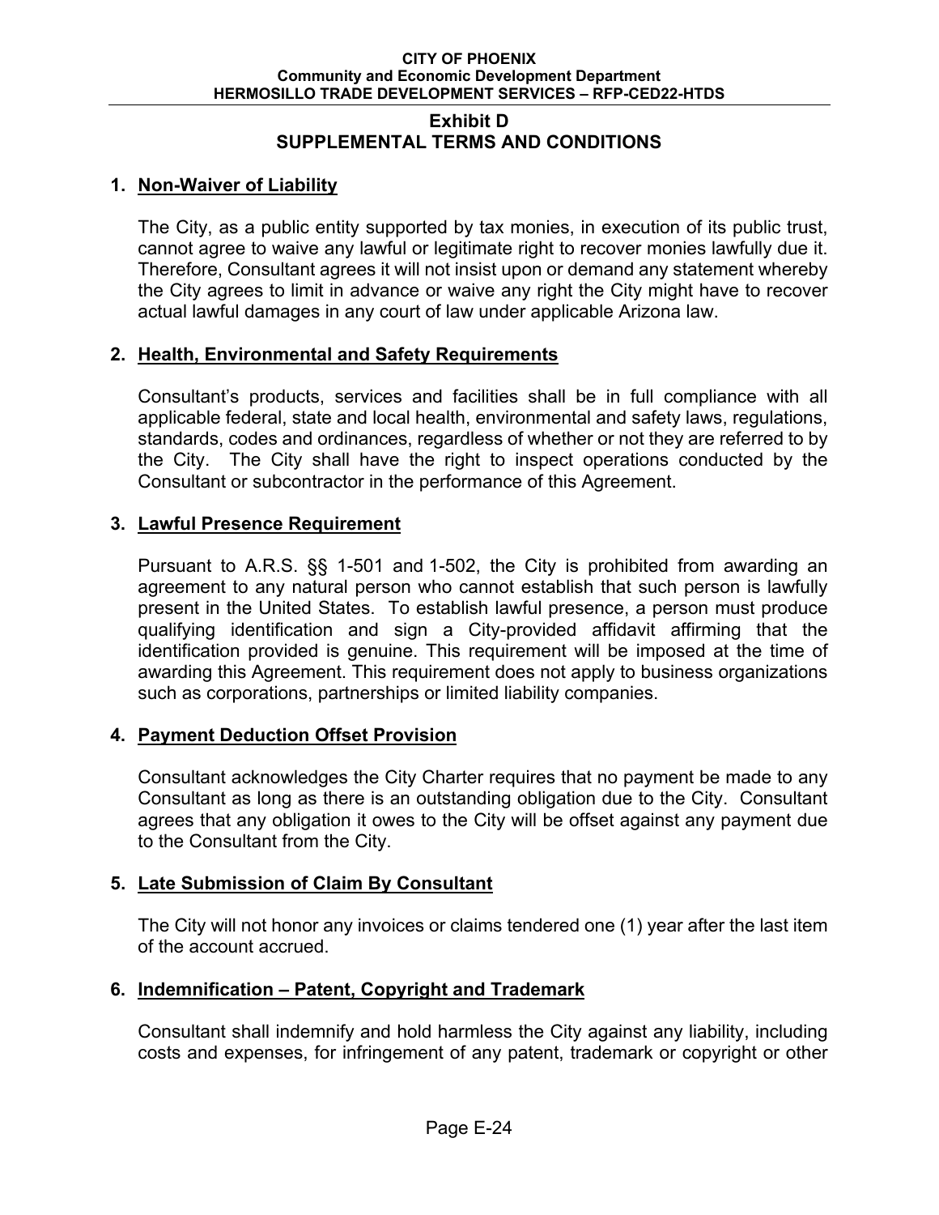## Exhibit D
## SUPPLEMENTAL TERMS AND CONDITIONS

### 1. Non-Waiver of Liability

The City, as a public entity supported by tax monies, in execution of its public trust, cannot agree to waive any lawful or legitimate right to recover monies lawfully due it. Therefore, Consultant agrees it will not insist upon or demand any statement whereby the City agrees to limit in advance or waive any right the City might have to recover actual lawful damages in any court of law under applicable Arizona law.

### 2. Health, Environmental and Safety Requirements

Consultant's products, services and facilities shall be in full compliance with all applicable federal, state and local health, environmental and safety laws, regulations, standards, codes and ordinances, regardless of whether or not they are referred to by the City. The City shall have the right to inspect operations conducted by the Consultant or subcontractor in the performance of this Agreement.

### 3. Lawful Presence Requirement

Pursuant to A.R.S. §§ 1-501 and 1-502, the City is prohibited from awarding an agreement to any natural person who cannot establish that such person is lawfully present in the United States. To establish lawful presence, a person must produce qualifying identification and sign a City-provided affidavit affirming that the identification provided is genuine. This requirement will be imposed at the time of awarding this Agreement. This requirement does not apply to business organizations such as corporations, partnerships or limited liability companies.

### 4. Payment Deduction Offset Provision

Consultant acknowledges the City Charter requires that no payment be made to any Consultant as long as there is an outstanding obligation due to the City. Consultant agrees that any obligation it owes to the City will be offset against any payment due to the Consultant from the City.

### 5. Late Submission of Claim By Consultant

The City will not honor any invoices or claims tendered one (1) year after the last item of the account accrued.

### 6. Indemnification – Patent, Copyright and Trademark

Consultant shall indemnify and hold harmless the City against any liability, including costs and expenses, for infringement of any patent, trademark or copyright or other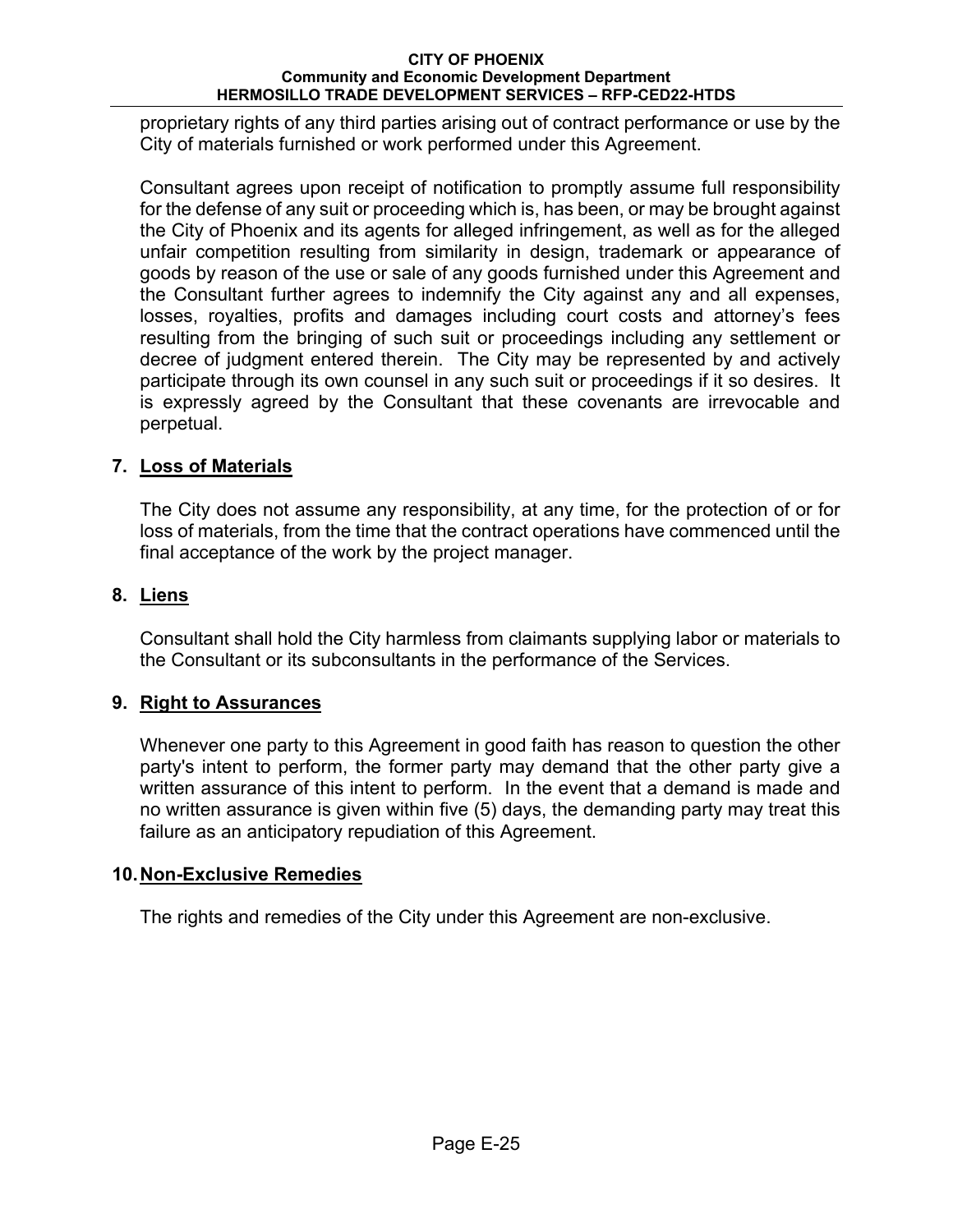proprietary rights of any third parties arising out of contract performance or use by the City of materials furnished or work performed under this Agreement.

Consultant agrees upon receipt of notification to promptly assume full responsibility for the defense of any suit or proceeding which is, has been, or may be brought against the City of Phoenix and its agents for alleged infringement, as well as for the alleged unfair competition resulting from similarity in design, trademark or appearance of goods by reason of the use or sale of any goods furnished under this Agreement and the Consultant further agrees to indemnify the City against any and all expenses, losses, royalties, profits and damages including court costs and attorney's fees resulting from the bringing of such suit or proceedings including any settlement or decree of judgment entered therein. The City may be represented by and actively participate through its own counsel in any such suit or proceedings if it so desires. It is expressly agreed by the Consultant that these covenants are irrevocable and perpetual.

**7. Loss of Materials**

The City does not assume any responsibility, at any time, for the protection of or for loss of materials, from the time that the contract operations have commenced until the final acceptance of the work by the project manager.

**8. Liens**

Consultant shall hold the City harmless from claimants supplying labor or materials to the Consultant or its subconsultants in the performance of the Services.

**9. Right to Assurances**

Whenever one party to this Agreement in good faith has reason to question the other party's intent to perform, the former party may demand that the other party give a written assurance of this intent to perform. In the event that a demand is made and no written assurance is given within five (5) days, the demanding party may treat this failure as an anticipatory repudiation of this Agreement.

**10. Non-Exclusive Remedies**

The rights and remedies of the City under this Agreement are non-exclusive.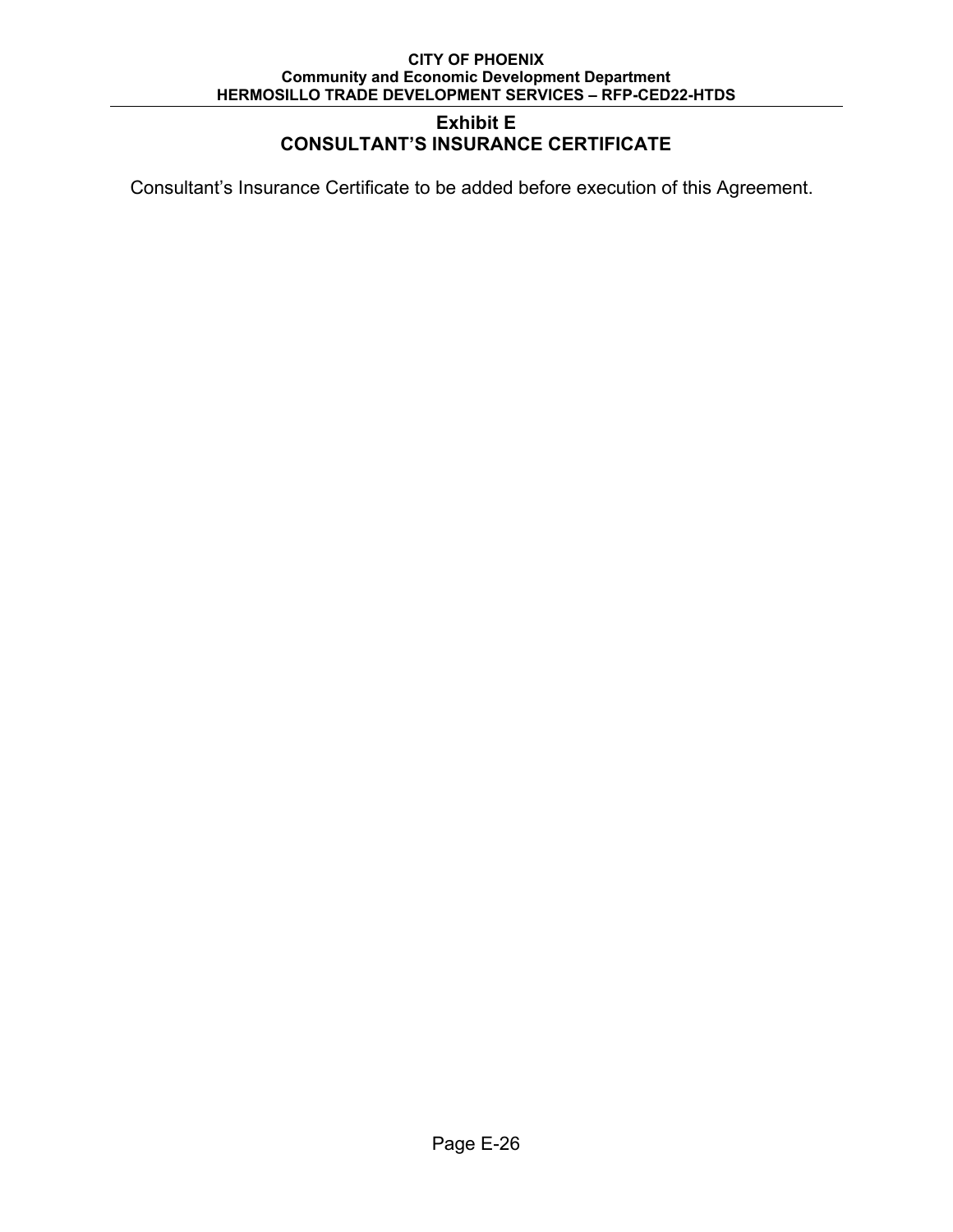# Exhibit E
# CONSULTANT'S INSURANCE CERTIFICATE

Consultant's Insurance Certificate to be added before execution of this Agreement.